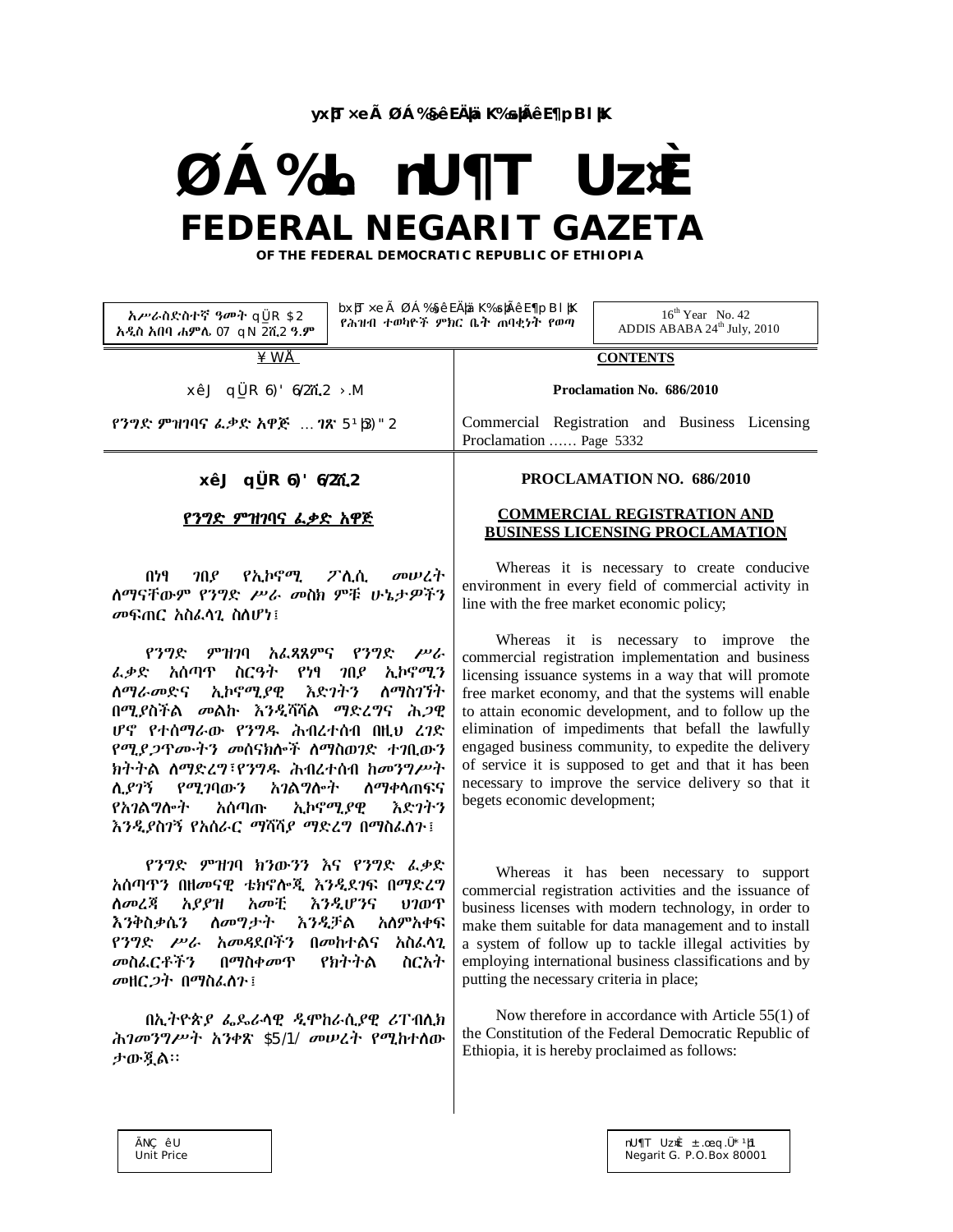# FEDERAL NEGARIT GAZETA

**OF THE FEDERAL DEMOCRATIC REPUBLIC OF ETHIOPIA**

| አሥራስድስተኛ ዓመት ቁጥር ፵፪ አዲስ አበባ ሐምሌ 07 ቀን ፪ሺ፪ ዓ.ም | የሕዝብ ተወካዮች ምክር ቤት ጠባቂነት የወጣ | 16[th] Year No. 42 ADDIS ABABA 24[th] July, 2010 |
|---|---|---|

| ማውጫ | CONTENTS |
|---|---|
| አዋጅ ቁጥር ፮፻፹፮/፪ሺ፪ ዓ.ም | Proclamation No. 686/2010 |
| የንግድ ምዝገባና ፈቃድ አዋጅ ... ገጽ ፭ሺ፫፻፴፪ | Commercial Registration and Business Licensing Proclamation …… Page 5332 |

## አዋጅ ቁጥር ፮፻፹፮/፪ሺ፪

## PROCLAMATION NO. 686/2010

### የንግድ ምዝገባና ፈቃድ አዋጅ

### COMMERCIAL REGISTRATION AND BUSINESS LICENSING PROCLAMATION

በነፃ ገበያ የኢኮኖሚ ፖሊሲ መሠረት ለማናቸውም የንግድ ሥራ መስክ ምቹ ሁኔታዎችን መፍጠር አስፈላጊ ስለሆነ፤

Whereas it is necessary to create conducive environment in every field of commercial activity in line with the free market economic policy;

የንግድ ምዝገባ አፈጻጸምና የንግድ ሥራ ፈቃድ አሰጣጥ ስርዓት የነፃ ገበያ ኢኮኖሚን ለማራመድና ኢኮኖሚያዊ እድገትን ለማስገኘት በሚያስችል መልኩ እንዲሻሻል ማድረግና ሕጋዊ ሆኖ የተሰማራው የንግዱ ሕብረተሰብ በዚህ ረገድ የሚያጋጥሙትን መሰናክሎች ለማስወገድ ተገቢውን ክትትል ለማድረግ፣የንግዱ ሕብረተሰብ ከመንግሥት ሊያገኝ የሚገባውን አገልግሎት ለማቀላጠፍና የአገልግሎት አሰጣጡ ኢኮኖሚያዊ እድገትን እንዲያስገኝ የአሰራር ማሻሻያ ማድረግ በማስፈለጉ፤

Whereas it is necessary to improve the commercial registration implementation and business licensing issuance systems in a way that will promote free market economy, and that the systems will enable to attain economic development, and to follow up the elimination of impediments that befall the lawfully engaged business community, to expedite the delivery of service it is supposed to get and that it has been necessary to improve the service delivery so that it begets economic development;

የንግድ ምዝገባ ክንውንን እና የንግድ ፈቃድ አሰጣጥን በዘመናዊ ቴክኖሎጂ እንዲደገፍ በማድረግ ለመረጃ አያያዝ አመቺ እንዲሆንና ህገወጥ እንቅስቃሴን ለመግታት እንዲቻል አለምአቀፍ የንግድ ሥራ አመዳደቦችን በመከተልና አስፈላጊ መስፈርቶችን በማስቀመጥ የክትትል ስርአት መዘርጋት በማስፈለጉ፤

Whereas it has been necessary to support commercial registration activities and the issuance of business licenses with modern technology, in order to make them suitable for data management and to install a system of follow up to tackle illegal activities by employing international business classifications and by putting the necessary criteria in place;

በኢትዮጵያ ፌዴራላዊ ዲሞክራሲያዊ ሪፐብሊክ ሕገመንግሥት አንቀጽ ፶፭/፩/ መሠረት የሚከተለው ታውጇል፡፡

Now therefore in accordance with Article 55(1) of the Constitution of the Federal Democratic Republic of Ethiopia, it is hereby proclaimed as follows:

| ያንዱ ዋጋ Unit Price | ነጋሪት ጋዜጣ ፖ.ሣ.ቁ. ፹ሺ፩ Negarit G. P.O.Box 80001 |
|---|---|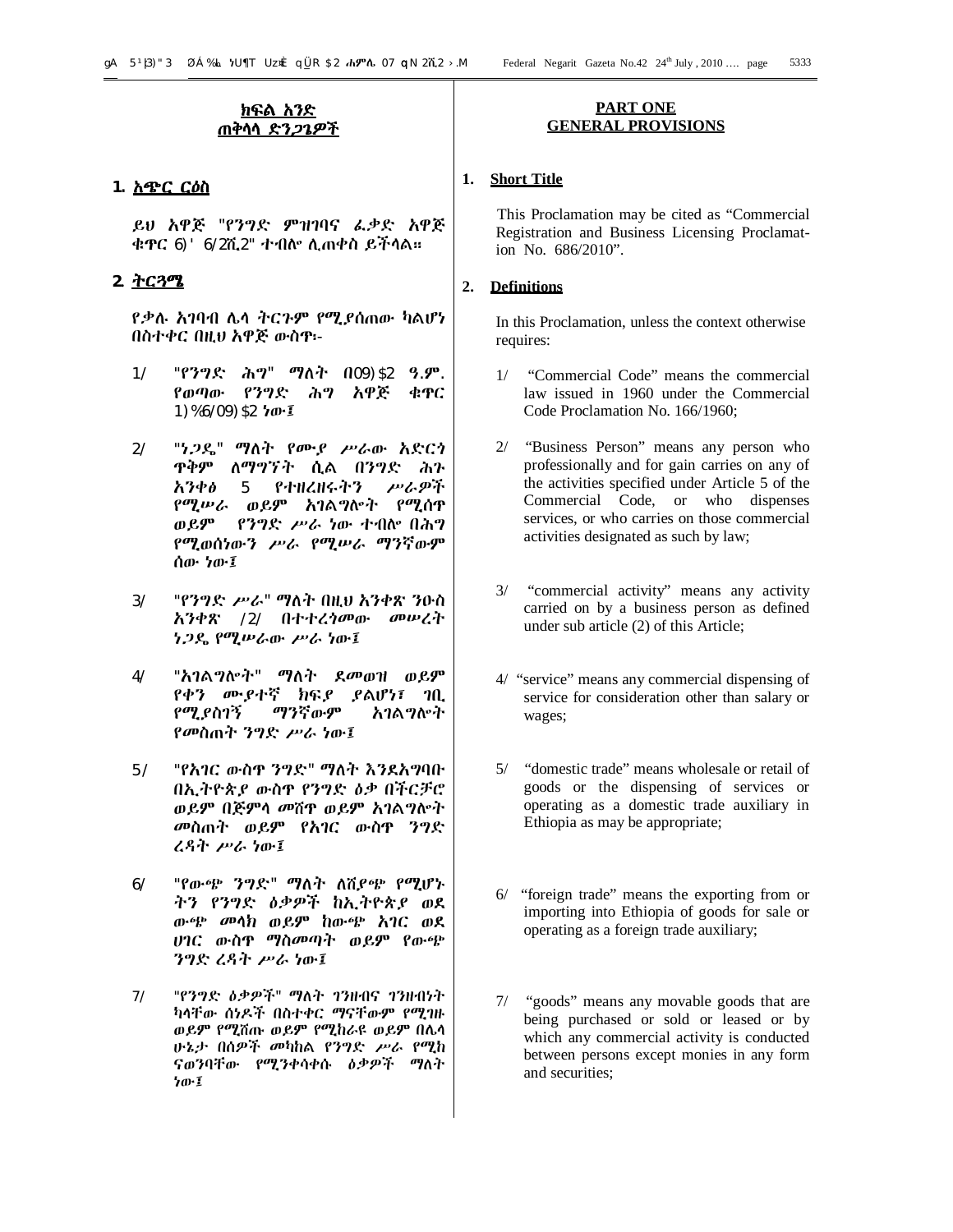## ክፍል አንድ
## ጠቅላላ ድንጋጌዎች

**1. አጭር ርዕስ**

ይህ አዋጅ "የንግድ ምዝገባና ፈቃድ አዋጅ ቁጥር ፮፻፹፮/፪ሺ፪" ተብሎ ሊጠቀስ ይችላል።

**2. ትርጓሜ**

የቃሉ አገባብ ሌላ ትርጉም የሚያሰጠው ካልሆነ በስተቀር በዚህ አዋጅ ውስጥ፡-

1/ "የንግድ ሕግ" ማለት በ፲፱፻፶፪ ዓ.ም. የወጣው የንግድ ሕግ አዋጅ ቁጥር ፻፷፮/፲፱፻፶፪ ነው፤

2/ "ነጋዴ" ማለት የሙያ ሥራው አድርጎ ጥቅም ለማግኘት ሲል በንግድ ሕጉ አንቀፅ 5 የተዘረዘሩትን ሥራዎች የሚሠራ ወይም አገልግሎት የሚሰጥ ወይም የንግድ ሥራ ነው ተብሎ በሕግ የሚወሰነውን ሥራ የሚሠራ ማንኛውም ሰው ነው፤

3/ "የንግድ ሥራ" ማለት በዚህ አንቀጽ ንዑስ አንቀጽ /2/ በተተረጎመው መሠረት ነጋዴ የሚሠራው ሥራ ነው፤

4/ "አገልግሎት" ማለት ደመወዝ ወይም የቀን ሙያተኛ ክፍያ ያልሆነ፣ ገቢ የሚያስገኝ ማንኛውም አገልግሎት የመስጠት ንግድ ሥራ ነው፤

5/ "የአገር ውስጥ ንግድ" ማለት እንደአግባቡ በኢትዮጵያ ውስጥ የንግድ ዕቃ በችርቻሮ ወይም በጅምላ መሸጥ ወይም አገልግሎት መስጠት ወይም የአገር ውስጥ ንግድ ረዳት ሥራ ነው፤

6/ "የውጭ ንግድ" ማለት ለሽያጭ የሚሆኑትን የንግድ ዕቃዎች ከኢትዮጵያ ወደ ውጭ መላክ ወይም ከውጭ አገር ወደ ሀገር ውስጥ ማስመጣት ወይም የውጭ ንግድ ረዳት ሥራ ነው፤

7/ "የንግድ ዕቃዎች" ማለት ገንዘብና ገንዘብነት ካላቸው ሰነዶች በስተቀር ማናቸውም የሚገዙ ወይም የሚሸጡ ወይም የሚከራዩ ወይም በሌላ ሁኔታ በሰዎች መካከል የንግድ ሥራ የሚከናወንባቸው የሚንቀሳቀሱ ዕቃዎች ማለት ነው፤

## PART ONE
## GENERAL PROVISIONS

**1. Short Title**

This Proclamation may be cited as "Commercial Registration and Business Licensing Proclamation No. 686/2010".

**2. Definitions**

In this Proclamation, unless the context otherwise requires:

1/ "Commercial Code" means the commercial law issued in 1960 under the Commercial Code Proclamation No. 166/1960;

2/ "Business Person" means any person who professionally and for gain carries on any of the activities specified under Article 5 of the Commercial Code, or who dispenses services, or who carries on those commercial activities designated as such by law;

3/ "commercial activity" means any activity carried on by a business person as defined under sub article (2) of this Article;

4/ "service" means any commercial dispensing of service for consideration other than salary or wages;

5/ "domestic trade" means wholesale or retail of goods or the dispensing of services or operating as a domestic trade auxiliary in Ethiopia as may be appropriate;

6/ "foreign trade" means the exporting from or importing into Ethiopia of goods for sale or operating as a foreign trade auxiliary;

7/ "goods" means any movable goods that are being purchased or sold or leased or by which any commercial activity is conducted between persons except monies in any form and securities;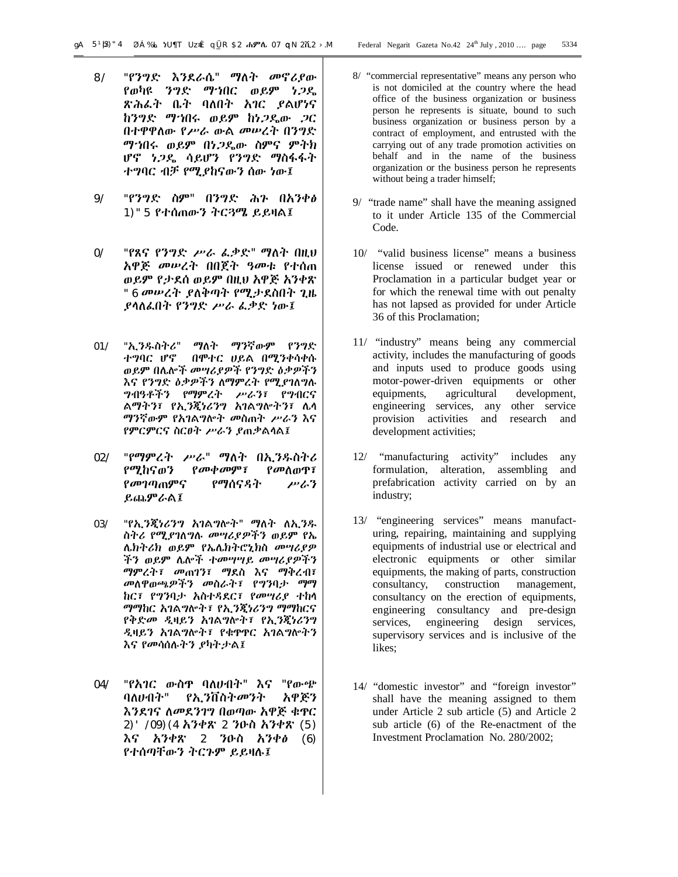8/ "የንግድ እንደራሴ" ማለት መኖሪያው የወከፍ ንግድ ማኅበር ወይም ነጋዴ ጽሕፈት ቤት ባለበት አገር ያልሆነና ከንግድ ማኅበሩ ወይም ከነጋዴው ጋር በተዋዋለው የሥራ ውል መሠረት በንግድ ማኅበሩ ወይም በነጋዴው ስምና ምትክ ሆኖ ነጋዴ ሳይሆን የንግድ ማስፋፋት ተግባር ብቻ የሚያከናውን ሰው ነው፤

9/ "የንግድ ስም" በንግድ ሕጉ በአንቀፅ 135 የተሰጠውን ትርጓሜ ይይዛል፤

10/ "የጸና የንግድ ሥራ ፈቃድ" ማለት በዚህ አዋጅ መሠረት በበጀት ዓመቱ የተሰጠ ወይም የታደሰ ወይም በዚህ አዋጅ አንቀጽ 36 መሠረት ያለቅጣት የሚታደስበት ጊዜ ያላለፈበት የንግድ ሥራ ፈቃድ ነው፤

11/ "ኢንዱስትሪ" ማለት ማንኛውም የንግድ ተግባር ሆኖ በሞተር ሀይል በሚንቀሳቀሱ ወይም በሌሎች መሣሪያዎች የንግድ ዕቃዎችን እና የንግድ ዕቃዎችን ለማምረት የሚያገለግሉ ግብዓቶችን የማምረት ሥራን፣ የግብርና ልማትን፣ የኢንጂነሪንግ አገልግሎትን፣ ሌላ ማንኛውም የአገልግሎት መስጠት ሥራን እና የምርምርና ስርፀት ሥራን ያጠቃልላል፤

12/ "የማምረት ሥራ" ማለት በኢንዱስትሪ የሚከናወን የመቀመም፣ የመለወጥ፣ የመገጣጠምና የማሰናዳት ሥራን ይጨምራል፤

13/ "የኢንጂነሪንግ አገልግሎት" ማለት ለኢንዱስትሪ የሚያገለግሉ መሣሪያዎችን ወይም የኤሌክትሪክ ወይም የኤሌክትሮኒክስ መሣሪያዎችን ወይም ሌሎች ተመሣሣይ መሣሪያዎችን ማምረት፣ መጠገን፣ ማደስ እና ማቅረብ፣ መለዋወጫዎችን መስራት፣ የግንባታ ማማከር፣ የግንባታ አስተዳደር፣ የመሣሪያ ተከላ ማማከር አገልግሎት፣ የኢንጂነሪንግ ማማከርና የቅድመ ዲዛይን አገልግሎት፣ የኢንጂነሪንግ ዲዛይን አገልግሎት፣ የቁጥጥር አገልግሎትን እና የመሳሰሉትን ያካትታል፤

14/ "የአገር ውስጥ ባለሀብት" እና "የውጭ ባለሀብት" የኢንቨስትመንት አዋጅን እንደገና ለመደንገግ በወጣው አዋጅ ቁጥር 280/2002 አንቀጽ 2 ንዑስ አንቀጽ (5) እና አንቀጽ 2 ንዑስ አንቀፅ (6) የተሰጣቸውን ትርጉም ይይዛሉ፤

8/ "commercial representative" means any person who is not domiciled at the country where the head office of the business organization or business person he represents is situate, bound to such business organization or business person by a contract of employment, and entrusted with the carrying out of any trade promotion activities on behalf and in the name of the business organization or the business person he represents without being a trader himself;

9/ "trade name" shall have the meaning assigned to it under Article 135 of the Commercial Code.

10/ "valid business license" means a business license issued or renewed under this Proclamation in a particular budget year or for which the renewal time with out penalty has not lapsed as provided for under Article 36 of this Proclamation;

11/ "industry" means being any commercial activity, includes the manufacturing of goods and inputs used to produce goods using motor-power-driven equipments or other equipments, agricultural development, engineering services, any other service provision activities and research and development activities;

12/ "manufacturing activity" includes any formulation, alteration, assembling and prefabrication activity carried on by an industry;

13/ "engineering services" means manufacturing, repairing, maintaining and supplying equipments of industrial use or electrical and electronic equipments or other similar equipments, the making of parts, construction consultancy, construction management, consultancy on the erection of equipments, engineering consultancy and pre-design services, engineering design services, supervisory services and is inclusive of the likes;

14/ "domestic investor" and "foreign investor" shall have the meaning assigned to them under Article 2 sub article (5) and Article 2 sub article (6) of the Re-enactment of the Investment Proclamation No. 280/2002;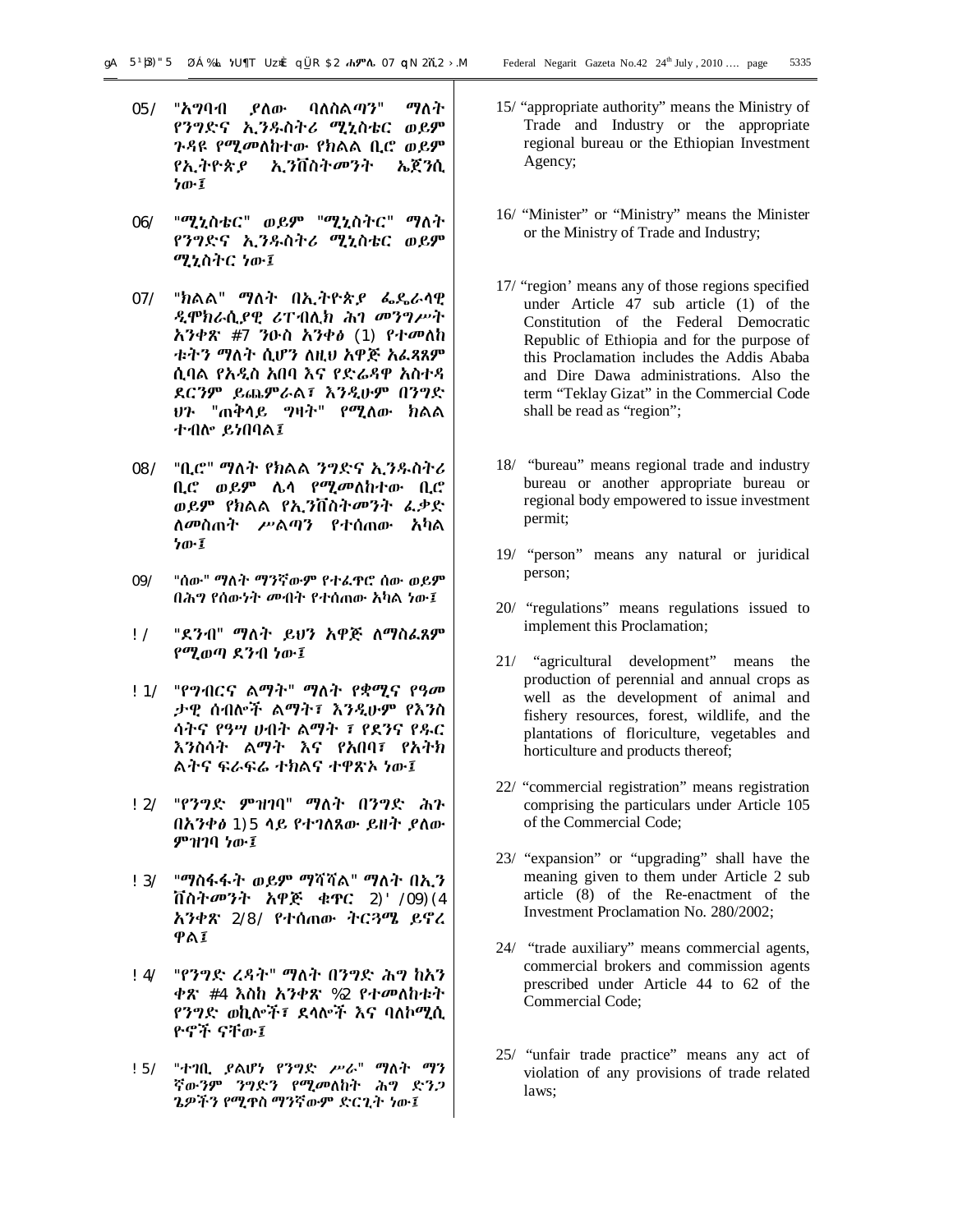15/ "አግባብ ያለው ባለስልጣን" ማለት የንግድና ኢንዱስትሪ ሚኒስቴር ወይም ጉዳዩ የሚመለከተው የክልል ቢሮ ወይም የኢትዮጵያ ኢንቨስትመንት ኤጀንሲ ነው፤

16/ "ሚኒስቴር" ወይም "ሚኒስትር" ማለት የንግድና ኢንዱስትሪ ሚኒስቴር ወይም ሚኒስትር ነው፤

17/ "ክልል" ማለት በኢትዮጵያ ፌዴራላዊ ዲሞክራሲያዊ ሪፐብሊክ ሕገ መንግሥት አንቀጽ 47 ንዑስ አንቀፅ (1) የተመለከቱትን ማለት ሲሆን ለዚህ አዋጅ አፈጻጸም ሲባል የአዲስ አበባ እና የድሬዳዋ አስተዳደርንም ይጨምራል፤ እንዲሁም በንግድ ህጉ "ጠቅላይ ግዛት" የሚለው ክልል ተብሎ ይነበባል፤

18/ "ቢሮ" ማለት የክልል ንግድና ኢንዱስትሪ ቢሮ ወይም ሌላ የሚመለከተው ቢሮ ወይም የክልል የኢንቨስትመንት ፈቃድ ለመስጠት ሥልጣን የተሰጠው አካል ነው፤

19/ "ሰው" ማለት ማንኛውም የተፈጥሮ ሰው ወይም በሕግ የሰውነት መብት የተሰጠው አካል ነው፤

20/ "ደንብ" ማለት ይህን አዋጅ ለማስፈጸም የሚወጣ ደንብ ነው፤

21/ "የግብርና ልማት" ማለት የቋሚና የዓመታዊ ሰብሎች ልማት፣ እንዲሁም የእንስሳትና የዓሣ ሀብት ልማት ፣ የደንና የዱር እንስሳት ልማት እና የአበባ፣ የአትክልትና ፍራፍሬ ተክልና ተዋጽኦ ነው፤

22/ "የንግድ ምዝገባ" ማለት በንግድ ሕጉ በአንቀፅ 105 ላይ የተገለጸው ይዘት ያለው ምዝገባ ነው፤

23/ "ማስፋፋት ወይም ማሻሻል" ማለት በኢንቨስትመንት አዋጅ ቁጥር 280/2002 አንቀጽ 2/8/ የተሰጠው ትርጓሜ ይኖረዋል፤

24/ "የንግድ ረዳት" ማለት በንግድ ሕግ ከአንቀጽ 44 እስከ አንቀጽ 62 የተመለከቱት የንግድ ወኪሎች፣ ደላሎች እና ባለኮሚሲዮኖች ናቸው፤

25/ "ተገቢ ያልሆነ የንግድ ሥራ" ማለት ማንኛውንም ንግድን የሚመለከት ሕግ ድንጋጌዎችን የሚጥስ ማንኛውም ድርጊት ነው፤

15/ "appropriate authority" means the Ministry of Trade and Industry or the appropriate regional bureau or the Ethiopian Investment Agency;

16/ "Minister" or "Ministry" means the Minister or the Ministry of Trade and Industry;

17/ "region' means any of those regions specified under Article 47 sub article (1) of the Constitution of the Federal Democratic Republic of Ethiopia and for the purpose of this Proclamation includes the Addis Ababa and Dire Dawa administrations. Also the term "Teklay Gizat" in the Commercial Code shall be read as "region";

18/ "bureau" means regional trade and industry bureau or another appropriate bureau or regional body empowered to issue investment permit;

19/ "person" means any natural or juridical person;

20/ "regulations" means regulations issued to implement this Proclamation;

21/ "agricultural development" means the production of perennial and annual crops as well as the development of animal and fishery resources, forest, wildlife, and the plantations of floriculture, vegetables and horticulture and products thereof;

22/ "commercial registration" means registration comprising the particulars under Article 105 of the Commercial Code;

23/ "expansion" or "upgrading" shall have the meaning given to them under Article 2 sub article (8) of the Re-enactment of the Investment Proclamation No. 280/2002;

24/ "trade auxiliary" means commercial agents, commercial brokers and commission agents prescribed under Article 44 to 62 of the Commercial Code;

25/ "unfair trade practice" means any act of violation of any provisions of trade related laws;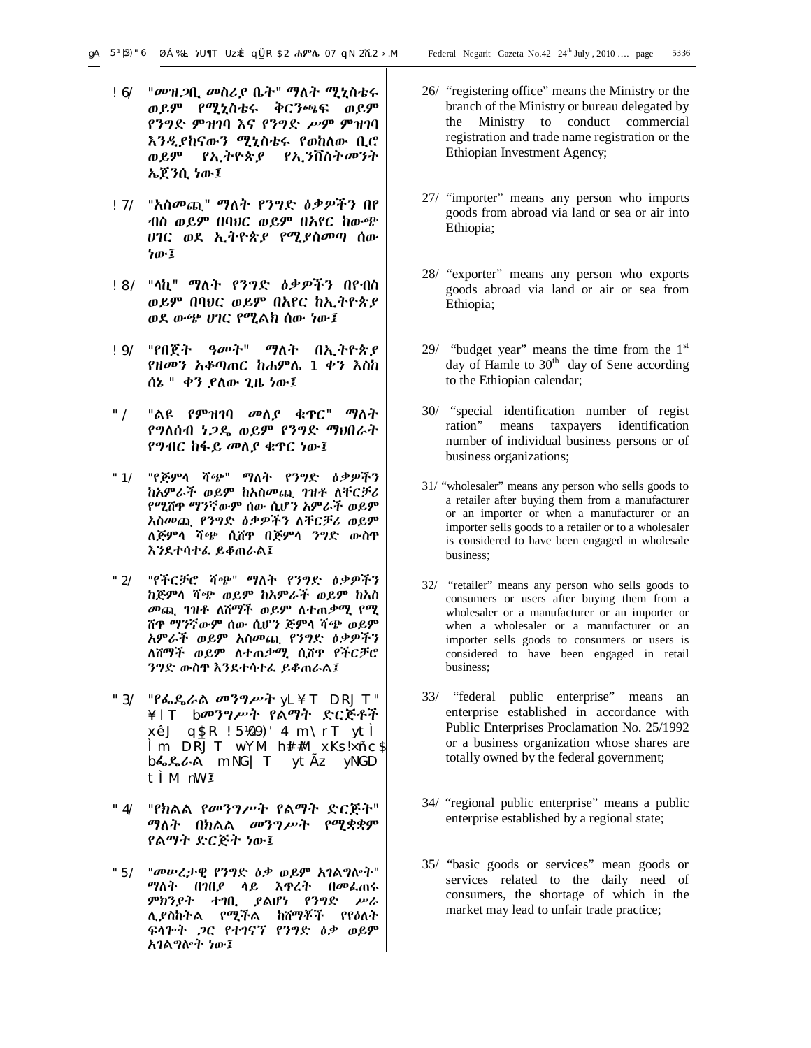26/ "መዝጋቢ መስሪያ ቤት" ማለት ሚኒስቴሩ ወይም የሚኒስቴሩ ቅርንጫፍ ወይም የንግድ ምዝገባ እና የንግድ ሥም ምዝገባ እንዲያከናውን ሚኒስቴሩ የወከለው ቢሮ ወይም የኢትዮጵያ የኢንቨስትመንት ኤጀንሲ ነው፤

27/ "አስመጪ" ማለት የንግድ ዕቃዎችን በየብስ ወይም በባህር ወይም በአየር ከውጭ ሀገር ወደ ኢትዮጵያ የሚያስመጣ ሰው ነው፤

28/ "ላኪ" ማለት የንግድ ዕቃዎችን በየብስ ወይም በባህር ወይም በአየር ከኢትዮጵያ ወደ ውጭ ሀገር የሚልክ ሰው ነው፤

29/ "የበጀት ዓመት" ማለት በኢትዮጵያ የዘመን አቆጣጠር ከሐምሌ 1 ቀን እስከ ሰኔ 30 ቀን ያለው ጊዜ ነው፤

30/ "ልዩ የምዝገባ መለያ ቁጥር" ማለት የግለሰብ ነጋዴ ወይም የንግድ ማህበራት የግብር ከፋይ መለያ ቁጥር ነው፤

31/ "የጅምላ ሻጭ" ማለት የንግድ ዕቃዎችን ከአምራች ወይም ከአስመጪ ገዝቶ ለቸርቻሪ የሚሸጥ ማንኛውም ሰው ሲሆን አምራች ወይም አስመጪ የንግድ ዕቃዎችን ለቸርቻሪ ወይም ለጅምላ ሻጭ ሲሸጥ በጅምላ ንግድ ውስጥ እንደተሳተፈ ይቆጠራል፤

32/ "የችርቻሮ ሻጭ" ማለት የንግድ ዕቃዎችን ከጅምላ ሻጭ ወይም ከአምራች ወይም ከአስመጪ ገዝቶ ለሸማች ወይም ለተጠቃሚ የሚሸጥ ማንኛውም ሰው ሲሆን ጅምላ ሻጭ ወይም አምራች ወይም አስመጪ የንግድ ዕቃዎችን ለሸማች ወይም ለተጠቃሚ ሲሸጥ የችርቻሮ ንግድ ውስጥ እንደተሳተፈ ይቆጠራል፤

33/ "የፌዴራል መንግሥት የልማት ድርጅት" ማለት በመንግሥት የልማት ድርጅቶች አዋጅ ቁጥር 25/1984 መሠረት የተቋቋመ ድርጅት ወይም ሙሉ አክሲዮኖቹ በፌዴራል መንግሥት የተያዙ የንግድ ተቋም ነው፤

34/ "የክልል የመንግሥት የልማት ድርጅት" ማለት በክልል መንግሥት የሚቋቋም የልማት ድርጅት ነው፤

35/ "መሠረታዊ የንግድ ዕቃ ወይም አገልግሎት" ማለት በገበያ ላይ እጥረት በመፈጠሩ ምክንያት ተገቢ ያልሆነ የንግድ ሥራ ሊያስከትል የሚችል ከሸማቾች የየዕለት ፍላጎት ጋር የተገናኘ የንግድ ዕቃ ወይም አገልግሎት ነው፤

26/ "registering office" means the Ministry or the branch of the Ministry or bureau delegated by the Ministry to conduct commercial registration and trade name registration or the Ethiopian Investment Agency;

27/ "importer" means any person who imports goods from abroad via land or sea or air into Ethiopia;

28/ "exporter" means any person who exports goods abroad via land or air or sea from Ethiopia;

29/ "budget year" means the time from the 1st day of Hamle to 30th day of Sene according to the Ethiopian calendar;

30/ "special identification number of regist ration" means taxpayers identification number of individual business persons or of business organizations;

31/ "wholesaler" means any person who sells goods to a retailer after buying them from a manufacturer or an importer or when a manufacturer or an importer sells goods to a retailer or to a wholesaler is considered to have been engaged in wholesale business;

32/ "retailer" means any person who sells goods to consumers or users after buying them from a wholesaler or a manufacturer or an importer or when a wholesaler or a manufacturer or an importer sells goods to consumers or users is considered to have been engaged in retail business;

33/ "federal public enterprise" means an enterprise established in accordance with Public Enterprises Proclamation No. 25/1992 or a business organization whose shares are totally owned by the federal government;

34/ "regional public enterprise" means a public enterprise established by a regional state;

35/ "basic goods or services" mean goods or services related to the daily need of consumers, the shortage of which in the market may lead to unfair trade practice;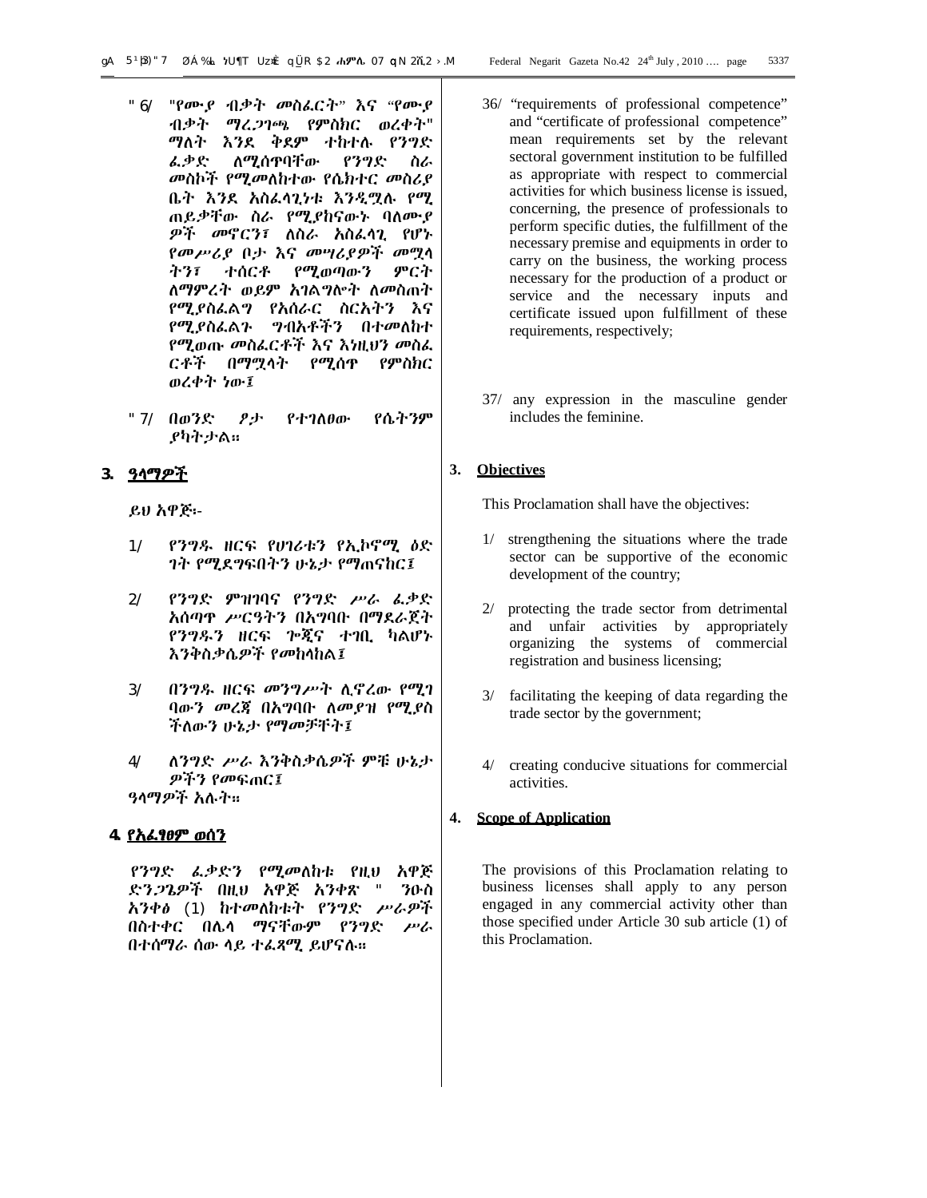" 6/ "የሙያ ብቃት መስፈርት" እና "የሙያ ብቃት ማረጋገጫ የምስክር ወረቀት" ማለት እንደ ቅደም ተከተሉ የንግድ ፈቃድ ለሚሰጥባቸው የንግድ ስራ መስኮች የሚመለከተው የሴክተር መስሪያ ቤት እንደ አስፈላጊነቱ እንዲሟሉ የሚ ጠይቃቸው ስራ የሚያከናውኑ ባለሙያ ዎች መኖርን፣ ለስራ አስፈላጊ የሆኑ የመሥሪያ ቦታ እና መሣሪያዎች መሟላ ትን፣ ተሰርቶ የሚወጣውን ምርት ለማምረት ወይም አገልግሎት ለመስጠት የሚያስፈልግ የአሰራር ስርአትን እና የሚያስፈልጉ ግብአቶችን በተመለከተ የሚወጡ መስፈርቶች እና እነዚህን መስፈ ርቶች በማሟላት የሚሰጥ የምስክር ወረቀት ነው፤

" 7/ በወንድ ፆታ የተገለፀው የሴትንም ያካትታል።

## 3. ዓላማዎች

ይህ አዋጅ፡-

1/ የንግዱ ዘርፍ የሀገሪቱን የኢኮኖሚ ዕድ ገት የሚደግፍበትን ሁኔታ የማጠናከር፤

2/ የንግድ ምዝገባና የንግድ ሥራ ፈቃድ አሰጣጥ ሥርዓትን በአግባቡ በማደራጀት የንግዱን ዘርፍ ጐጂና ተገቢ ካልሆኑ እንቅስቃሴዎች የመከላከል፤

3/ በንግዱ ዘርፍ መንግሥት ሊኖረው የሚገ ባውን መረጃ በአግባቡ ለመያዝ የሚያስ ችለውን ሁኔታ የማመቻቸት፤

4/ ለንግድ ሥራ እንቅስቃሴዎች ምቹ ሁኔታ ዎችን የመፍጠር፤

ዓላማዎች አሉት።

## 4. የአፈፃፀም ወሰን

የንግድ ፈቃድን የሚመለከቱ የዚህ አዋጅ ድንጋጌዎች በዚህ አዋጅ አንቀጽ " ንዑስ አንቀፅ (1) ከተመለከቱት የንግድ ሥራዎች በስተቀር በሌላ ማናቸውም የንግድ ሥራ በተሰማራ ሰው ላይ ተፈጻሚ ይሆናሉ።

36/ "requirements of professional competence" and "certificate of professional competence" mean requirements set by the relevant sectoral government institution to be fulfilled as appropriate with respect to commercial activities for which business license is issued, concerning, the presence of professionals to perform specific duties, the fulfillment of the necessary premise and equipments in order to carry on the business, the working process necessary for the production of a product or service and the necessary inputs and certificate issued upon fulfillment of these requirements, respectively;

37/ any expression in the masculine gender includes the feminine.

## 3. Objectives

This Proclamation shall have the objectives:

1/ strengthening the situations where the trade sector can be supportive of the economic development of the country;

2/ protecting the trade sector from detrimental and unfair activities by appropriately organizing the systems of commercial registration and business licensing;

3/ facilitating the keeping of data regarding the trade sector by the government;

4/ creating conducive situations for commercial activities.

## 4. Scope of Application

The provisions of this Proclamation relating to business licenses shall apply to any person engaged in any commercial activity other than those specified under Article 30 sub article (1) of this Proclamation.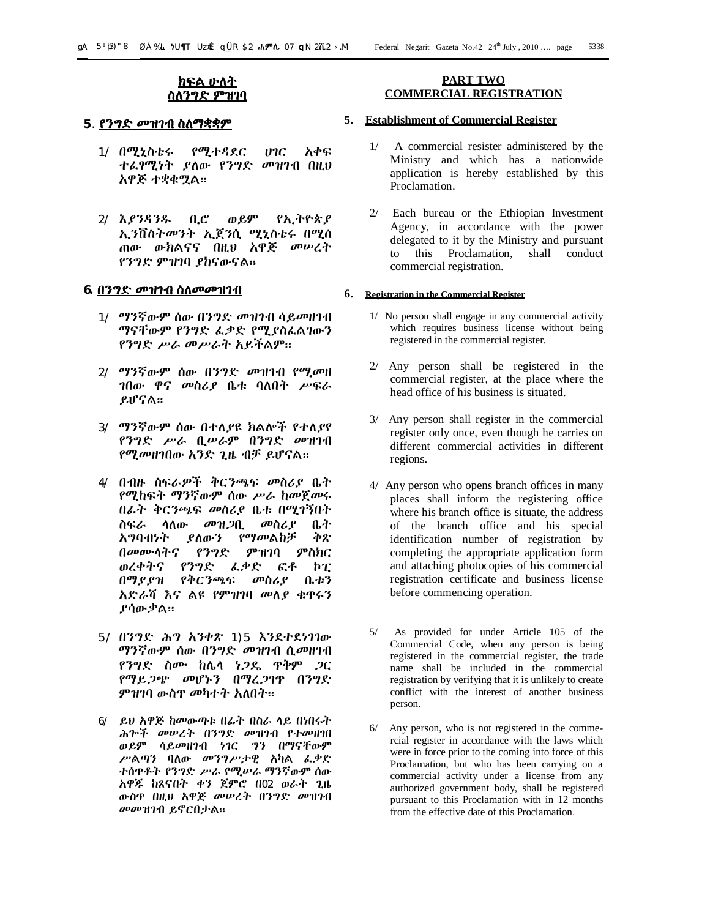## ክፍል ሁለት
## ስለንግድ ምዝገባ

### 5. የንግድ መዝገብ ስለማቋቋም

1/ በሚኒስቴሩ የሚተዳደር ሀገር አቀፍ ተፈፃሚነት ያለው የንግድ መዝገብ በዚህ አዋጅ ተቋቁሟል።

2/ እያንዳንዱ ቢሮ ወይም የኢትዮጵያ ኢንቨስትመንት ኤጀንሲ ሚኒስቴሩ በሚሰጠው ውክልናና በዚህ አዋጅ መሠረት የንግድ ምዝገባ ያከናውናል።

### 6. በንግድ መዝገብ ስለመመዝገብ

1/ ማንኛውም ሰው በንግድ መዝገብ ሳይመዘገብ ማናቸውም የንግድ ፈቃድ የሚያስፈልገውን የንግድ ሥራ መሥራት አይችልም።

2/ ማንኛውም ሰው በንግድ መዝገብ የሚመዘገበው ዋና መስሪያ ቤቱ ባለበት ሥፍራ ይሆናል።

3/ ማንኛውም ሰው በተለያዩ ክልሎች የተለያየ የንግድ ሥራ ቢሠራም በንግድ መዝገብ የሚመዘገበው አንድ ጊዜ ብቻ ይሆናል።

4/ በብዙ ስፍራዎች ቅርንጫፍ መስሪያ ቤት የሚከፍት ማንኛውም ሰው ሥራ ከመጀመሩ በፊት ቅርንጫፍ መስሪያ ቤቱ በሚገኝበት ስፍራ ላለው መዝጋቢ መስሪያ ቤት አግባብነት ያለውን የማመልከቻ ቅጽ በመሙላትና የንግድ ምዝገባ ምስክር ወረቀትና የንግድ ፈቃድ ፎቶ ኮፒ በማያያዝ የቅርንጫፍ መስሪያ ቤቱን አድራሻ እና ልዩ የምዝገባ መለያ ቁጥሩን ያሳውቃል።

5/ በንግድ ሕግ አንቀጽ 105 እንደተደነገገው ማንኛውም ሰው በንግድ መዝገብ ሲመዘገብ የንግድ ስሙ ከሌላ ነጋዴ ጥቅም ጋር የማይጋጭ መሆኑን በማረጋገጥ በንግድ ምዝገባ ውስጥ መካተት አለበት።

6/ ይህ አዋጅ ከመውጣቱ በፊት በስራ ላይ በነበሩት ሕጎች መሠረት በንግድ መዝገብ የተመዘገበ ወይም ሳይመዘገብ ነገር ግን በማናቸውም ሥልጣን ባለው መንግሥታዊ አካል ፈቃድ ተሰጥቶት የንግድ ሥራ የሚሠራ ማንኛውም ሰው አዋጁ ከጸናበት ቀን ጀምሮ በ12 ወራት ጊዜ ውስጥ በዚህ አዋጅ መሠረት በንግድ መዝገብ መመዝገብ ይኖርበታል።

## PART TWO
## COMMERCIAL REGISTRATION

### 5. Establishment of Commercial Register

1/ A commercial resister administered by the Ministry and which has a nationwide application is hereby established by this Proclamation.

2/ Each bureau or the Ethiopian Investment Agency, in accordance with the power delegated to it by the Ministry and pursuant to this Proclamation, shall conduct commercial registration.

### 6. Registration in the Commercial Register

1/ No person shall engage in any commercial activity which requires business license without being registered in the commercial register.

2/ Any person shall be registered in the commercial register, at the place where the head office of his business is situated.

3/ Any person shall register in the commercial register only once, even though he carries on different commercial activities in different regions.

4/ Any person who opens branch offices in many places shall inform the registering office where his branch office is situate, the address of the branch office and his special identification number of registration by completing the appropriate application form and attaching photocopies of his commercial registration certificate and business license before commencing operation.

5/ As provided for under Article 105 of the Commercial Code, when any person is being registered in the commercial register, the trade name shall be included in the commercial registration by verifying that it is unlikely to create conflict with the interest of another business person.

6/ Any person, who is not registered in the commercial register in accordance with the laws which were in force prior to the coming into force of this Proclamation, but who has been carrying on a commercial activity under a license from any authorized government body, shall be registered pursuant to this Proclamation with in 12 months from the effective date of this Proclamation.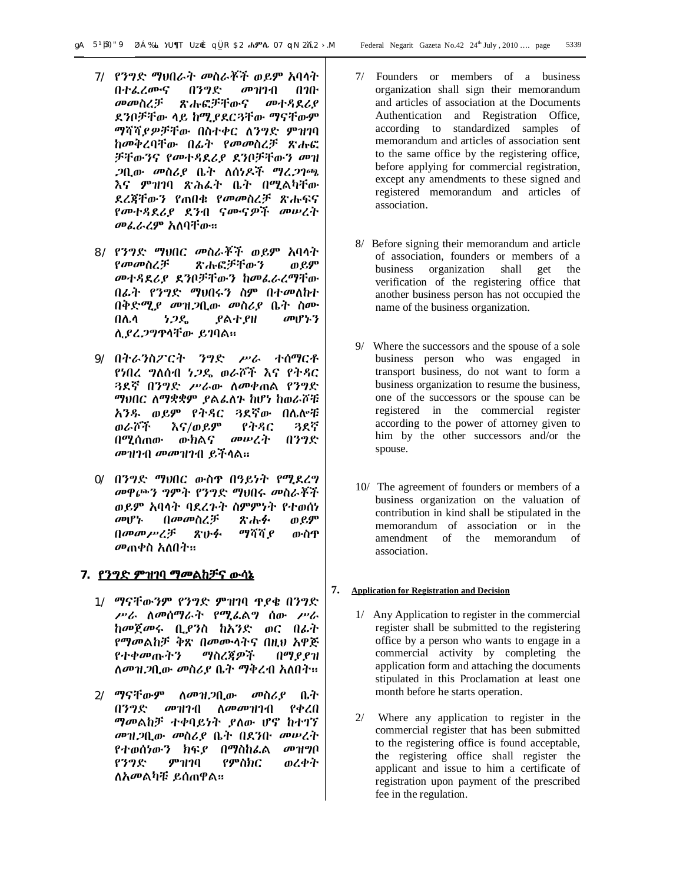7/ የንግድ ማህበራት መስራቾች ወይም አባላት በተፈረሙና በንግድ መዝገብ በገቡ መመስረቻ ጽሑፎቻቸውና መተዳደሪያ ደንቦቻቸው ላይ ከሚያደርጓቸው ማናቸውም ማሻሻያዎቻቸው በስተቀር ለንግድ ምዝገባ ከመቅረባቸው በፊት የመመስረቻ ጽሑፎ ቻቸውንና የመተዳደሪያ ደንቦቻቸውን መዝ ጋቢው መስሪያ ቤት ለሰነዶች ማረጋገጫ እና ምዝገባ ጽሕፈት ቤት በሚልካቸው ደረጃቸውን የጠበቁ የመመስረቻ ጽሑፍና የመተዳደሪያ ደንብ ናሙናዎች መሠረት መፈራረም አለባቸው።

8/ የንግድ ማህበር መስራቾች ወይም አባላት የመመስረቻ ጽሑፎቻቸውን ወይም መተዳደሪያ ደንቦቻቸውን ከመፈራረማቸው በፊት የንግድ ማህበሩን ስም በተመለከተ በቅድሚያ መዝጋቢው መስሪያ ቤት ስሙ በሌላ ነጋዴ ያልተያዘ መሆኑን ሊያረጋግጥላቸው ይገባል።

9/ በትራንስፖርት ንግድ ሥራ ተሰማርቶ የነበረ ግለሰብ ነጋዴ ወራሾች እና የትዳር ጓደኛ በንግድ ሥራው ለመቀጠል የንግድ ማህበር ለማቋቋም ያልፈለጉ ከሆነ ከወራሾቹ አንዱ ወይም የትዳር ጓደኛው በሌሎቹ ወራሾች እና/ወይም የትዳር ጓደኛ በሚሰጠው ውክልና መሠረት በንግድ መዝገብ መመዝገብ ይችላል።

0/ በንግድ ማህበር ውስጥ በዓይነት የሚደረግ መዋጮን ግምት የንግድ ማህበሩ መስራቾች ወይም አባላት ባደረጉት ስምምነት የተወሰነ መሆኑ በመመስረቻ ጽሑፉ ወይም በመመሥረቻ ጽሁፉ ማሻሻያ ውስጥ መጠቀስ አለበት።

## 7. የንግድ ምዝገባ ማመልከቻና ውሳኔ

1/ ማናቸውንም የንግድ ምዝገባ ጥያቄ በንግድ ሥራ ለመሰማራት የሚፈልግ ሰው ሥራ ከመጀመሩ ቢያንስ ከአንድ ወር በፊት የማመልከቻ ቅጽ በመሙላትና በዚህ አዋጅ የተቀመጡትን ማስረጃዎች በማያያዝ ለመዝጋቢው መስሪያ ቤት ማቅረብ አለበት።

2/ ማናቸውም ለመዝጋቢው መስሪያ ቤት በንግድ መዝገብ ለመመዝገብ የቀረበ ማመልከቻ ተቀባይነት ያለው ሆኖ ከተገኘ መዝጋቢው መስሪያ ቤት በደንቡ መሠረት የተወሰነውን ክፍያ በማስከፈል መዝግቦ የንግድ ምዝገባ የምስክር ወረቀት ለአመልካቹ ይሰጠዋል።

7/ Founders or members of a business organization shall sign their memorandum and articles of association at the Documents Authentication and Registration Office, according to standardized samples of memorandum and articles of association sent to the same office by the registering office, before applying for commercial registration, except any amendments to these signed and registered memorandum and articles of association.

8/ Before signing their memorandum and article of association, founders or members of a business organization shall get the verification of the registering office that another business person has not occupied the name of the business organization.

9/ Where the successors and the spouse of a sole business person who was engaged in transport business, do not want to form a business organization to resume the business, one of the successors or the spouse can be registered in the commercial register according to the power of attorney given to him by the other successors and/or the spouse.

10/ The agreement of founders or members of a business organization on the valuation of contribution in kind shall be stipulated in the memorandum of association or in the amendment of the memorandum of association.

## 7. Application for Registration and Decision

1/ Any Application to register in the commercial register shall be submitted to the registering office by a person who wants to engage in a commercial activity by completing the application form and attaching the documents stipulated in this Proclamation at least one month before he starts operation.

2/ Where any application to register in the commercial register that has been submitted to the registering office is found acceptable, the registering office shall register the applicant and issue to him a certificate of registration upon payment of the prescribed fee in the regulation.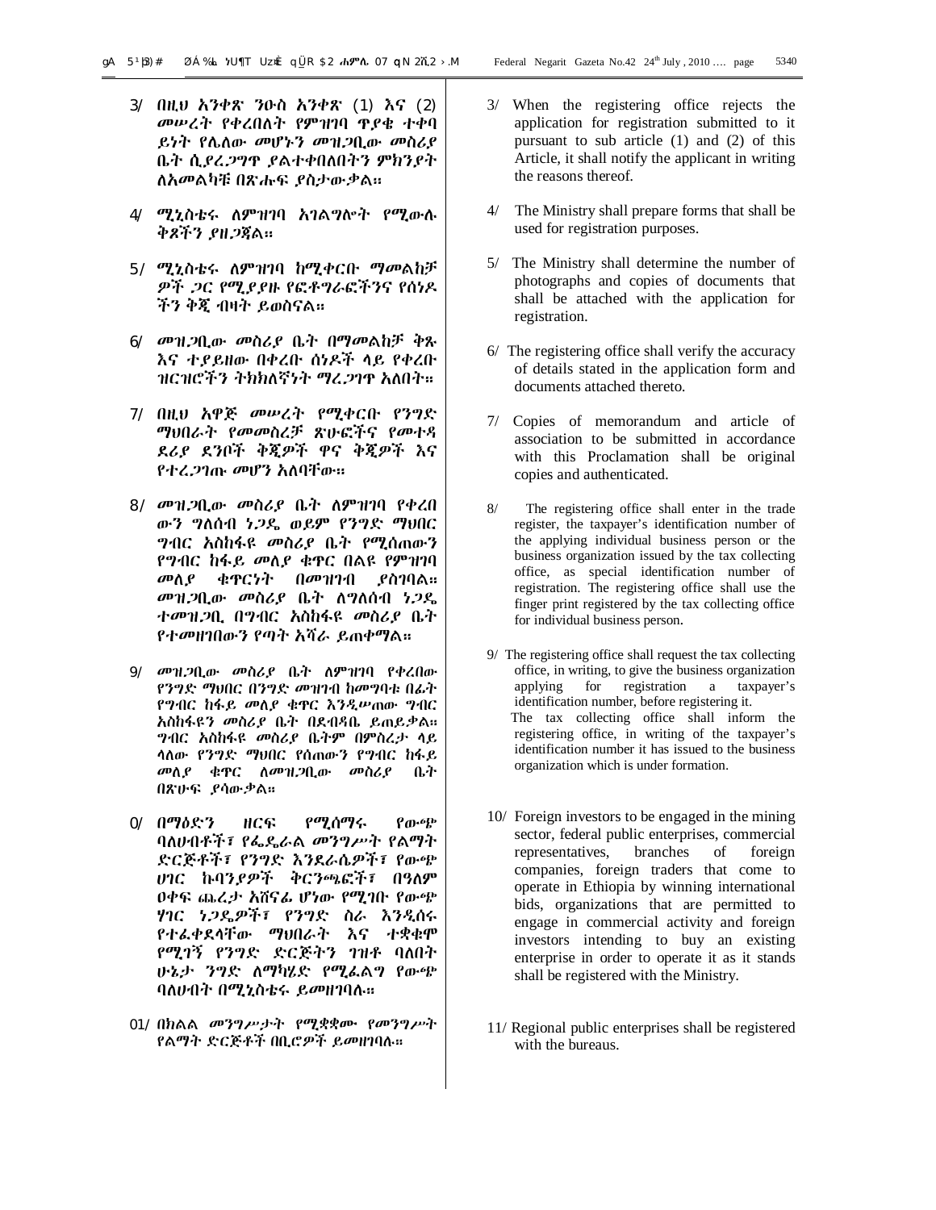3/ በዚህ አንቀጽ ንዑስ አንቀጽ (1) እና (2) መሠረት የቀረበለት የምዝገባ ጥያቄ ተቀባ ይነት የሌለው መሆኑን መዝጋቢው መስሪያ ቤት ሲያረጋግጥ ያልተቀበለበትን ምክንያት ለአመልካቹ በጽሑፍ ያስታውቃል።

4/ ሚኒስቴሩ ለምዝገባ አገልግሎት የሚውሉ ቅጾችን ያዘጋጃል።

5/ ሚኒስቴሩ ለምዝገባ ከሚቀርቡ ማመልከቻ ዎች ጋር የሚያያዙ የፎቶግራፎችንና የሰነዶ ችን ቅጂ ብዛት ይወስናል።

6/ መዝጋቢው መስሪያ ቤት በማመልከቻ ቅጹ እና ተያይዘው በቀረቡ ሰነዶች ላይ የቀረቡ ዝርዝሮችን ትክክለኛነት ማረጋገጥ አለበት።

7/ በዚህ አዋጅ መሠረት የሚቀርቡ የንግድ ማህበራት የመመስረቻ ጽሁፎችና የመተዳ ደሪያ ደንቦች ቅጂዎች ዋና ቅጂዎች እና የተረጋገጡ መሆን አለባቸው።

8/ መዝጋቢው መስሪያ ቤት ለምዝገባ የቀረበ ውን ግለሰብ ነጋዴ ወይም የንግድ ማህበር ግብር አስከፋዩ መስሪያ ቤት የሚሰጠውን የግብር ከፋይ መለያ ቁጥር በልዩ የምዝገባ መለያ ቁጥርነት በመዝገብ ያስገባል። መዝጋቢው መስሪያ ቤት ለግለሰብ ነጋዴ ተመዝጋቢ በግብር አስከፋዩ መስሪያ ቤት የተመዘገበውን የጣት አሻራ ይጠቀማል።

9/ መዝጋቢው መስሪያ ቤት ለምዝገባ የቀረበው የንግድ ማህበር በንግድ መዝገብ ከመግባቱ በፊት የግብር ከፋይ መለያ ቁጥር እንዲሠጠው ግብር አስከፋዩን መስሪያ ቤት በደብዳቤ ይጠይቃል። ግብር አስከፋዩ መስሪያ ቤትም በምስረታ ላይ ላለው የንግድ ማህበር የሰጠውን የግብር ከፋይ መለያ ቁጥር ለመዝጋቢው መስሪያ ቤት በጽሁፍ ያሳውቃል።

10/ በማዕድን ዘርፍ የሚሰማሩ የውጭ ባለሀብቶች፣ የፌዴራል መንግሥት የልማት ድርጅቶች፣ የንግድ እንደራሴዎች፣ የውጭ ሀገር ኩባንያዎች ቅርንጫፎች፣ በዓለም ዐቀፍ ጨረታ አሸናፊ ሆነው የሚገቡ የውጭ ሃገር ነጋዴዎች፣ የንግድ ስራ እንዲሰሩ የተፈቀደላቸው ማህበራት እና ተቋቁሞ የሚገኝ የንግድ ድርጅትን ገዝቶ ባለበት ሁኔታ ንግድ ለማካሄድ የሚፈልግ የውጭ ባለሀብት በሚኒስቴሩ ይመዘገባሉ።

11/ በክልል መንግሥታት የሚቋቋሙ የመንግሥት የልማት ድርጅቶች በቢሮዎች ይመዘገባሉ።

3/ When the registering office rejects the application for registration submitted to it pursuant to sub article (1) and (2) of this Article, it shall notify the applicant in writing the reasons thereof.

4/ The Ministry shall prepare forms that shall be used for registration purposes.

5/ The Ministry shall determine the number of photographs and copies of documents that shall be attached with the application for registration.

6/ The registering office shall verify the accuracy of details stated in the application form and documents attached thereto.

7/ Copies of memorandum and article of association to be submitted in accordance with this Proclamation shall be original copies and authenticated.

8/ The registering office shall enter in the trade register, the taxpayer's identification number of the applying individual business person or the business organization issued by the tax collecting office, as special identification number of registration. The registering office shall use the finger print registered by the tax collecting office for individual business person.

9/ The registering office shall request the tax collecting office, in writing, to give the business organization applying for registration a taxpayer's identification number, before registering it. The tax collecting office shall inform the registering office, in writing of the taxpayer's identification number it has issued to the business organization which is under formation.

10/ Foreign investors to be engaged in the mining sector, federal public enterprises, commercial representatives, branches of foreign companies, foreign traders that come to operate in Ethiopia by winning international bids, organizations that are permitted to engage in commercial activity and foreign investors intending to buy an existing enterprise in order to operate it as it stands shall be registered with the Ministry.

11/ Regional public enterprises shall be registered with the bureaus.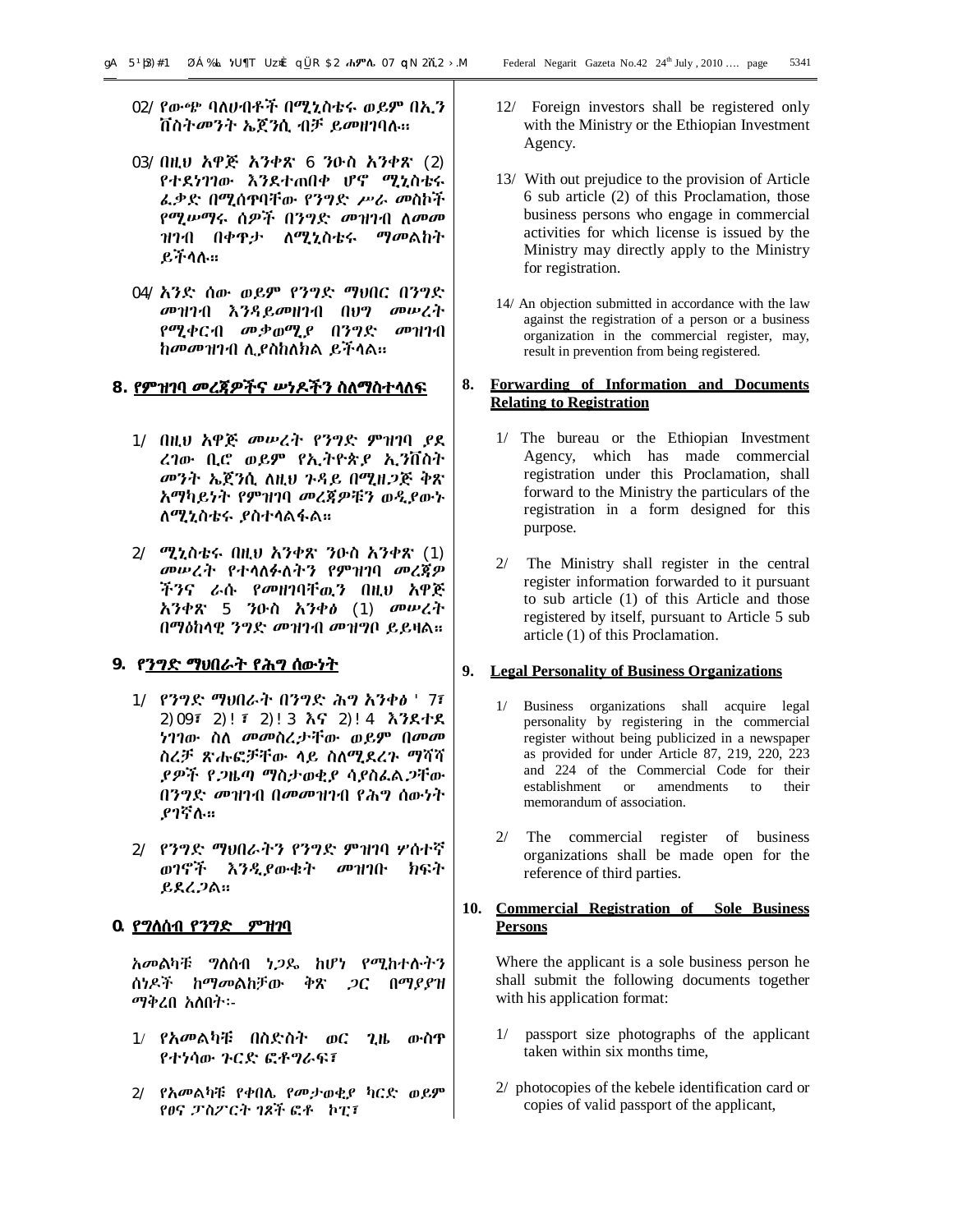12/ የውጭ ባለሀብቶች በሚኒስቴሩ ወይም በኢንቨስትመንት ኤጀንሲ ብቻ ይመዘገባሉ።

13/ በዚህ አዋጅ አንቀጽ 6 ንዑስ አንቀጽ (2) የተደነገገው እንደተጠበቀ ሆኖ ሚኒስቴሩ ፈቃድ በሚሰጥባቸው የንግድ ሥራ መስኮች የሚሠማሩ ሰዎች በንግድ መዝገብ ለመመዝገብ በቀጥታ ለሚኒስቴሩ ማመልከት ይችላሉ።

14/ አንድ ሰው ወይም የንግድ ማህበር በንግድ መዝገብ እንዳይመዘገብ በህግ መሠረት የሚቀርብ መቃወሚያ በንግድ መዝገብ ከመመዝገብ ሊያስከለክል ይችላል።

## 8. የምዝገባ መረጃዎችና ሠነዶችን ስለማስተላለፍ

1/ በዚህ አዋጅ መሠረት የንግድ ምዝገባ ያደረገው ቢሮ ወይም የኢትዮጵያ ኢንቨስትመንት ኤጀንሲ ለዚህ ጉዳይ በሚዘጋጅ ቅጽ አማካይነት የምዝገባ መረጃዎቹን ወዲያውኑ ለሚኒስቴሩ ያስተላልፋል።

2/ ሚኒስቴሩ በዚህ አንቀጽ ንዑስ አንቀጽ (1) መሠረት የተላለፉለትን የምዝገባ መረጃዎችንና ራሱ የመዘገባቸውን በዚህ አዋጅ አንቀጽ 5 ንዑስ አንቀፅ (1) መሠረት በማዕከላዊ ንግድ መዝገብ መዝግቦ ይይዛል።

## 9. የንግድ ማህበራት የሕግ ሰውነት

1/ የንግድ ማህበራት በንግድ ሕግ አንቀፅ 87፣ 209፣ 220፣ 223 እና 224 እንደተደነገገው ስለ መመስረታቸው ወይም በመመስረቻ ጽሑፎቻቸው ላይ ስለሚደረጉ ማሻሻያዎች የጋዜጣ ማስታወቂያ ሳያስፈልጋቸው በንግድ መዝገብ በመመዝገብ የሕግ ሰውነት ያገኛሉ።

2/ የንግድ ማህበራትን የንግድ ምዝገባ ሦስተኛ ወገኖች እንዲያውቁት መዝገቡ ክፍት ይደረጋል።

## 10. የግለሰብ የንግድ ምዝገባ

አመልካቹ ግለሰብ ነጋዴ ከሆነ የሚከተሉትን ሰነዶች ከማመልከቻው ቅጽ ጋር በማያያዝ ማቅረብ አለበት፡-

1/ የአመልካቹ በስድስት ወር ጊዜ ውስጥ የተነሳው ጉርድ ፎቶግራፍ፣

2/ የአመልካቹ የቀበሌ የመታወቂያ ካርድ ወይም የፀና ፓስፖርት ገጾች ፎቶ ኮፒ፣

---

12/ Foreign investors shall be registered only with the Ministry or the Ethiopian Investment Agency.

13/ With out prejudice to the provision of Article 6 sub article (2) of this Proclamation, those business persons who engage in commercial activities for which license is issued by the Ministry may directly apply to the Ministry for registration.

14/ An objection submitted in accordance with the law against the registration of a person or a business organization in the commercial register, may, result in prevention from being registered.

## 8. Forwarding of Information and Documents Relating to Registration

1/ The bureau or the Ethiopian Investment Agency, which has made commercial registration under this Proclamation, shall forward to the Ministry the particulars of the registration in a form designed for this purpose.

2/ The Ministry shall register in the central register information forwarded to it pursuant to sub article (1) of this Article and those registered by itself, pursuant to Article 5 sub article (1) of this Proclamation.

## 9. Legal Personality of Business Organizations

1/ Business organizations shall acquire legal personality by registering in the commercial register without being publicized in a newspaper as provided for under Article 87, 219, 220, 223 and 224 of the Commercial Code for their establishment or amendments to their memorandum of association.

2/ The commercial register of business organizations shall be made open for the reference of third parties.

## 10. Commercial Registration of Sole Business Persons

Where the applicant is a sole business person he shall submit the following documents together with his application format:

1/ passport size photographs of the applicant taken within six months time,

2/ photocopies of the kebele identification card or copies of valid passport of the applicant,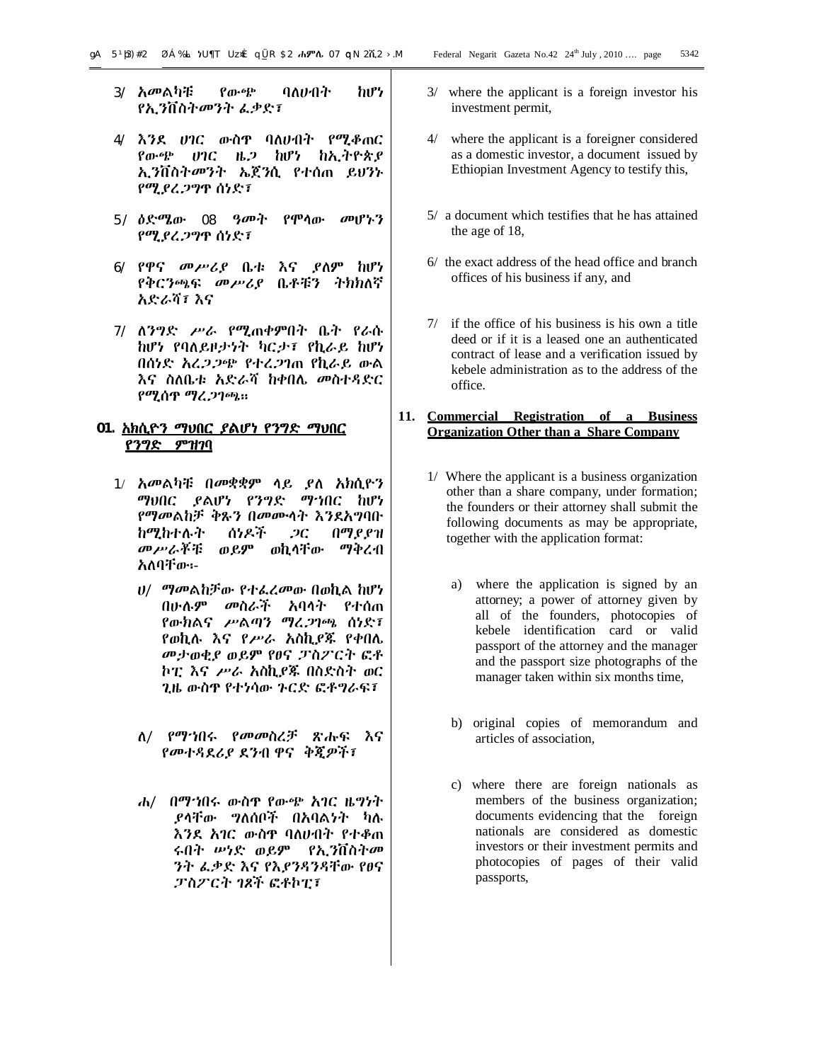3/ አመልካቹ የውጭ ባለሀብት ከሆነ የኢንቨስትመንት ፈቃድ፣

4/ እንደ ሀገር ውስጥ ባለሀብት የሚቆጠር የውጭ ሀገር ዜጋ ከሆነ ከኢትዮጵያ ኢንቨስትመንት ኤጀንሲ የተሰጠ ይህንኑ የሚያረጋግጥ ሰነድ፣

5/ ዕድሜው 08 ዓመት የሞላው መሆኑን የሚያረጋግጥ ሰነድ፣

6/ የዋና መሥሪያ ቤቱ እና ያለም ከሆነ የቅርንጫፍ መሥሪያ ቤቶቹን ትክክለኛ አድራሻ፣ እና

7/ ለንግድ ሥራ የሚጠቀምበት ቤት የራሱ ከሆነ የባለይዞታነት ካርታ፣ የኪራይ ከሆነ በሰነድ አረጋጋጭ የተረጋገጠ የኪራይ ውል እና ስለቤቱ አድራሻ ከቀበሌ መስተዳድር የሚሰጥ ማረጋገጫ።

## 01. አክሲዮን ማህበር ያልሆነ የንግድ ማህበር የንግድ ምዝገባ

1/ አመልካቹ በመቋቋም ላይ ያለ አክሲዮን ማህበር ያልሆነ የንግድ ማኅበር ከሆነ የማመልከቻ ቅጹን በመሙላት እንደአግባቡ ከሚከተሉት ሰነዶች ጋር በማያያዝ መሥራቾቹ ወይም ወኪላቸው ማቅረብ አለባቸው፡-

ሀ/ ማመልከቻው የተፈረመው በወኪል ከሆነ በሁሉም መስራች አባላት የተሰጠ የውክልና ሥልጣን ማረጋገጫ ሰነድ፣ የወኪሉ እና የሥራ አስኪያጁ የቀበሌ መታወቂያ ወይም የፀና ፓስፖርት ፎቶ ኮፒ እና ሥራ አስኪያጁ በስድስት ወር ጊዜ ውስጥ የተነሳው ጉርድ ፎቶግራፍ፣

ለ/ የማኀበሩ የመመስረቻ ጽሑፍ እና የመተዳደሪያ ደንብ ዋና ቅጂዎች፣

ሐ/ በማኀበሩ ውስጥ የውጭ አገር ዜግነት ያላቸው ግለሰቦች በአባልነት ካሉ እንደ አገር ውስጥ ባለሀብት የተቆጠሩበት ሠነድ ወይም የኢንቨስትመንት ፈቃድ እና የእያንዳንዳቸው የፀና ፓስፖርት ገጾች ፎቶኮፒ፣

3/ where the applicant is a foreign investor his investment permit,

4/ where the applicant is a foreigner considered as a domestic investor, a document issued by Ethiopian Investment Agency to testify this,

5/ a document which testifies that he has attained the age of 18,

6/ the exact address of the head office and branch offices of his business if any, and

7/ if the office of his business is his own a title deed or if it is a leased one an authenticated contract of lease and a verification issued by kebele administration as to the address of the office.

## 11. Commercial Registration of a Business Organization Other than a Share Company

1/ Where the applicant is a business organization other than a share company, under formation; the founders or their attorney shall submit the following documents as may be appropriate, together with the application format:

a) where the application is signed by an attorney; a power of attorney given by all of the founders, photocopies of kebele identification card or valid passport of the attorney and the manager and the passport size photographs of the manager taken within six months time,

b) original copies of memorandum and articles of association,

c) where there are foreign nationals as members of the business organization; documents evidencing that the foreign nationals are considered as domestic investors or their investment permits and photocopies of pages of their valid passports,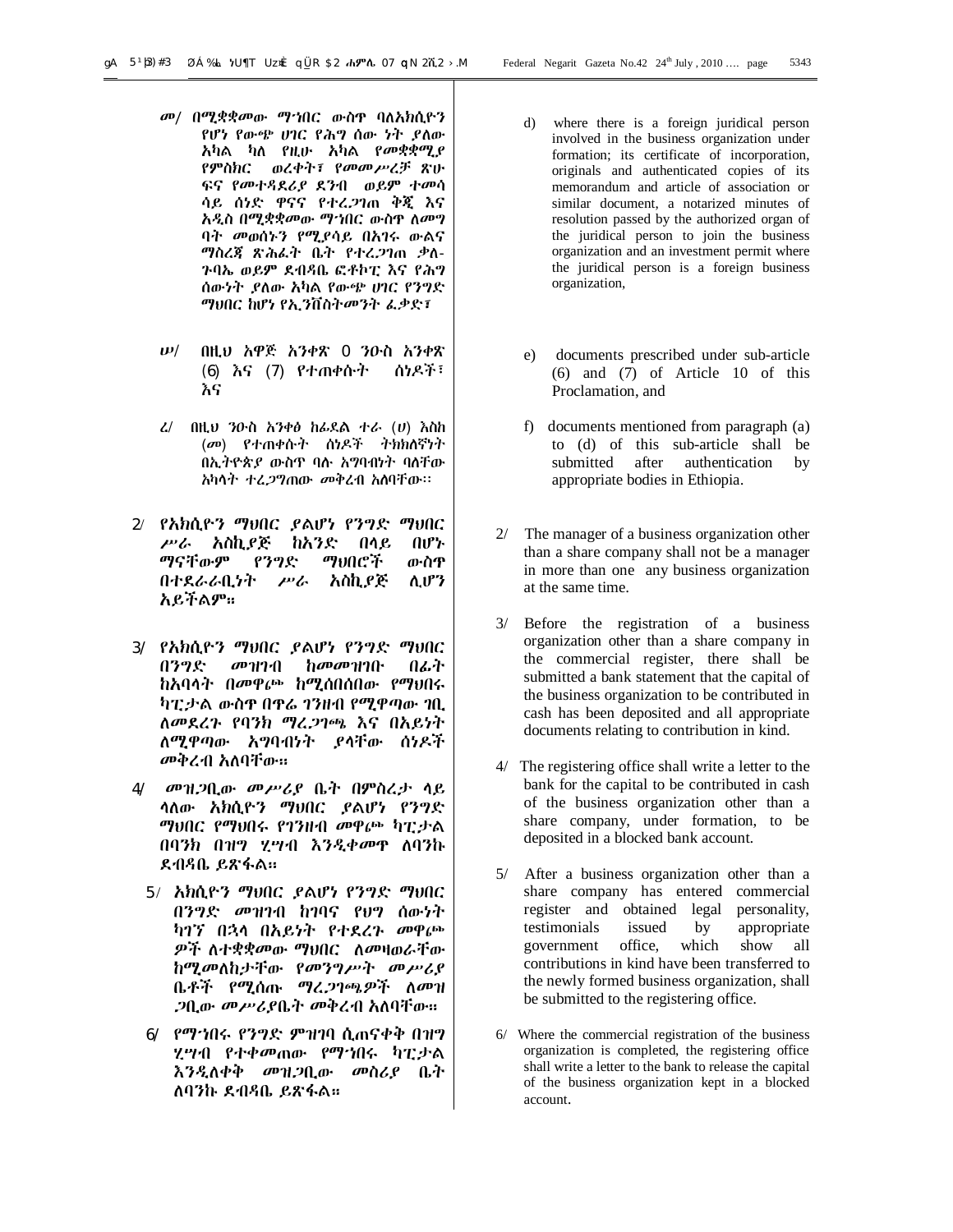መ/ በሚቋቋመው ማኅበር ውስጥ ባለአክሲዮን የሆነ የውጭ ሀገር የሕግ ሰው ነት ያለው አካል ካለ የዚሁ አካል የመቋቋሚያ የምስክር ወረቀት፣ የመመሥረቻ ጽሁፍና የመተዳደሪያ ደንብ ወይም ተመሳሳይ ሰነድ ዋናና የተረጋገጠ ቅጂ እና አዲስ በሚቋቋመው ማኅበር ውስጥ ለመግባት መወሰኑን የሚያሳይ በአገሩ ውልና ማስረጃ ጽሕፈት ቤት የተረጋገጠ ቃለ-ጉባኤ ወይም ደብዳቤ ፎቶኮፒ እና የሕግ ሰውነት ያለው አካል የውጭ ሀገር የንግድ ማህበር ከሆነ የኢንቨስትመንት ፈቃድ፣

ሠ/ በዚህ አዋጅ አንቀጽ 0 ንዑስ አንቀጽ (6) እና (7) የተጠቀሱት ሰነዶች፣ እና

ረ/ በዚህ ንዑስ አንቀፅ ከፊደል ተራ (ሀ) እስከ (መ) የተጠቀሱት ሰነዶች ትክክለኛነት በኢትዮጵያ ውስጥ ባሉ አግባብነት ባለቸው አካላት ተረጋግጠው መቅረብ አለባቸው፡፡

2/ የአክሲዮን ማህበር ያልሆነ የንግድ ማህበር ሥራ አስኪያጅ ከአንድ በላይ በሆኑ ማናቸውም የንግድ ማህበሮች ውስጥ በተደራራቢነት ሥራ አስኪያጅ ሊሆን አይችልም፡፡

3/ የአክሲዮን ማህበር ያልሆነ የንግድ ማህበር በንግድ መዝገብ ከመመዝገቡ በፊት ከአባላት በመዋጮ ከሚሰበሰበው የማህበሩ ካፒታል ውስጥ በጥሬ ገንዘብ የሚዋጣው ገቢ ለመደረጉ የባንክ ማረጋገጫ እና በአይነት ለሚዋጣው አግባብነት ያላቸው ሰነዶች መቅረብ አለባቸው፡፡

4/ መዝጋቢው መሥሪያ ቤት በምስረታ ላይ ላለው አክሲዮን ማህበር ያልሆነ የንግድ ማህበር የማህበሩ የገንዘብ መዋጮ ካፒታል በባንክ በዝግ ሂሣብ እንዲቀመጥ ለባንኩ ደብዳቤ ይጽፋል፡፡

5/ አክሲዮን ማህበር ያልሆነ የንግድ ማህበር በንግድ መዝገብ ከገባና የህግ ሰውነት ካገኘ በኋላ በአይነት የተደረጉ መዋጮዎች ለተቋቋመው ማህበር ለመዛወራቸው ከሚመለከታቸው የመንግሥት መሥሪያ ቤቶች የሚሰጡ ማረጋገጫዎች ለመዝጋቢው መሥሪያቤት መቅረብ አለባቸው፡፡

6/ የማኅበሩ የንግድ ምዝገባ ሲጠናቀቅ በዝግ ሂሣብ የተቀመጠው የማኅበሩ ካፒታል እንዲለቀቅ መዝጋቢው መስሪያ ቤት ለባንኩ ደብዳቤ ይጽፋል፡፡

d) where there is a foreign juridical person involved in the business organization under formation; its certificate of incorporation, originals and authenticated copies of its memorandum and article of association or similar document, a notarized minutes of resolution passed by the authorized organ of the juridical person to join the business organization and an investment permit where the juridical person is a foreign business organization,

e) documents prescribed under sub-article (6) and (7) of Article 10 of this Proclamation, and

f) documents mentioned from paragraph (a) to (d) of this sub-article shall be submitted after authentication by appropriate bodies in Ethiopia.

2/ The manager of a business organization other than a share company shall not be a manager in more than one any business organization at the same time.

3/ Before the registration of a business organization other than a share company in the commercial register, there shall be submitted a bank statement that the capital of the business organization to be contributed in cash has been deposited and all appropriate documents relating to contribution in kind.

4/ The registering office shall write a letter to the bank for the capital to be contributed in cash of the business organization other than a share company, under formation, to be deposited in a blocked bank account.

5/ After a business organization other than a share company has entered commercial register and obtained legal personality, testimonials issued by appropriate government office, which show all contributions in kind have been transferred to the newly formed business organization, shall be submitted to the registering office.

6/ Where the commercial registration of the business organization is completed, the registering office shall write a letter to the bank to release the capital of the business organization kept in a blocked account.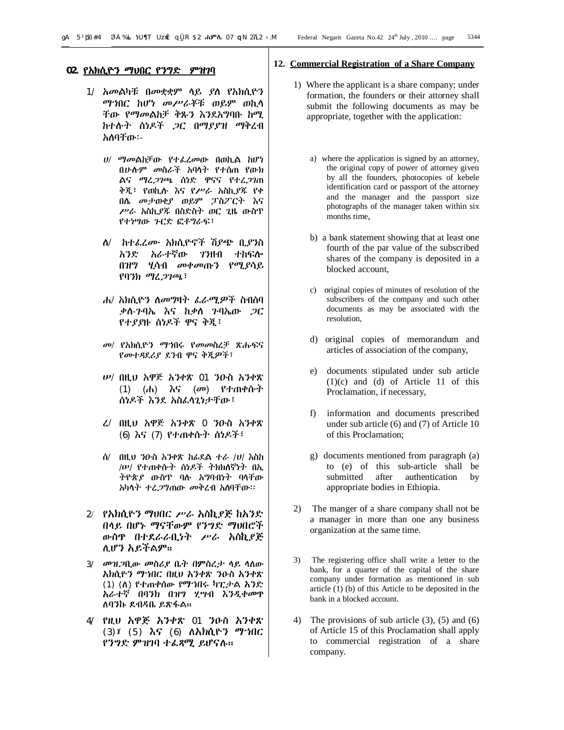## ፲፪. የአክሲዮን ማህበር የንግድ ምዝገባ

1/ አመልካቹ በመቋቋም ላይ ያለ የአክሲዮን ማኅበር ከሆነ መሥራቾቹ ወይም ወኪላቸው የማመልከቻ ቅጹን እንደአግባቡ ከሚከተሉት ሰነዶች ጋር በማያያዝ ማቅረብ አለባቸው፡-

ሀ/ ማመልከቻው የተፈረመው በወኪል ከሆነ በሁሉም መስራች አባላት የተሰጠ የውክልና ማረጋገጫ ሰነድ ዋናና የተረጋገጠ ቅጂ፣ የወኪሉ እና የሥራ አስኪያጁ የቀበሌ መታወቂያ ወይም ፓስፖርት እና ሥራ አስኪያጁ በስድስት ወር ጊዜ ውስጥ የተነሣው ጉርድ ፎቶግራፍ፣

ለ/ ከተፈረሙ አክሲዮኖች ሽያጭ ቢያንስ አንድ አራተኛው ገንዘብ ተከፍሎ በዝግ ሂሳብ መቀመጡን የሚያሳይ የባንክ ማረጋገጫ፣

ሐ/ አክሲዮን ለመግዛት ፈራሚዎች ስብሰባ ቃለ-ጉባኤ እና ከቃለ ጉባኤው ጋር የተያያዙ ሰነዶች ዋና ቅጂ፣

መ/ የአክሲዮን ማኅበሩ የመመስረቻ ጽሑፍና የመተዳደሪያ ደንብ ዋና ቅጂዎች፣

ሠ/ በዚህ አዋጅ አንቀጽ ፲፩ ንዑስ አንቀጽ (1) (ሐ) እና (መ) የተጠቀሱት ሰነዶች እንደ አስፈላጊነታቸው፣

ረ/ በዚህ አዋጅ አንቀጽ ፲ ንዑስ አንቀጽ (6) እና (7) የተጠቀሱት ሰነዶች፣

ሰ/ በዚህ ንዑስ አንቀጽ ከፊደል ተራ /ሀ/ እስከ /ሠ/ የተጠቀሱት ሰነዶች ትክክለኛነት በኢትዮጵያ ውስጥ ባሉ አግባብነት ባላቸው አካላት ተረጋግጠው መቅረብ አለባቸው፡፡

2/ የአክሲዮን ማህበር ሥራ አስኪያጅ ከአንድ በላይ በሆኑ ማናቸውም የንግድ ማህበሮች ውስጥ በተደራራቢነት ሥራ አስኪያጅ ሊሆን አይችልም።

3/ መዝጋቢው መስሪያ ቤት በምስረታ ላይ ላለው አክሲዮን ማኅበር በዚህ አንቀጽ ንዑስ አንቀጽ (1) (ለ) የተጠቀሰው የማኅበሩ ካፒታል አንድ አራተኛ በባንክ በዝግ ሂሣብ እንዲቀመጥ ለባንኩ ደብዳቤ ይጽፋል።

4/ የዚህ አዋጅ አንቀጽ ፲፭ ንዑስ አንቀጽ (3)፣ (5) እና (6) ለአክሲዮን ማኅበር የንግድ ምዝገባ ተፈጻሚ ይሆናሉ።

## 12. Commercial Registration of a Share Company

1) Where the applicant is a share company; under formation, the founders or their attorney shall submit the following documents as may be appropriate, together with the application:

a) where the application is signed by an attorney, the original copy of power of attorney given by all the founders, photocopies of kebele identification card or passport of the attorney and the manager and the passport size photographs of the manager taken within six months time,

b) a bank statement showing that at least one fourth of the par value of the subscribed shares of the company is deposited in a blocked account,

c) original copies of minutes of resolution of the subscribers of the company and such other documents as may be associated with the resolution,

d) original copies of memorandum and articles of association of the company,

e) documents stipulated under sub article (1)(c) and (d) of Article 11 of this Proclamation, if necessary,

f) information and documents prescribed under sub article (6) and (7) of Article 10 of this Proclamation;

g) documents mentioned from paragraph (a) to (e) of this sub-article shall be submitted after authentication by appropriate bodies in Ethiopia.

2) The manger of a share company shall not be a manager in more than one any business organization at the same time.

3) The registering office shall write a letter to the bank, for a quarter of the capital of the share company under formation as mentioned in sub article (1) (b) of this Article to be deposited in the bank in a blocked account.

4) The provisions of sub article (3), (5) and (6) of Article 15 of this Proclamation shall apply to commercial registration of a share company.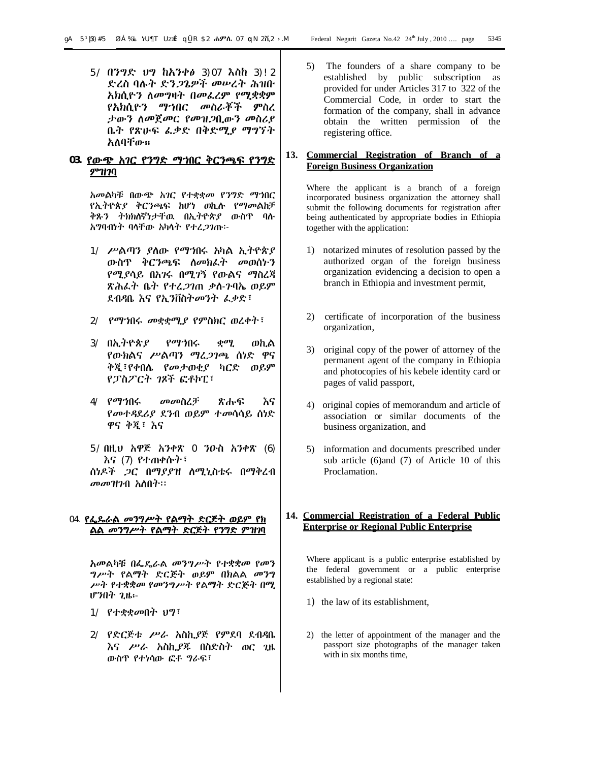5/ በንግድ ህግ ከአንቀፅ 3)07 እስከ 3)!2 ድረስ ባሉት ድንጋጌዎች መሠረት ሕዝቡ አክሲዮን ለመግዛት በመፈረም የሚቋቋም የአክሲዮን ማኅበር መስራቾች ምስረ ታውን ለመጀመር የመዝጋቢውን መስሪያ ቤት የጽሁፍ ፈቃድ በቅድሚያ ማግኘት አለባቸው።

## 03. የውጭ አገር የንግድ ማኅበር ቅርንጫፍ የንግድ ምዝገባ

አመልካቹ በውጭ አገር የተቋቋመ የንግድ ማኅበር የኢትዮጵያ ቅርንጫፍ ከሆነ ወኪሉ የማመልከቻ ቅጹን ትክክለኛነታቸዉ በኢትዮጵያ ውስጥ ባሉ አግባብነት ባላቸው አካላት የተረጋገጡ፦

1/ ሥልጣን ያለው የማኅበሩ አካል ኢትዮጵያ ውስጥ ቅርንጫፍ ለመክፈት መወሰኑን የሚያሳይ በአገሩ በሚገኝ የውልና ማስረጃ ጽሕፈት ቤት የተረጋገጠ ቃለ-ጉባኤ ወይም ደብዳቤ እና የኢንቨስትመንት ፈቃድ፣

2/ የማኅበሩ መቋቋሚያ የምስክር ወረቀት፣

3/ በኢትዮጵያ የማኅበሩ ቋሚ ወኪል የውክልና ሥልጣን ማረጋገጫ ሰነድ ዋና ቅጂ፣የቀበሌ የመታወቂያ ካርድ ወይም የፓስፖርት ገጾች ፎቶኮፒ፣

4/ የማኅበሩ መመስረቻ ጽሑፍ እና የመተዳደሪያ ደንብ ወይም ተመሳሳይ ሰነድ ዋና ቅጂ፣ እና

5/ በዚህ አዋጅ አንቀጽ 0 ንዑስ አንቀጽ (6) እና (7) የተጠቀሱት፣

ሰነዶች ጋር በማያያዝ ለሚኒስቴሩ በማቅረብ መመዝገብ አለበት፡፡

## 04. የፌዴራል መንግሥት የልማት ድርጅት ወይም የክ ልል መንግሥት የልማት ድርጅት የንግድ ምዝገባ

አመልካቹ በፌዴራል መንግሥት የተቋቋመ የመን ግሥት የልማት ድርጅት ወይም በክልል መንግ ሥት የተቋቋመ የመንግሥት የልማት ድርጅት በሚ ሆንበት ጊዜ፦

1/ የተቋቋመበት ህግ፣

2/ የድርጅቱ ሥራ አስኪያጅ የምደባ ደብዳቤ እና ሥራ አስኪያጁ በስድስት ወር ጊዜ ውስጥ የተነሳው ፎቶ ግራፍ፣

5) The founders of a share company to be established by public subscription as provided for under Articles 317 to 322 of the Commercial Code, in order to start the formation of the company, shall in advance obtain the written permission of the registering office.

## 13. Commercial Registration of Branch of a Foreign Business Organization

Where the applicant is a branch of a foreign incorporated business organization the attorney shall submit the following documents for registration after being authenticated by appropriate bodies in Ethiopia together with the application:

1) notarized minutes of resolution passed by the authorized organ of the foreign business organization evidencing a decision to open a branch in Ethiopia and investment permit,

2) certificate of incorporation of the business organization,

3) original copy of the power of attorney of the permanent agent of the company in Ethiopia and photocopies of his kebele identity card or pages of valid passport,

4) original copies of memorandum and article of association or similar documents of the business organization, and

5) information and documents prescribed under sub article (6)and (7) of Article 10 of this Proclamation.

## 14. Commercial Registration of a Federal Public Enterprise or Regional Public Enterprise

Where applicant is a public enterprise established by the federal government or a public enterprise established by a regional state:

1) the law of its establishment,

2) the letter of appointment of the manager and the passport size photographs of the manager taken with in six months time,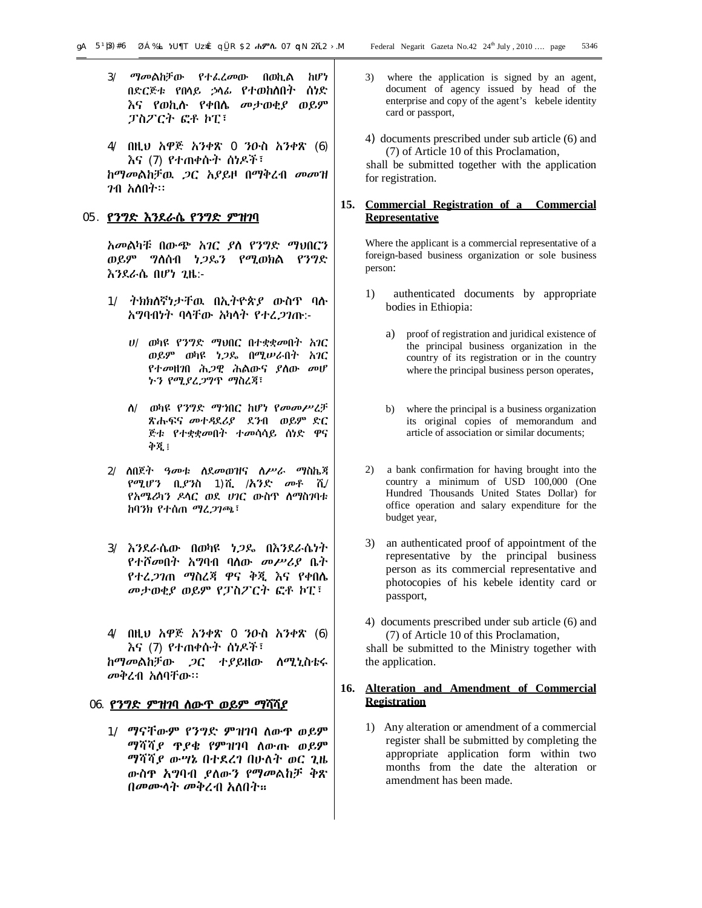3/ ማመልከቻው የተፈረመው በወኪል ከሆነ በድርጅቱ የበላይ ኃላፊ የተወከለበት ሰነድ እና የወኪሉ የቀበሌ መታወቂያ ወይም ፓስፖርት ፎቶ ኮፒ፣

4/ በዚህ አዋጅ አንቀጽ ፲ ንዑስ አንቀጽ (6) እና (7) የተጠቀሱት ሰነዶች፣

ከማመልከቻዉ ጋር አያይዞ በማቅረብ መመዝገብ አለበት፡፡

## ፲፭. የንግድ እንደራሴ የንግድ ምዝገባ

አመልካቹ በውጭ አገር ያለ የንግድ ማህበርን ወይም ግለሰብ ነጋዴን የሚወክል የንግድ እንደራሴ በሆነ ጊዜ:-

1/ ትክክለኛነታቸዉ በኢትዮጵያ ውስጥ ባሉ አግባብነት ባላቸው አካላት የተረጋገጡ:-

ሀ/ ወካዩ የንግድ ማህበር በተቋቋመበት አገር ወይም ወካዩ ነጋዴ በሚሠራበት አገር የተመዘገበ ሕጋዊ ሕልውና ያለው መሆኑን የሚያረጋግጥ ማስረጃ፣

ለ/ ወካዩ የንግድ ማኅበር ከሆነ የመመሥረቻ ጽሑፍና መተዳደሪያ ደንብ ወይም ድርጅቱ የተቋቋመበት ተመሳሳይ ሰነድ ዋና ቅጂ፤

2/ ለበጀት ዓመቱ ለደመወዝና ለሥራ ማስኬጃ የሚሆን ቢያንስ 1፻ሺ /አንድ መቶ ሺ/ የአሜሪካን ዶላር ወደ ሀገር ውስጥ ለማስገባቱ ከባንክ የተሰጠ ማረጋገጫ፣

3/ እንደራሴው በወካዩ ነጋዴ በእንደራሴነት የተሾመበት አግባብ ባለው መሥሪያ ቤት የተረጋገጠ ማስረጃ ዋና ቅጂ እና የቀበሌ መታወቂያ ወይም የፓስፖርት ፎቶ ኮፒ፣

4/ በዚህ አዋጅ አንቀጽ ፲ ንዑስ አንቀጽ (6) እና (7) የተጠቀሱት ሰነዶች፣

ከማመልከቻው ጋር ተያይዘው ለሚኒስቴሩ መቅረብ አለባቸው፡፡

## ፲፮. የንግድ ምዝገባ ለውጥ ወይም ማሻሻያ

1/ ማናቸውም የንግድ ምዝገባ ለውጥ ወይም ማሻሻያ ጥያቄ የምዝገባ ለውጡ ወይም ማሻሻያ ውሣኔ በተደረገ በሁለት ወር ጊዜ ውስጥ አግባብ ያለውን የማመልከቻ ቅጽ በመሙላት መቅረብ አለበት።

3) where the application is signed by an agent, document of agency issued by head of the enterprise and copy of the agent's kebele identity card or passport,

4) documents prescribed under sub article (6) and (7) of Article 10 of this Proclamation,

shall be submitted together with the application for registration.

## 15. Commercial Registration of a Commercial Representative

Where the applicant is a commercial representative of a foreign-based business organization or sole business person:

1) authenticated documents by appropriate bodies in Ethiopia:

a) proof of registration and juridical existence of the principal business organization in the country of its registration or in the country where the principal business person operates,

b) where the principal is a business organization its original copies of memorandum and article of association or similar documents;

2) a bank confirmation for having brought into the country a minimum of USD 100,000 (One Hundred Thousands United States Dollar) for office operation and salary expenditure for the budget year,

3) an authenticated proof of appointment of the representative by the principal business person as its commercial representative and photocopies of his kebele identity card or passport,

4) documents prescribed under sub article (6) and (7) of Article 10 of this Proclamation,

shall be submitted to the Ministry together with the application.

## 16. Alteration and Amendment of Commercial Registration

1) Any alteration or amendment of a commercial register shall be submitted by completing the appropriate application form within two months from the date the alteration or amendment has been made.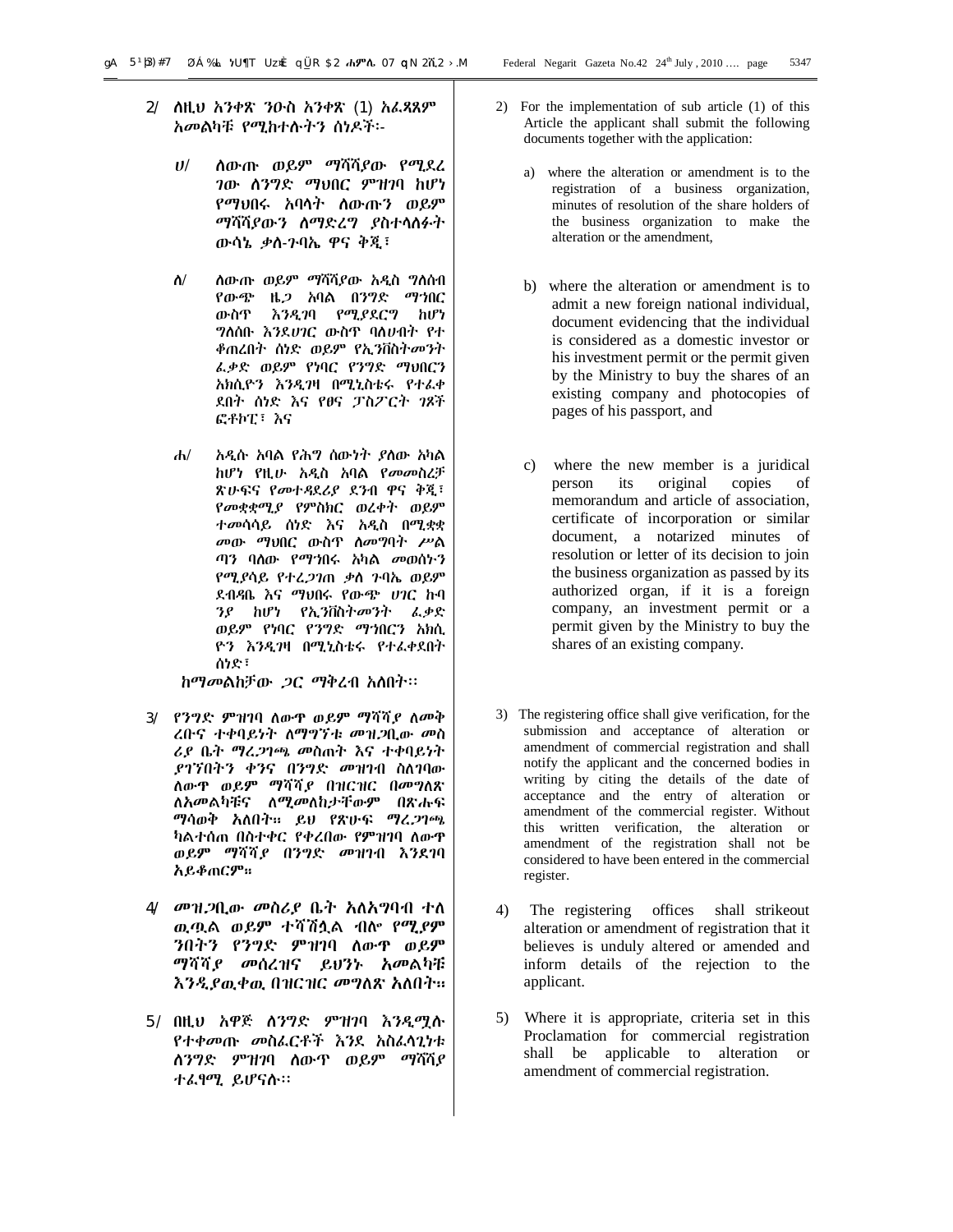2/ ለዚህ አንቀጽ ንዑስ አንቀጽ (1) አፈጻጸም አመልካቹ የሚከተሉትን ሰነዶች፡-

ሀ/ ለውጡ ወይም ማሻሻያው የሚደረገው ለንግድ ማህበር ምዝገባ ከሆነ የማህበሩ አባላት ለውጡን ወይም ማሻሻያውን ለማድረግ ያስተላለፉት ውሳኔ ቃለ-ጉባኤ ዋና ቅጂ፣

ለ/ ለውጡ ወይም ማሻሻያው አዲስ ግለሰብ የውጭ ዜጋ አባል በንግድ ማኅበር ውስጥ እንዲገባ የሚያደርግ ከሆነ ግለሰቡ እንደሀገር ውስጥ ባለሀብት የተቆጠረበት ሰነድ ወይም የኢንቨስትመንት ፈቃድ ወይም የነባር የንግድ ማህበርን አክሲዮን እንዲገዛ በሚኒስቴሩ የተፈቀደበት ሰነድ እና የፀና ፓስፖርት ገጾች ፎቶኮፒ፣ እና

ሐ/ አዲሱ አባል የሕግ ሰውነት ያለው አካል ከሆነ የዚሁ አዲስ አባል የመመስረቻ ጽሁፍና የመተዳደሪያ ደንብ ዋና ቅጂ፣ የመቋቋሚያ የምስክር ወረቀት ወይም ተመሳሳይ ሰነድ እና አዲስ በሚቋቋመው ማህበር ውስጥ ለመግባት ሥልጣን ባለው የማኅበሩ አካል መወሰኑን የሚያሳይ የተረጋገጠ ቃለ ጉባኤ ወይም ደብዳቤ እና ማህበሩ የውጭ ሀገር ኩባንያ ከሆነ የኢንቨስትመንት ፈቃድ ወይም የነባር የንግድ ማኅበርን አክሲዮን እንዲገዛ በሚኒስቴሩ የተፈቀደበት ሰነድ፣

ከማመልከቻው ጋር ማቅረብ አለበት፡፡

3/ የንግድ ምዝገባ ለውጥ ወይም ማሻሻያ ለመቅረቡና ተቀባይነት ለማግኘቱ መዝጋቢው መስሪያ ቤት ማረጋገጫ መስጠት እና ተቀባይነት ያገኘበትን ቀንና በንግድ መዝገብ ስለገባው ለውጥ ወይም ማሻሻያ በዝርዝር በመግለጽ ለአመልካቹና ለሚመለከታቸውም በጽሑፍ ማሳወቅ አለበት። ይህ የጽሁፍ ማረጋገጫ ካልተሰጠ በስተቀር የቀረበው የምዝገባ ለውጥ ወይም ማሻሻያ በንግድ መዝገብ እንደገባ አይቆጠርም።

4/ መዝጋቢው መስሪያ ቤት አለአግባብ ተለዉጧል ወይም ተሻሽሏል ብሎ የሚያምንበትን የንግድ ምዝገባ ለውጥ ወይም ማሻሻያ መሰረዝና ይህንኑ አመልካቹ እንዲያዉቀዉ በዝርዝር መግለጽ አለበት።

5/ በዚህ አዋጅ ለንግድ ምዝገባ እንዲሟሉ የተቀመጡ መስፈርቶች እንደ አስፈላጊነቱ ለንግድ ምዝገባ ለውጥ ወይም ማሻሻያ ተፈፃሚ ይሆናሉ፡፡

2) For the implementation of sub article (1) of this Article the applicant shall submit the following documents together with the application:

a) where the alteration or amendment is to the registration of a business organization, minutes of resolution of the share holders of the business organization to make the alteration or the amendment,

b) where the alteration or amendment is to admit a new foreign national individual, document evidencing that the individual is considered as a domestic investor or his investment permit or the permit given by the Ministry to buy the shares of an existing company and photocopies of pages of his passport, and

c) where the new member is a juridical person its original copies of memorandum and article of association, certificate of incorporation or similar document, a notarized minutes of resolution or letter of its decision to join the business organization as passed by its authorized organ, if it is a foreign company, an investment permit or a permit given by the Ministry to buy the shares of an existing company.

3) The registering office shall give verification, for the submission and acceptance of alteration or amendment of commercial registration and shall notify the applicant and the concerned bodies in writing by citing the details of the date of acceptance and the entry of alteration or amendment of the commercial register. Without this written verification, the alteration or amendment of the registration shall not be considered to have been entered in the commercial register.

4) The registering offices shall strikeout alteration or amendment of registration that it believes is unduly altered or amended and inform details of the rejection to the applicant.

5) Where it is appropriate, criteria set in this Proclamation for commercial registration shall be applicable to alteration or amendment of commercial registration.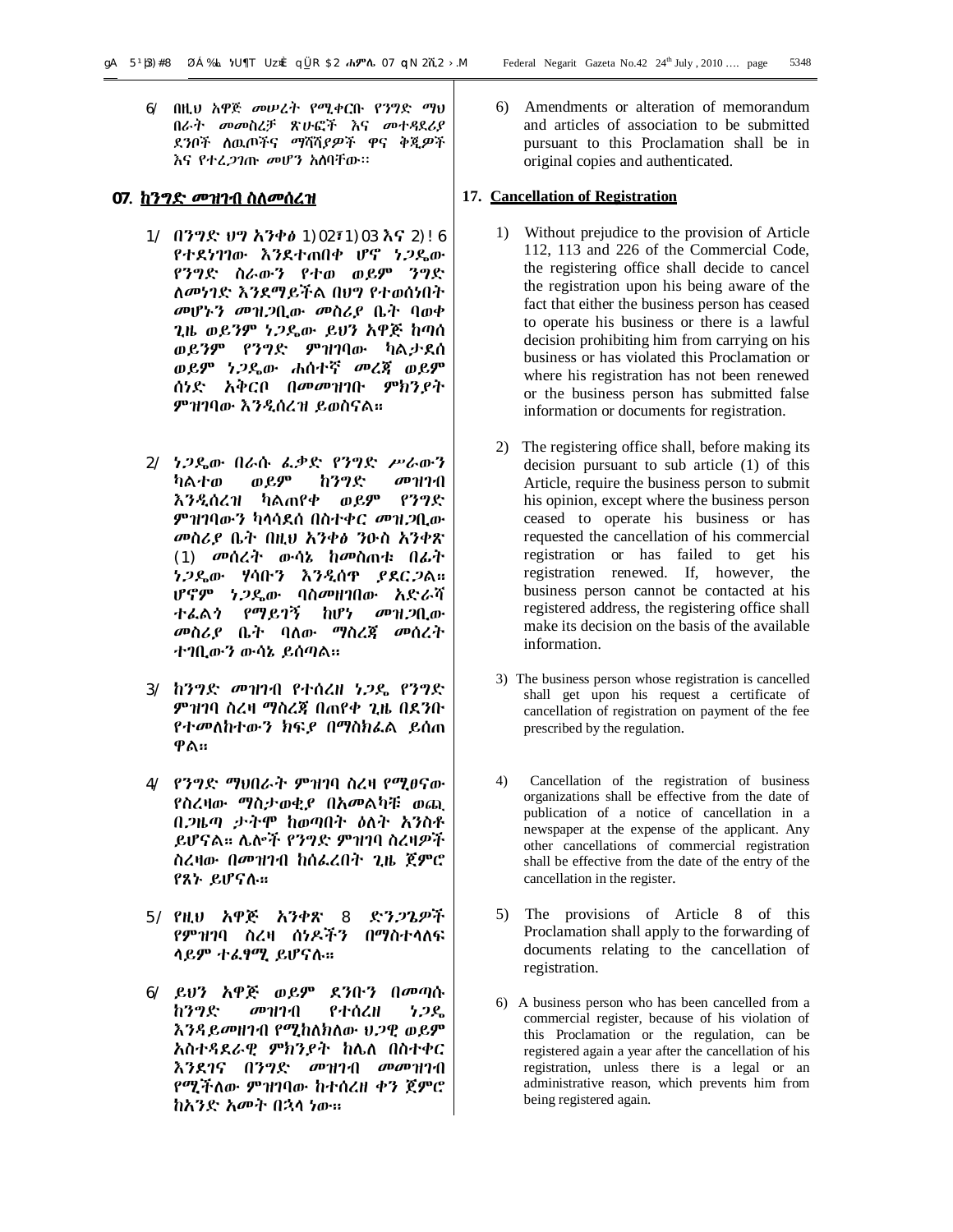6/ በዚህ አዋጅ መሠረት የሚቀርቡ የንግድ ማህበራት መመስረቻ ጽሁፎች እና መተዳደሪያ ደንቦች ለዉጦችና ማሻሻያዎች ዋና ቅጂዎች እና የተረጋገጡ መሆን አለባቸው፡፡

## 17. ከንግድ መዝገብ ስለመሰረዝ

1/ በንግድ ህግ አንቀፅ 112፣113 እና 226 የተደነገገው እንደተጠበቀ ሆኖ ነጋዴው የንግድ ስራውን የተወ ወይም ንግድ ለመነገድ እንደማይችል በህግ የተወሰነበት መሆኑን መዝጋቢው መስሪያ ቤት ባወቀ ጊዜ ወይንም ነጋዴው ይህን አዋጅ ከጣሰ ወይንም የንግድ ምዝገባው ካልታደሰ ወይም ነጋዴው ሐሰተኛ መረጃ ወይም ሰነድ አቅርቦ በመመዝገቡ ምክንያት ምዝገባው እንዲሰረዝ ይወስናል።

2/ ነጋዴው በራሱ ፈቃድ የንግድ ሥራውን ካልተወ ወይም ከንግድ መዝገብ እንዲሰረዝ ካልጠየቀ ወይም የንግድ ምዝገባውን ካላሳደሰ በስተቀር መዝጋቢው መስሪያ ቤት በዚህ አንቀፅ ንዑስ አንቀጽ (1) መሰረት ውሳኔ ከመስጠቱ በፊት ነጋዴው ሃሳቡን እንዲሰጥ ያደርጋል። ሆኖም ነጋዴው ባስመዘገበው አድራሻ ተፈልጎ የማይገኝ ከሆነ መዝጋቢው መስሪያ ቤት ባለው ማስረጃ መሰረት ተገቢውን ውሳኔ ይሰጣል።

3/ ከንግድ መዝገብ የተሰረዘ ነጋዴ የንግድ ምዝገባ ስረዛ ማስረጃ በጠየቀ ጊዜ በደንቡ የተመለከተውን ክፍያ በማስከፈል ይሰጠዋል።

4/ የንግድ ማህበራት ምዝገባ ስረዛ የሚፀናው የስረዛው ማስታወቂያ በአመልካቹ ወጪ በጋዜጣ ታትሞ ከወጣበት ዕለት አንስቶ ይሆናል። ሌሎች የንግድ ምዝገባ ስረዛዎች ስረዛው በመዝገብ ከሰፈረበት ጊዜ ጀምሮ የጸኑ ይሆናሉ።

5/ የዚህ አዋጅ አንቀጽ 8 ድንጋጌዎች የምዝገባ ስረዛ ሰነዶችን በማስተላለፍ ላይም ተፈፃሚ ይሆናሉ።

6/ ይህን አዋጅ ወይም ደንቡን በመጣሱ ከንግድ መዝገብ የተሰረዘ ነጋዴ እንዳይመዘገብ የሚከለክለው ህጋዊ ወይም አስተዳደራዊ ምክንያት ከሌለ በስተቀር እንደገና በንግድ መዝገብ መመዝገብ የሚችለው ምዝገባው ከተሰረዘ ቀን ጀምሮ ከአንድ አመት በኋላ ነው።

6) Amendments or alteration of memorandum and articles of association to be submitted pursuant to this Proclamation shall be in original copies and authenticated.

## 17. Cancellation of Registration

1) Without prejudice to the provision of Article 112, 113 and 226 of the Commercial Code, the registering office shall decide to cancel the registration upon his being aware of the fact that either the business person has ceased to operate his business or there is a lawful decision prohibiting him from carrying on his business or has violated this Proclamation or where his registration has not been renewed or the business person has submitted false information or documents for registration.

2) The registering office shall, before making its decision pursuant to sub article (1) of this Article, require the business person to submit his opinion, except where the business person ceased to operate his business or has requested the cancellation of his commercial registration or has failed to get his registration renewed. If, however, the business person cannot be contacted at his registered address, the registering office shall make its decision on the basis of the available information.

3) The business person whose registration is cancelled shall get upon his request a certificate of cancellation of registration on payment of the fee prescribed by the regulation.

4) Cancellation of the registration of business organizations shall be effective from the date of publication of a notice of cancellation in a newspaper at the expense of the applicant. Any other cancellations of commercial registration shall be effective from the date of the entry of the cancellation in the register.

5) The provisions of Article 8 of this Proclamation shall apply to the forwarding of documents relating to the cancellation of registration.

6) A business person who has been cancelled from a commercial register, because of his violation of this Proclamation or the regulation, can be registered again a year after the cancellation of his registration, unless there is a legal or an administrative reason, which prevents him from being registered again.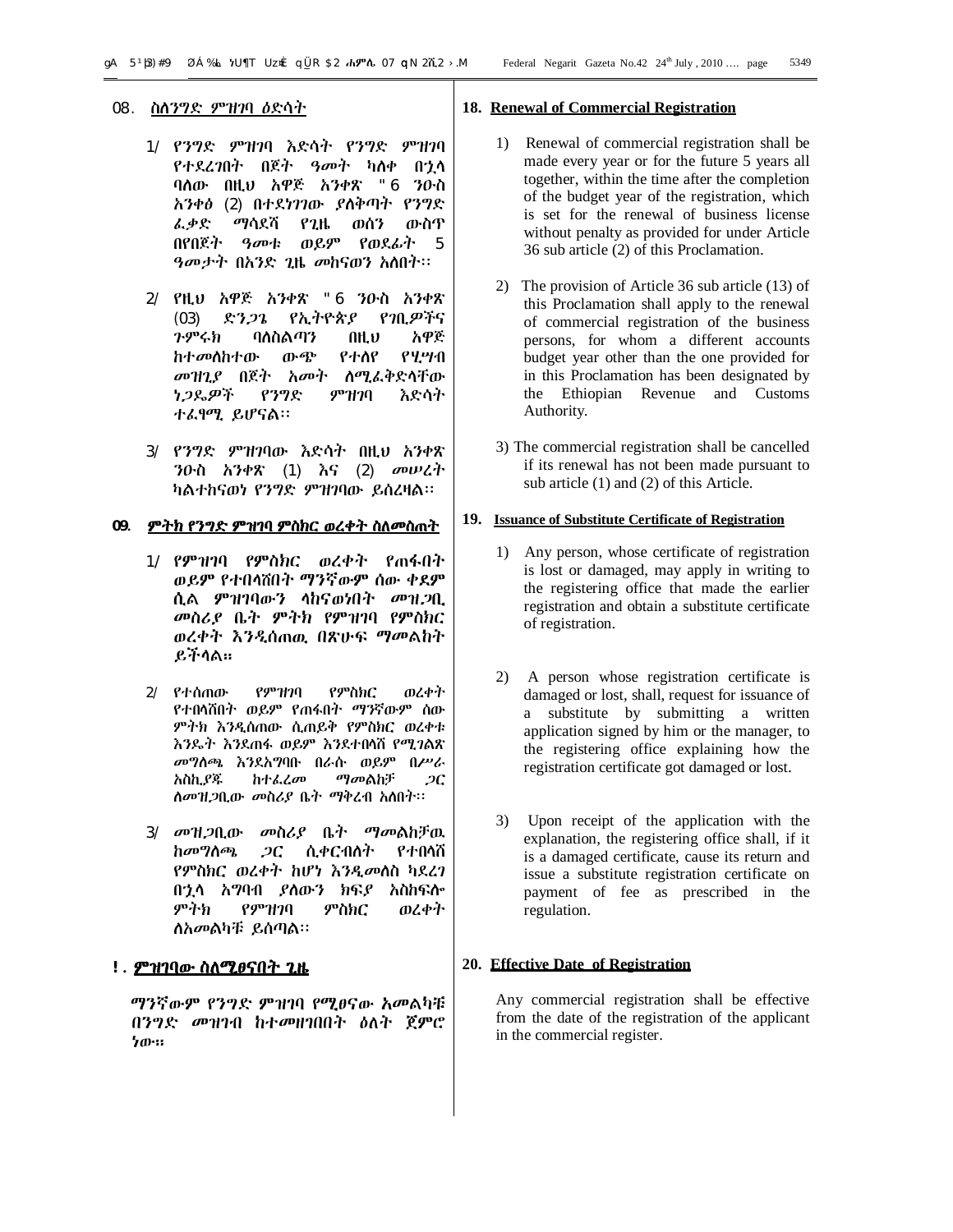## ፲፰. ስለንግድ ምዝገባ ዕድሳት

1/ የንግድ ምዝገባ እድሳት የንግድ ምዝገባ የተደረገበት በጀት ዓመት ካለቀ በኋላ ባለው በዚህ አዋጅ አንቀጽ ፴፮ ንዑስ አንቀፅ (2) በተደነገገው ያለቅጣት የንግድ ፈቃድ ማሳደሻ የጊዜ ወሰን ውስጥ በየበጀት ዓመቱ ወይም የወደፊት 5 ዓመታት በአንድ ጊዜ መከናወን አለበት፡፡

2/ የዚህ አዋጅ አንቀጽ ፴፮ ንዑስ አንቀጽ (03) ድንጋጌ የኢትዮጵያ የገቢዎችና ጉምሩክ ባለስልጣን በዚህ አዋጅ ከተመለከተው ውጭ የተለየ የሂሣብ መዝጊያ በጀት አመት ለሚፈቅድላቸው ነጋዴዎች የንግድ ምዝገባ እድሳት ተፈፃሚ ይሆናል፡፡

3/ የንግድ ምዝገባው እድሳት በዚህ አንቀጽ ንዑስ አንቀጽ (1) እና (2) መሠረት ካልተከናወነ የንግድ ምዝገባው ይሰረዛል፡፡

## ፲፱. ምትክ የንግድ ምዝገባ ምስክር ወረቀት ስለመስጠት

1/ የምዝገባ የምስክር ወረቀት የጠፋበት ወይም የተበላሸበት ማንኛውም ሰው ቀደም ሲል ምዝገባውን ላከናወነበት መዝጋቢ መስሪያ ቤት ምትክ የምዝገባ የምስክር ወረቀት እንዲሰጠዉ በጽሁፍ ማመልከት ይችላል።

2/ የተሰጠው የምዝገባ የምስክር ወረቀት የተበላሸበት ወይም የጠፋበት ማንኛውም ሰው ምትክ እንዲሰጠው ሲጠይቅ የምስክር ወረቀቱ እንዴት እንደጠፋ ወይም እንደተበላሸ የሚገልጽ መግለጫ እንደአግባቡ በራሱ ወይም በሥራ አስኪያጁ ከተፈረመ ማመልከቻ ጋር ለመዝጋቢው መስሪያ ቤት ማቅረብ አለበት፡፡

3/ መዝጋቢው መስሪያ ቤት ማመልከቻዉ ከመግለጫ ጋር ሲቀርብለት የተበላሸ የምስክር ወረቀት ከሆነ እንዲመለስ ካደረገ በኋላ አግባብ ያለውን ክፍያ አስከፍሎ ምትክ የምዝገባ ምስክር ወረቀት ለአመልካቹ ይሰጣል፡፡

## ፳. ምዝገባው ስለሚፀናበት ጊዜ

ማንኛውም የንግድ ምዝገባ የሚፀናው አመልካቹ በንግድ መዝገብ ከተመዘገበበት ዕለት ጀምሮ ነው።

## 18. Renewal of Commercial Registration

1) Renewal of commercial registration shall be made every year or for the future 5 years all together, within the time after the completion of the budget year of the registration, which is set for the renewal of business license without penalty as provided for under Article 36 sub article (2) of this Proclamation.

2) The provision of Article 36 sub article (13) of this Proclamation shall apply to the renewal of commercial registration of the business persons, for whom a different accounts budget year other than the one provided for in this Proclamation has been designated by the Ethiopian Revenue and Customs Authority.

3) The commercial registration shall be cancelled if its renewal has not been made pursuant to sub article (1) and (2) of this Article.

## 19. Issuance of Substitute Certificate of Registration

1) Any person, whose certificate of registration is lost or damaged, may apply in writing to the registering office that made the earlier registration and obtain a substitute certificate of registration.

2) A person whose registration certificate is damaged or lost, shall, request for issuance of a substitute by submitting a written application signed by him or the manager, to the registering office explaining how the registration certificate got damaged or lost.

3) Upon receipt of the application with the explanation, the registering office shall, if it is a damaged certificate, cause its return and issue a substitute registration certificate on payment of fee as prescribed in the regulation.

## 20. Effective Date of Registration

Any commercial registration shall be effective from the date of the registration of the applicant in the commercial register.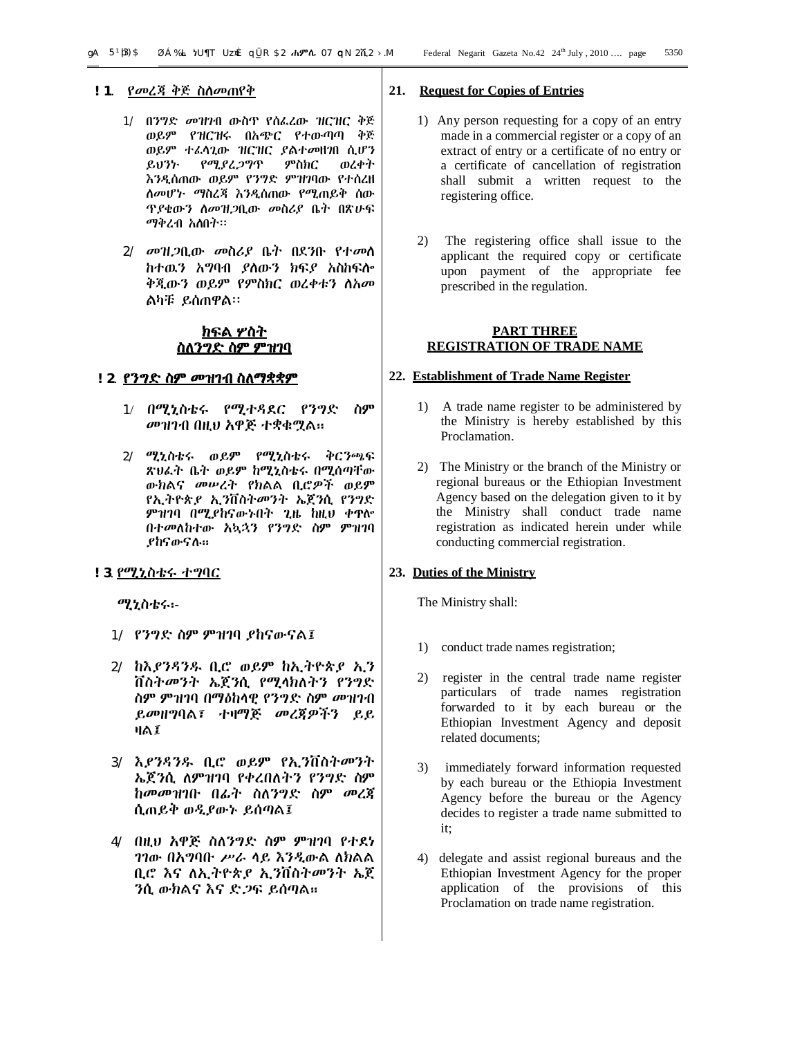## ፳፩. የመረጃ ቅጅ ስለመጠየቅ

1/ በንግድ መዝገብ ውስጥ የሰፈረው ዝርዝር ቅጅ ወይም የዝርዝሩ በአጭር የተውጣጣ ቅጅ ወይም ተፈላጊው ዝርዝር ያልተመዘገበ ሲሆን ይህንኑ የሚያረጋግጥ ምስክር ወረቀት እንዲሰጠው ወይም የንግድ ምዝገባው የተሰረዘ ለመሆኑ ማስረጃ እንዲሰጠው የሚጠይቅ ሰው ጥያቄውን ለመዝጋቢው መስሪያ ቤት በጽሁፍ ማቅረብ አለበት፡፡

2/ መዝጋቢው መስሪያ ቤት በደንቡ የተመለ ከተዉን አግባብ ያለውን ክፍያ አስከፍሎ ቅጂውን ወይም የምስክር ወረቀቱን ለአመ ልካቹ ይሰጠዋል፡፡

## ክፍል ሦስት
## ስለንግድ ስም ምዝገባ

## ፳፪. የንግድ ስም መዝገብ ስለማቋቋም

1/ በሚኒስቴሩ የሚተዳደር የንግድ ስም መዝገብ በዚህ አዋጅ ተቋቁሟል።

2/ ሚኒስቴሩ ወይም የሚኒስቴሩ ቅርንጫፍ ጽህፈት ቤት ወይም ከሚኒስቴሩ በሚሰጣቸው ውክልና መሠረት የክልል ቢሮዎች ወይም የኢትዮጵያ ኢንቨስትመንት ኤጀንሲ የንግድ ምዝገባ በሚያከናውኑበት ጊዜ ከዚህ ቀጥሎ በተመለከተው አኳኋን የንግድ ስም ምዝገባ ያከናውናሉ።

## ፳፫. የሚኒስቴሩ ተግባር

ሚኒስቴሩ፡-

1/ የንግድ ስም ምዝገባ ያከናውናል፤

2/ ከእያንዳንዱ ቢሮ ወይም ከኢትዮጵያ ኢን ቨስትመንት ኤጀንሲ የሚላክለትን የንግድ ስም ምዝገባ በማዕከላዊ የንግድ ስም መዝገብ ይመዘግባል፣ ተዛማጅ መረጃዎችን ይይ ዛል፤

3/ እያንዳንዱ ቢሮ ወይም የኢንቨስትመንት ኤጀንሲ ለምዝገባ የቀረበለትን የንግድ ስም ከመመዝገቡ በፊት ስለንግድ ስም መረጃ ሲጠይቅ ወዲያውኑ ይሰጣል፤

4/ በዚህ አዋጅ ስለንግድ ስም ምዝገባ የተደነ ገገው በአግባቡ ሥራ ላይ እንዲውል ለክልል ቢሮ እና ለኢትዮጵያ ኢንቨስትመንት ኤጀ ንሲ ውክልና እና ድጋፍ ይሰጣል።

## 21. Request for Copies of Entries

1) Any person requesting for a copy of an entry made in a commercial register or a copy of an extract of entry or a certificate of no entry or a certificate of cancellation of registration shall submit a written request to the registering office.

2) The registering office shall issue to the applicant the required copy or certificate upon payment of the appropriate fee prescribed in the regulation.

## PART THREE
## REGISTRATION OF TRADE NAME

## 22. Establishment of Trade Name Register

1) A trade name register to be administered by the Ministry is hereby established by this Proclamation.

2) The Ministry or the branch of the Ministry or regional bureaus or the Ethiopian Investment Agency based on the delegation given to it by the Ministry shall conduct trade name registration as indicated herein under while conducting commercial registration.

## 23. Duties of the Ministry

The Ministry shall:

1) conduct trade names registration;

2) register in the central trade name register particulars of trade names registration forwarded to it by each bureau or the Ethiopian Investment Agency and deposit related documents;

3) immediately forward information requested by each bureau or the Ethiopia Investment Agency before the bureau or the Agency decides to register a trade name submitted to it;

4) delegate and assist regional bureaus and the Ethiopian Investment Agency for the proper application of the provisions of this Proclamation on trade name registration.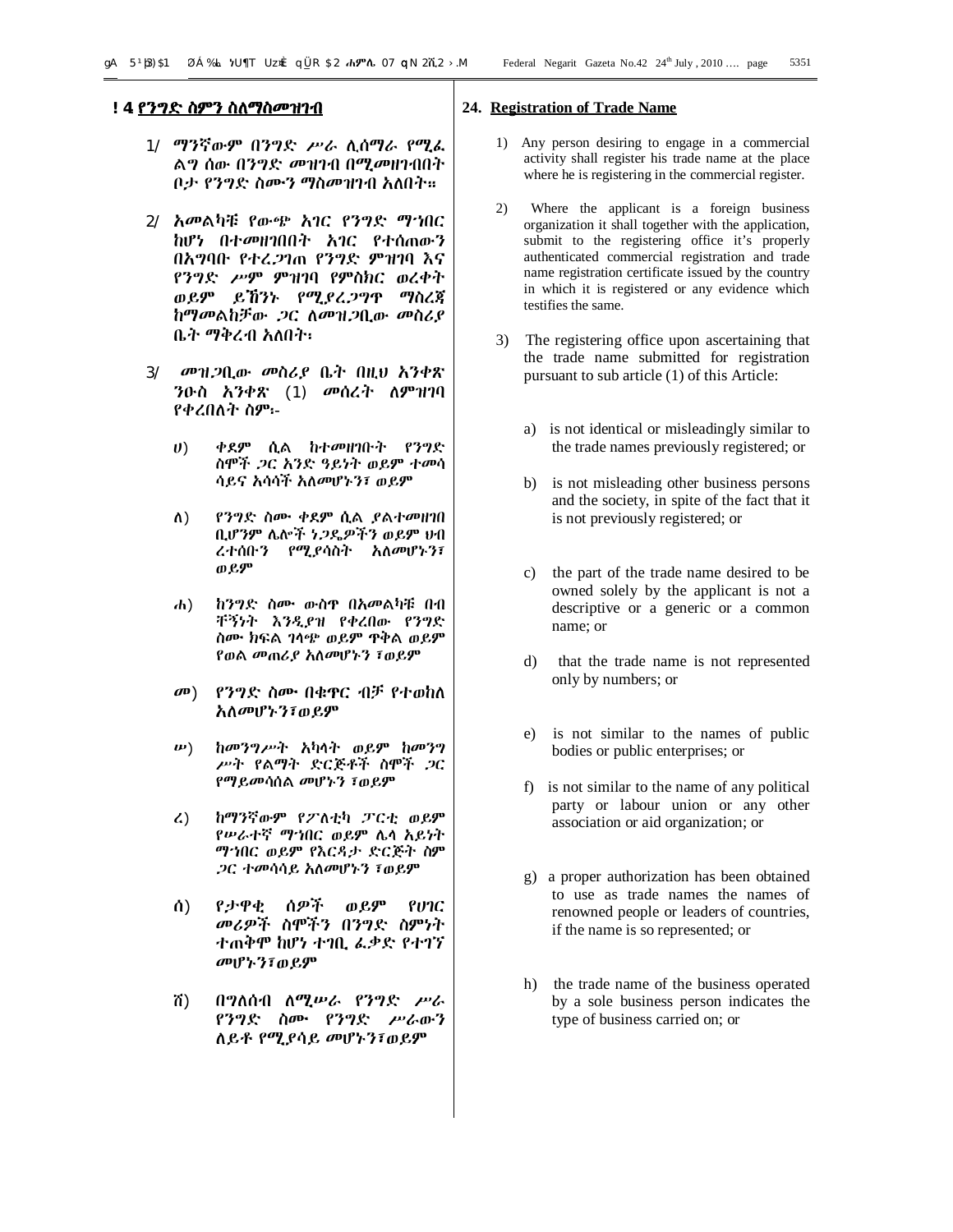## ፳፬. የንግድ ስምን ስለማስመዝገብ

1/ ማንኛውም በንግድ ሥራ ሊሰማራ የሚፈልግ ሰው በንግድ መዝገብ በሚመዘገብበት ቦታ የንግድ ስሙን ማስመዝገብ አለበት።

2/ አመልካቹ የውጭ አገር የንግድ ማኅበር ከሆነ በተመዘገበበት አገር የተሰጠውን በአግባቡ የተረጋገጠ የንግድ ምዝገባ እና የንግድ ሥም ምዝገባ የምስክር ወረቀት ወይም ይኸንኑ የሚያረጋግጥ ማስረጃ ከማመልከቻው ጋር ለመዝጋቢው መስሪያ ቤት ማቅረብ አለበት፥

3/ መዝጋቢው መስሪያ ቤት በዚህ አንቀጽ ንዑስ አንቀጽ (1) መሰረት ለምዝገባ የቀረበለት ስም፦

ሀ) ቀደም ሲል ከተመዘገቡት የንግድ ስሞች ጋር አንድ ዓይነት ወይም ተመሳሳይና አሳሳች አለመሆኑን፣ ወይም

ለ) የንግድ ስሙ ቀደም ሲል ያልተመዘገበ ቢሆንም ሌሎች ነጋዴዎችን ወይም ህብረተሰቡን የሚያሳስት አለመሆኑን፣ ወይም

ሐ) ከንግድ ስሙ ውስጥ በአመልካቹ በብቸኝነት እንዲያዝ የቀረበው የንግድ ስሙ ክፍል ገላጭ ወይም ጥቅል ወይም የወል መጠሪያ አለመሆኑን ፣ወይም

መ) የንግድ ስሙ በቁጥር ብቻ የተወከለ አለመሆኑን፣ወይም

ሠ) ከመንግሥት አካላት ወይም ከመንግሥት የልማት ድርጅቶች ስሞች ጋር የማይመሳሰል መሆኑን ፣ወይም

ረ) ከማንኛውም የፖለቲካ ፓርቲ ወይም የሠራተኛ ማኅበር ወይም ሌላ አይነት ማኅበር ወይም የእርዳታ ድርጅት ስም ጋር ተመሳሳይ አለመሆኑን ፣ወይም

ሰ) የታዋቂ ሰዎች ወይም የሀገር መሪዎች ስሞችን በንግድ ስምነት ተጠቅሞ ከሆነ ተገቢ ፈቃድ የተገኘ መሆኑን፣ወይም

ሸ) በግለሰብ ለሚሠራ የንግድ ሥራ የንግድ ስሙ የንግድ ሥራውን ለይቶ የሚያሳይ መሆኑን፣ወይም

## 24. Registration of Trade Name

1) Any person desiring to engage in a commercial activity shall register his trade name at the place where he is registering in the commercial register.

2) Where the applicant is a foreign business organization it shall together with the application, submit to the registering office it's properly authenticated commercial registration and trade name registration certificate issued by the country in which it is registered or any evidence which testifies the same.

3) The registering office upon ascertaining that the trade name submitted for registration pursuant to sub article (1) of this Article:

a) is not identical or misleadingly similar to the trade names previously registered; or

b) is not misleading other business persons and the society, in spite of the fact that it is not previously registered; or

c) the part of the trade name desired to be owned solely by the applicant is not a descriptive or a generic or a common name; or

d) that the trade name is not represented only by numbers; or

e) is not similar to the names of public bodies or public enterprises; or

f) is not similar to the name of any political party or labour union or any other association or aid organization; or

g) a proper authorization has been obtained to use as trade names the names of renowned people or leaders of countries, if the name is so represented; or

h) the trade name of the business operated by a sole business person indicates the type of business carried on; or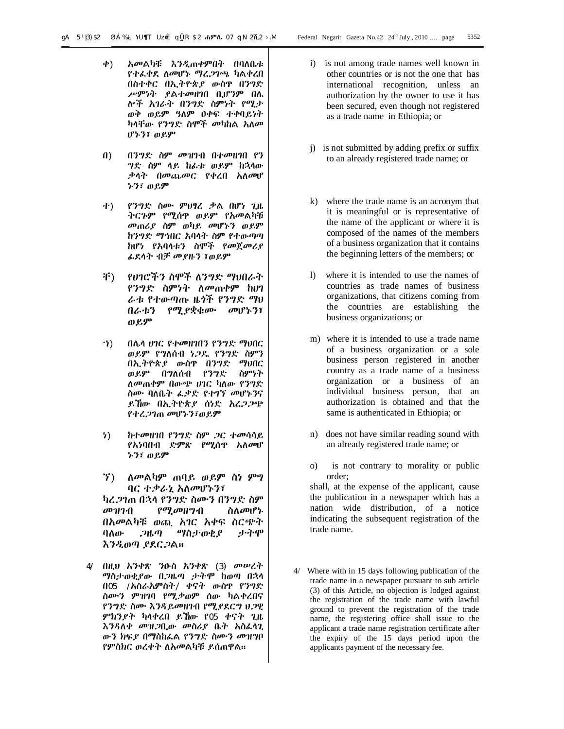ቀ) አመልካቹ እንዲጠቀምበት በባለቤቱ የተፈቀደ ለመሆኑ ማረጋገጫ ካልቀረበ በስተቀር በኢትዮጵያ ውስጥ በንግድ ሥምነት ያልተመዘገበ ቢሆንም በሌ ሎች አገራት በንግድ ስምነት የሚታ ወቅ ወይም ዓለም ዐቀፍ ተቀባይነት ካላቸው የንግድ ስሞች መካከል አለመ ሆኑን፣ ወይም

በ) በንግድ ስም መዝገብ በተመዘገበ የን ግድ ስም ላይ ከፊቱ ወይም ከኋላው ቃላት በመጨመር የቀረበ አለመሆ ኑን፣ ወይም

ተ) የንግድ ስሙ ምህፃረ ቃል በሆነ ጊዜ ትርጉም የሚሰጥ ወይም የአመልካቹ መጠሪያ ስም ወካይ መሆኑን ወይም ከንግድ ማኅበር አባላት ስም የተውጣጣ ከሆነ የአባላቱን ስሞች የመጀመሪያ ፊደላት ብቻ መያዙን ፣ወይም

ቸ) የሀገሮችን ስሞች ለንግድ ማህበራት የንግድ ስምነት ለመጠቀም ከሀገ ራቱ የተውጣጡ ዜጎች የንግድ ማህ በራቱን የሚያቋቁሙ መሆኑን፣ ወይም

ኀ) በሌላ ሀገር የተመዘገበን የንግድ ማህበር ወይም የግለሰብ ነጋዴ የንግድ ስምን በኢትዮጵያ ውስጥ በንግድ ማህበር ወይም በግለሰብ የንግድ ስምነት ለመጠቀም በውጭ ሀገር ካለው የንግድ ስሙ ባለቤት ፈቃድ የተገኘ መሆኑንና ይኸው በኢትዮጵያ ሰነድ አረጋጋጭ የተረጋገጠ መሆኑን፣ወይም

ነ) ከተመዘገበ የንግድ ስም ጋር ተመሳሳይ የአነባበብ ድምጽ የሚሰጥ አለመሆ ኑን፣ ወይም

ኘ) ለመልካም ጠባይ ወይም ስነ ምግ ባር ተቃራኒ አለመሆኑን፣

ካረጋገጠ በኋላ የንግድ ስሙን በንግድ ስም መዝገብ የሚመዘግብ ስለመሆኑ በአመልካቹ ወጪ አገር አቀፍ ስርጭት ባለው ጋዜጣ ማስታወቂያ ታትሞ እንዲወጣ ያደርጋል።

4/ በዚህ አንቀጽ ንዑስ አንቀጽ (3) መሠረት ማስታወቂያው በጋዜጣ ታትሞ ከወጣ በኋላ በ05 /አስራአምስት/ ቀናት ውስጥ የንግድ ስሙን ምዝገባ የሚቃወም ሰው ካልቀረበና የንግድ ስሙ እንዳይመዘገብ የሚያደርግ ህጋዊ ምክንያት ካላቀረበ ይኸው የ05 ቀናት ጊዜ እንዳለቀ መዝጋቢው መስሪያ ቤት አስፈላጊ ውን ክፍያ በማስከፈል የንግድ ስሙን መዝገቦ የምስክር ወረቀት ለአመልካቹ ይሰጠዋል።

i) is not among trade names well known in other countries or is not the one that has international recognition, unless an authorization by the owner to use it has been secured, even though not registered as a trade name in Ethiopia; or

j) is not submitted by adding prefix or suffix to an already registered trade name; or

k) where the trade name is an acronym that it is meaningful or is representative of the name of the applicant or where it is composed of the names of the members of a business organization that it contains the beginning letters of the members; or

l) where it is intended to use the names of countries as trade names of business organizations, that citizens coming from the countries are establishing the business organizations; or

m) where it is intended to use a trade name of a business organization or a sole business person registered in another country as a trade name of a business organization or a business of an individual business person, that an authorization is obtained and that the same is authenticated in Ethiopia; or

n) does not have similar reading sound with an already registered trade name; or

o) is not contrary to morality or public order;

shall, at the expense of the applicant, cause the publication in a newspaper which has a nation wide distribution, of a notice indicating the subsequent registration of the trade name.

4/ Where with in 15 days following publication of the trade name in a newspaper pursuant to sub article (3) of this Article, no objection is lodged against the registration of the trade name with lawful ground to prevent the registration of the trade name, the registering office shall issue to the applicant a trade name registration certificate after the expiry of the 15 days period upon the applicants payment of the necessary fee.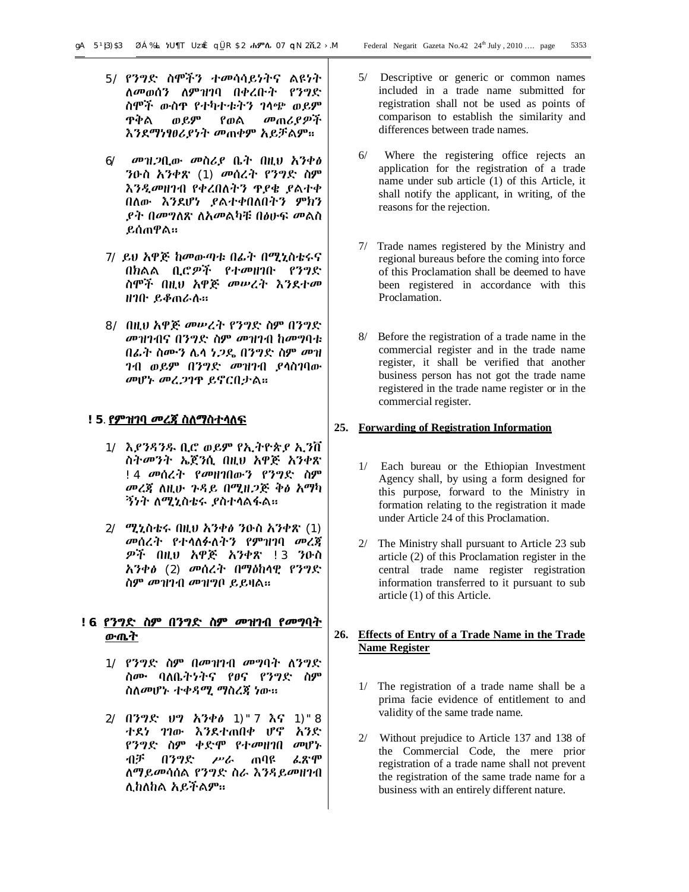5/ የንግድ ስሞችን ተመሳሳይነትና ልዩነት ለመወሰን ለምዝገባ በቀረቡት የንግድ ስሞች ውስጥ የተካተቱትን ገላጭ ወይም ጥቅል ወይም የወል መጠሪያዎች እንደማነፃፀሪያነት መጠቀም አይቻልም፡፡

6/ መዝጋቢው መስሪያ ቤት በዚህ አንቀፅ ንዑስ አንቀጽ (1) መሰረት የንግድ ስም እንዲመዘገብ የቀረበለትን ጥያቄ ያልተቀበለው እንደሆነ ያልተቀበለበትን ምክንያት በመግለጽ ለአመልካቹ በፅሁፍ መልስ ይሰጠዋል፡፡

7/ ይህ አዋጅ ከመውጣቱ በፊት በሚኒስቴሩና በክልል ቢሮዎች የተመዘገቡ የንግድ ስሞች በዚህ አዋጅ መሠረት እንደተመ ዘገቡ ይቆጠራሉ፡፡

8/ በዚህ አዋጅ መሠረት የንግድ ስም በንግድ መዝገብና በንግድ ስም መዝገብ ከመግባቱ በፊት ስሙን ሌላ ነጋዴ በንግድ ስም መዝ ገብ ወይም በንግድ መዝገብ ያላስገባው መሆኑ መረጋገጥ ይኖርበታል፡፡

## ፳፭. የምዝገባ መረጃ ስለማስተላለፍ

1/ እያንዳንዱ ቢሮ ወይም የኢትዮጵያ ኢንቨ ስትመንት ኤጀንሲ በዚህ አዋጅ አንቀጽ ፳፬ መሰረት የመዘገበውን የንግድ ስም መረጃ ለዚሁ ጉዳይ በሚዘጋጅ ቅፅ አማካ ኝነት ለሚኒስቴሩ ያስተላልፋል፡፡

2/ ሚኒስቴሩ በዚህ አንቀፅ ንዑስ አንቀጽ (1) መሰረት የተላለፉለትን የምዝገባ መረጃ ዎች በዚህ አዋጅ አንቀጽ ፳፫ ንዑስ አንቀፅ (2) መሰረት በማዕከላዊ የንግድ ስም መዝገብ መዝግቦ ይይዛል፡፡

## ፳፮. የንግድ ስም በንግድ ስም መዝገብ የመግባት ውጤት

1/ የንግድ ስም በመዝገብ መግባት ለንግድ ስሙ ባለቤትነትና የፀና የንግድ ስም ስለመሆኑ ተቀዳሚ ማስረጃ ነው፡፡

2/ በንግድ ህግ አንቀፅ ፩፻፴፯ እና ፩፻፴፰ ተደነ ገገው እንደተጠበቀ ሆኖ አንድ የንግድ ስም ቀድሞ የተመዘገበ መሆኑ ብቻ በንግድ ሥራ ጠባዩ ፈጽሞ ለማይመሳሰል የንግድ ስራ እንዳይመዘገብ ሊከለከል አይችልም፡፡

5/ Descriptive or generic or common names included in a trade name submitted for registration shall not be used as points of comparison to establish the similarity and differences between trade names.

6/ Where the registering office rejects an application for the registration of a trade name under sub article (1) of this Article, it shall notify the applicant, in writing, of the reasons for the rejection.

7/ Trade names registered by the Ministry and regional bureaus before the coming into force of this Proclamation shall be deemed to have been registered in accordance with this Proclamation.

8/ Before the registration of a trade name in the commercial register and in the trade name register, it shall be verified that another business person has not got the trade name registered in the trade name register or in the commercial register.

## 25. Forwarding of Registration Information

1/ Each bureau or the Ethiopian Investment Agency shall, by using a form designed for this purpose, forward to the Ministry in formation relating to the registration it made under Article 24 of this Proclamation.

2/ The Ministry shall pursuant to Article 23 sub article (2) of this Proclamation register in the central trade name register registration information transferred to it pursuant to sub article (1) of this Article.

## 26. Effects of Entry of a Trade Name in the Trade Name Register

1/ The registration of a trade name shall be a prima facie evidence of entitlement to and validity of the same trade name.

2/ Without prejudice to Article 137 and 138 of the Commercial Code, the mere prior registration of a trade name shall not prevent the registration of the same trade name for a business with an entirely different nature.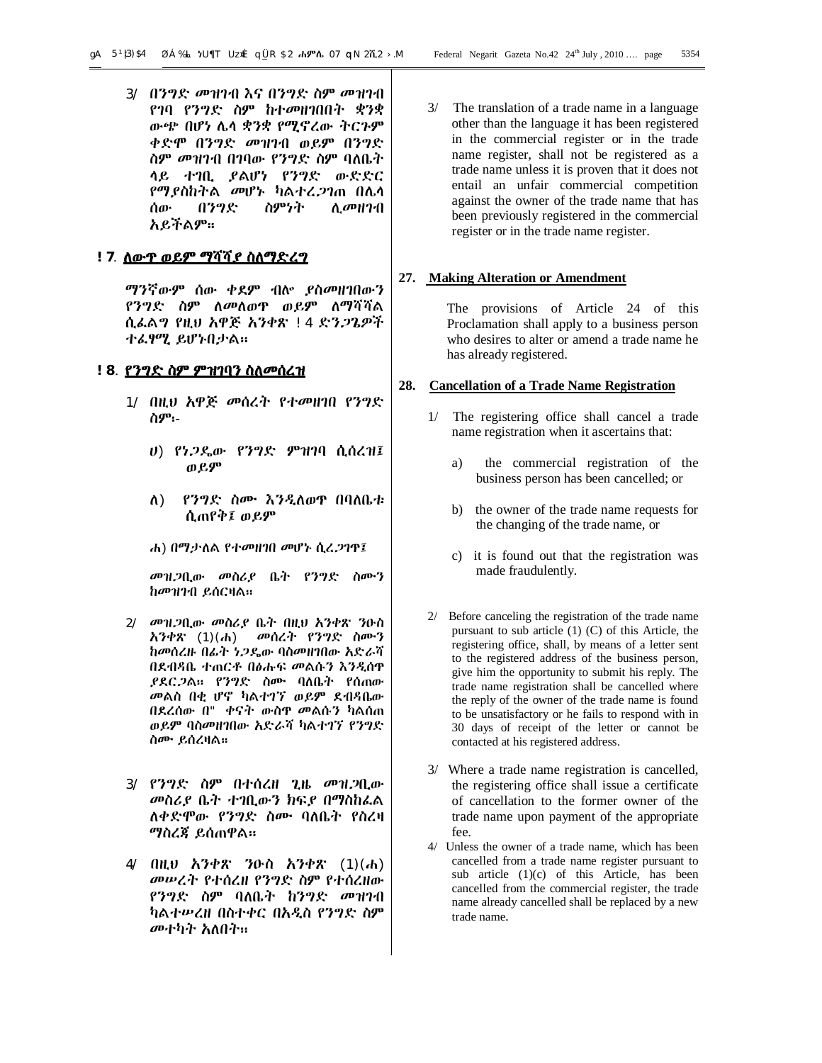3/ በንግድ መዝገብ እና በንግድ ስም መዝገብ የገባ የንግድ ስም ከተመዘገበበት ቋንቋ ውጭ በሆነ ሌላ ቋንቋ የሚኖረው ትርጉም ቀድሞ በንግድ መዝገብ ወይም በንግድ ስም መዝገብ በገባው የንግድ ስም ባለቤት ላይ ተገቢ ያልሆነ የንግድ ውድድር የማያስከትል መሆኑ ካልተረጋገጠ በሌላ ሰው በንግድ ስምነት ሊመዘገብ አይችልም።

## ፳፯. ለውጥ ወይም ማሻሻያ ስለማድረግ

ማንኛውም ሰው ቀደም ብሎ ያስመዘገበውን የንግድ ስም ለመለወጥ ወይም ለማሻሻል ሲፈልግ የዚህ አዋጅ አንቀጽ ፳፬ ድንጋጌዎች ተፈፃሚ ይሆኑበታል።

## ፳፰. የንግድ ስም ምዝገባን ስለመሰረዝ

1/ በዚህ አዋጅ መሰረት የተመዘገበ የንግድ ስም፡-

ሀ) የነጋዴው የንግድ ምዝገባ ሲሰረዝ፤ ወይም

ለ) የንግድ ስሙ እንዲለወጥ በባለቤቱ ሲጠየቅ፤ ወይም

ሐ) በማታለል የተመዘገበ መሆኑ ሲረጋገጥ፤

መዝጋቢው መስሪያ ቤት የንግድ ስሙን ከመዝገብ ይሰርዛል።

2/ መዝጋቢው መስሪያ ቤት በዚህ አንቀጽ ንዑስ አንቀጽ (1)(ሐ) መሰረት የንግድ ስሙን ከመሰረዙ በፊት ነጋዴው ባስመዘገበው አድራሻ በደብዳቤ ተጠርቶ በፅሑፍ መልሱን እንዲሰጥ ያደርጋል። የንግድ ስሙ ባለቤት የሰጠው መልስ በቂ ሆኖ ካልተገኘ ወይም ደብዳቤው በደረሰው በ፴ ቀናት ውስጥ መልሱን ካልሰጠ ወይም ባስመዘገበው አድራሻ ካልተገኘ የንግድ ስሙ ይሰረዛል።

3/ የንግድ ስም በተሰረዘ ጊዜ መዝጋቢው መስሪያ ቤት ተገቢውን ክፍያ በማስከፈል ለቀድሞው የንግድ ስሙ ባለቤት የስረዛ ማስረጃ ይሰጠዋል።

4/ በዚህ አንቀጽ ንዑስ አንቀጽ (1)(ሐ) መሠረት የተሰረዘ የንግድ ስም የተሰረዘው የንግድ ስም ባለቤት ከንግድ መዝገብ ካልተሠረዘ በስተቀር በአዲስ የንግድ ስም መተካት አለበት።

3/ The translation of a trade name in a language other than the language it has been registered in the commercial register or in the trade name register, shall not be registered as a trade name unless it is proven that it does not entail an unfair commercial competition against the owner of the trade name that has been previously registered in the commercial register or in the trade name register.

## 27. Making Alteration or Amendment

The provisions of Article 24 of this Proclamation shall apply to a business person who desires to alter or amend a trade name he has already registered.

## 28. Cancellation of a Trade Name Registration

1/ The registering office shall cancel a trade name registration when it ascertains that:

a) the commercial registration of the business person has been cancelled; or

b) the owner of the trade name requests for the changing of the trade name, or

c) it is found out that the registration was made fraudulently.

2/ Before canceling the registration of the trade name pursuant to sub article (1) (C) of this Article, the registering office, shall, by means of a letter sent to the registered address of the business person, give him the opportunity to submit his reply. The trade name registration shall be cancelled where the reply of the owner of the trade name is found to be unsatisfactory or he fails to respond with in 30 days of receipt of the letter or cannot be contacted at his registered address.

3/ Where a trade name registration is cancelled, the registering office shall issue a certificate of cancellation to the former owner of the trade name upon payment of the appropriate fee.

4/ Unless the owner of a trade name, which has been cancelled from a trade name register pursuant to sub article (1)(c) of this Article, has been cancelled from the commercial register, the trade name already cancelled shall be replaced by a new trade name.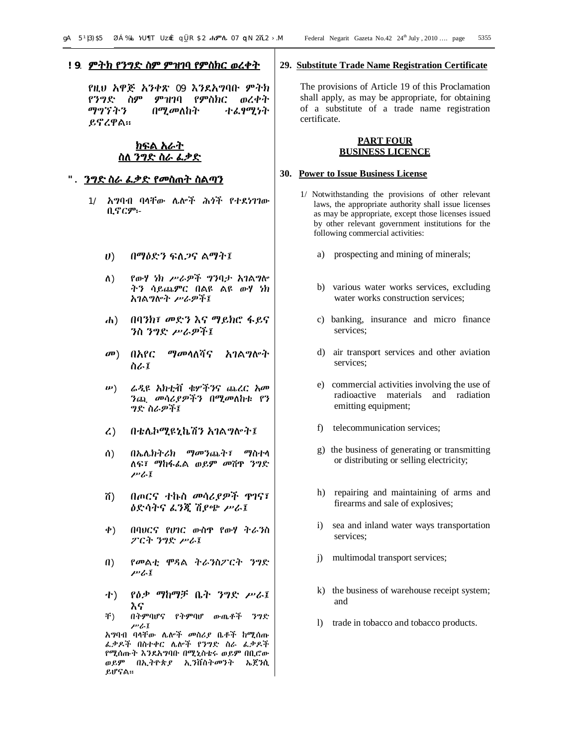## ፲፱. ምትክ የንግድ ስም ምዝገባ የምስክር ወረቀት

የዚህ አዋጅ አንቀጽ 09 እንደአግባቡ ምትክ የንግድ ስም ምዝገባ የምስክር ወረቀት ማግኘትን በሚመለከት ተፈፃሚነት ይኖረዋል።

## ክፍል አራት
## ስለ ንግድ ስራ ፈቃድ

## ፴. ንግድ ስራ ፈቃድ የመስጠት ስልጣን

1/ አግባብ ባላቸው ሌሎች ሕጎች የተደነገገው ቢኖርም፡-

ሀ) በማዕድን ፍለጋና ልማት፤

ለ) የውሃ ነክ ሥራዎች ግንባታ አገልግሎትን ሳይጨምር በልዩ ልዩ ውሃ ነክ አገልግሎት ሥራዎች፤

ሐ) በባንክ፣ መድን እና ማይክሮ ፋይናንስ ንግድ ሥራዎች፤

መ) በአየር ማመላለሻና አገልግሎት ስራ፤

ሠ) ሬዲዮ አክቲቭ ቁሦችንና ጨረር አመንጪ መሳሪያዎችን በሚመለከቱ የንግድ ስራዎች፤

ረ) በቴሌኮሚዩኒኬሽን አገልግሎት፤

ሰ) በኤሌክትሪክ ማመንጨት፣ ማስተላለፍ፣ ማከፋፈል ወይም መሸጥ ንግድ ሥራ፤

ሸ) በጦርና ተኩስ መሳሪያዎች ጥገና፣ ዕድሳትና ፈንጂ ሽያጭ ሥራ፤

ቀ) በባህርና የሀገር ውስጥ የውሃ ትራንስፖርት ንግድ ሥራ፤

በ) የመልቲ ሞዳል ትራንስፖርት ንግድ ሥራ፤

ተ) የዕቃ ማከማቻ ቤት ንግድ ሥራ፤ እና

ቸ) በትምባሆና የትምባሆ ውጤቶች ንግድ ሥራ፤

አግባብ ባላቸው ሌሎች መስሪያ ቤቶች ከሚሰጡ ፈቃዶች በስተቀር ሌሎች የንግድ ስራ ፈቃዶች የሚሰጡት እንደአግባቡ በሚኒስቴሩ ወይም በቢሮው ወይም በኢትዮጵያ ኢንቨስትመንት ኤጀንሲ ይሆናል።

## 29. Substitute Trade Name Registration Certificate

The provisions of Article 19 of this Proclamation shall apply, as may be appropriate, for obtaining of a substitute of a trade name registration certificate.

## PART FOUR
## BUSINESS LICENCE

## 30. Power to Issue Business License

1/ Notwithstanding the provisions of other relevant laws, the appropriate authority shall issue licenses as may be appropriate, except those licenses issued by other relevant government institutions for the following commercial activities:

a) prospecting and mining of minerals;

b) various water works services, excluding water works construction services;

c) banking, insurance and micro finance services;

d) air transport services and other aviation services;

e) commercial activities involving the use of radioactive materials and radiation emitting equipment;

f) telecommunication services;

g) the business of generating or transmitting or distributing or selling electricity;

h) repairing and maintaining of arms and firearms and sale of explosives;

i) sea and inland water ways transportation services;

j) multimodal transport services;

k) the business of warehouse receipt system; and

l) trade in tobacco and tobacco products.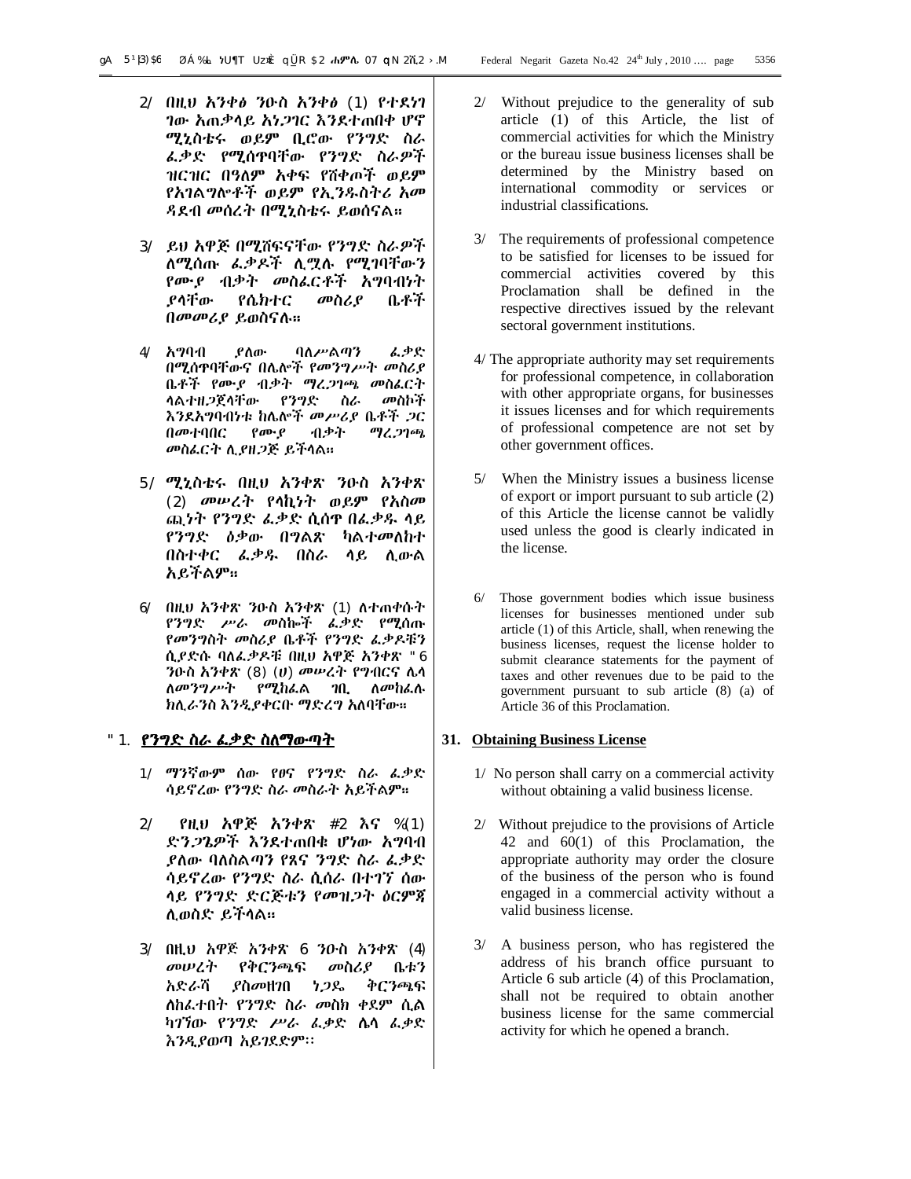2/ በዚህ አንቀፅ ንዑስ አንቀፅ (1) የተደነገገው አጠቃላይ አነጋገር እንደተጠበቀ ሆኖ ሚኒስቴሩ ወይም ቢሮው የንግድ ስራ ፈቃድ የሚሰጥባቸው የንግድ ስራዎች ዝርዝር በዓለም አቀፍ የሸቀጦች ወይም የአገልግሎቶች ወይም የኢንዱስትሪ አመዳደብ መሰረት በሚኒስቴሩ ይወሰናል።

3/ ይህ አዋጅ በሚሸፍናቸው የንግድ ስራዎች ለሚሰጡ ፈቃዶች ሊሟሉ የሚገባቸውን የሙያ ብቃት መስፈርቶች አግባብነት ያላቸው የሴክተር መስሪያ ቤቶች በመመሪያ ይወስናሉ።

4/ አግባብ ያለው ባለሥልጣን ፈቃድ በሚሰጥባቸውና በሌሎች የመንግሥት መስሪያ ቤቶች የሙያ ብቃት ማረጋገጫ መስፈርት ላልተዘጋጀላቸው የንግድ ስራ መስኮች እንደአግባብነቱ ከሌሎች መሥሪያ ቤቶች ጋር በመተባበር የሙያ ብቃት ማረጋገጫ መስፈርት ሊያዘጋጅ ይችላል።

5/ ሚኒስቴሩ በዚህ አንቀጽ ንዑስ አንቀጽ (2) መሠረት የላኪነት ወይም የአስመጪነት የንግድ ፈቃድ ሲሰጥ በፈቃዱ ላይ የንግድ ዕቃው በግልጽ ካልተመለከተ በስተቀር ፈቃዱ በስራ ላይ ሊውል አይችልም።

6/ በዚህ አንቀጽ ንዑስ አንቀጽ (1) ለተጠቀሱት የንግድ ሥራ መስኮች ፈቃድ የሚሰጡ የመንግስት መስሪያ ቤቶች የንግድ ፈቃዶቹን ሲያድሱ ባለፈቃዶቹ በዚህ አዋጅ አንቀጽ 36 ንዑስ አንቀጽ (8) (ሀ) መሠረት የግብርና ሌላ ለመንግሥት የሚከፈል ገቢ ለመከፈሉ ክሊራንስ እንዲያቀርቡ ማድረግ አለባቸው።

## 31. የንግድ ስራ ፈቃድ ስለማውጣት

1/ ማንኛውም ሰው የፀና የንግድ ስራ ፈቃድ ሳይኖረው የንግድ ስራ መስራት አይችልም።

2/ የዚህ አዋጅ አንቀጽ 42 እና 60(1) ድንጋጌዎች እንደተጠበቁ ሆነው አግባብ ያለው ባለስልጣን የጸና ንግድ ስራ ፈቃድ ሳይኖረው የንግድ ስራ ሲሰራ በተገኘ ሰው ላይ የንግድ ድርጅቱን የመዝጋት ዕርምጃ ሊወስድ ይችላል።

3/ በዚህ አዋጅ አንቀጽ 6 ንዑስ አንቀጽ (4) መሠረት የቅርንጫፍ መስሪያ ቤቱን አድራሻ ያስመዘገበ ነጋዴ ቅርንጫፍ ለከፈተበት የንግድ ስራ መስክ ቀደም ሲል ካገኘው የንግድ ሥራ ፈቃድ ሌላ ፈቃድ እንዲያወጣ አይገደድም፡፡

2/ Without prejudice to the generality of sub article (1) of this Article, the list of commercial activities for which the Ministry or the bureau issue business licenses shall be determined by the Ministry based on international commodity or services or industrial classifications.

3/ The requirements of professional competence to be satisfied for licenses to be issued for commercial activities covered by this Proclamation shall be defined in the respective directives issued by the relevant sectoral government institutions.

4/ The appropriate authority may set requirements for professional competence, in collaboration with other appropriate organs, for businesses it issues licenses and for which requirements of professional competence are not set by other government offices.

5/ When the Ministry issues a business license of export or import pursuant to sub article (2) of this Article the license cannot be validly used unless the good is clearly indicated in the license.

6/ Those government bodies which issue business licenses for businesses mentioned under sub article (1) of this Article, shall, when renewing the business licenses, request the license holder to submit clearance statements for the payment of taxes and other revenues due to be paid to the government pursuant to sub article (8) (a) of Article 36 of this Proclamation.

## 31. Obtaining Business License

1/ No person shall carry on a commercial activity without obtaining a valid business license.

2/ Without prejudice to the provisions of Article 42 and 60(1) of this Proclamation, the appropriate authority may order the closure of the business of the person who is found engaged in a commercial activity without a valid business license.

3/ A business person, who has registered the address of his branch office pursuant to Article 6 sub article (4) of this Proclamation, shall not be required to obtain another business license for the same commercial activity for which he opened a branch.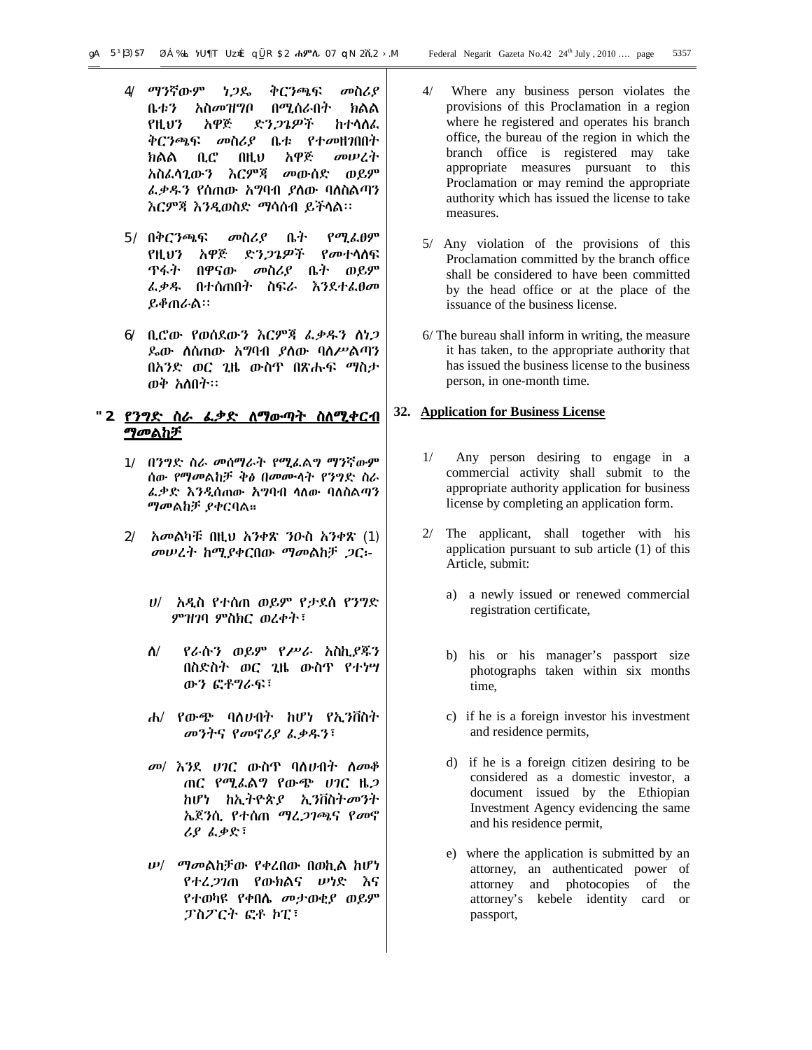4/ ማንኛውም ነጋዴ ቅርንጫፍ መስሪያ ቤቱን አስመዝግቦ በሚሰራበት ክልል የዚህን አዋጅ ድንጋጌዎች ከተላለፈ ቅርንጫፍ መስሪያ ቤቱ የተመዘገበበት ክልል ቢሮ በዚህ አዋጅ መሠረት አስፈላጊውን እርምጃ መውሰድ ወይም ፈቃዱን የሰጠው አግባብ ያለው ባለስልጣን እርምጃ እንዲወስድ ማሳሰብ ይችላል፡፡

5/ በቅርንጫፍ መስሪያ ቤት የሚፈፀም የዚህን አዋጅ ድንጋጌዎች የመተላለፍ ጥፋት በዋናው መስሪያ ቤት ወይም ፈቃዱ በተሰጠበት ስፍራ እንደተፈፀመ ይቆጠራል፡፡

6/ ቢሮው የወሰደውን እርምጃ ፈቃዱን ለነጋዴው ለሰጠው አግባብ ያለው ባለሥልጣን በአንድ ወር ጊዜ ውስጥ በጽሑፍ ማስታወቅ አለበት፡፡

## ፴፪. የንግድ ስራ ፈቃድ ለማውጣት ስለሚቀርብ ማመልከቻ

1/ በንግድ ስራ መሰማራት የሚፈልግ ማንኛውም ሰው የማመልከቻ ቅፅ በመሙላት የንግድ ስራ ፈቃድ እንዲሰጠው አግባብ ላለው ባለስልጣን ማመልከቻ ያቀርባል።

2/ አመልካቹ በዚህ አንቀጽ ንዑስ አንቀጽ (1) መሠረት ከሚያቀርበው ማመልከቻ ጋር፦

ሀ/ አዲስ የተሰጠ ወይም የታደሰ የንግድ ምዝገባ ምስክር ወረቀት፣

ለ/ የራሱን ወይም የሥራ አስኪያጁን በስድስት ወር ጊዜ ውስጥ የተነሣውን ፎቶግራፍ፣

ሐ/ የውጭ ባለሀብት ከሆነ የኢንቨስትመንትና የመኖሪያ ፈቃዱን፣

መ/ እንደ ሀገር ውስጥ ባለሀብት ለመቆጠር የሚፈልግ የውጭ ሀገር ዜጋ ከሆነ ከኢትዮጵያ ኢንቨስትመንት ኤጀንሲ የተሰጠ ማረጋገጫና የመኖሪያ ፈቃድ፣

ሠ/ ማመልከቻው የቀረበው በወኪል ከሆነ የተረጋገጠ የውክልና ሠነድ እና የተወካዩ የቀበሌ መታወቂያ ወይም ፓስፖርት ፎቶ ኮፒ፣

4/ Where any business person violates the provisions of this Proclamation in a region where he registered and operates his branch office, the bureau of the region in which the branch office is registered may take appropriate measures pursuant to this Proclamation or may remind the appropriate authority which has issued the license to take measures.

5/ Any violation of the provisions of this Proclamation committed by the branch office shall be considered to have been committed by the head office or at the place of the issuance of the business license.

6/ The bureau shall inform in writing, the measure it has taken, to the appropriate authority that has issued the business license to the business person, in one-month time.

## 32. Application for Business License

1/ Any person desiring to engage in a commercial activity shall submit to the appropriate authority application for business license by completing an application form.

2/ The applicant, shall together with his application pursuant to sub article (1) of this Article, submit:

a) a newly issued or renewed commercial registration certificate,

b) his or his manager's passport size photographs taken within six months time,

c) if he is a foreign investor his investment and residence permits,

d) if he is a foreign citizen desiring to be considered as a domestic investor, a document issued by the Ethiopian Investment Agency evidencing the same and his residence permit,

e) where the application is submitted by an attorney, an authenticated power of attorney and photocopies of the attorney's kebele identity card or passport,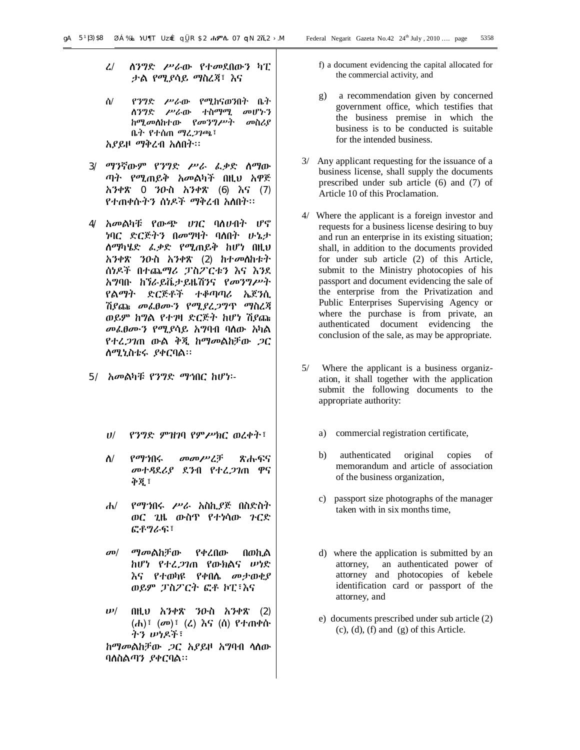ረ/ ለንግድ ሥራው የተመደበውን ካፒታል የሚያሳይ ማስረጃ፣ እና

ሰ/ የንግድ ሥራው የሚከናወንበት ቤት ለንግድ ሥራው ተስማሚ መሆኑን ከሚመለከተው የመንግሥት መስሪያ ቤት የተሰጠ ማረጋገጫ፣

አያይዞ ማቅረብ አለበት፡፡

3/ ማንኛውም የንግድ ሥራ ፈቃድ ለማውጣት የሚጠይቅ አመልካች በዚህ አዋጅ አንቀጽ 0 ንዑስ አንቀጽ (6) እና (7) የተጠቀሱትን ሰነዶች ማቅረብ አለበት፡፡

4/ አመልካቹ የውጭ ሀገር ባለሀብት ሆኖ ነባር ድርጅትን በመግዛት ባለበት ሁኔታ ለማካሄድ ፈቃድ የሚጠይቅ ከሆነ በዚህ አንቀጽ ንዑስ አንቀጽ (2) ከተመለከቱት ሰነዶች በተጨማሪ ፓስፖርቱን እና እንደ አግባቡ ከፕራይቬታይዜሽንና የመንግሥት የልማት ድርጅቶች ተቆጣጣሪ ኤጀንሲ ሽያጩ መፈፀሙን የሚያረጋግጥ ማስረጃ ወይም ከግል የተገዛ ድርጅት ከሆነ ሽያጩ መፈፀሙን የሚያሳይ አግባብ ባለው አካል የተረጋገጠ ውል ቅጂ ከማመልከቻው ጋር ለሚኒስቴሩ ያቀርባል፡፡

5/ አመልካቹ የንግድ ማኅበር ከሆነ፡-

ሀ/ የንግድ ምዝገባ የምሥክር ወረቀት፣

ለ/ የማኅበሩ መመሥረቻ ጽሑፍና መተዳደሪያ ደንብ የተረጋገጠ ዋና ቅጂ፣

ሐ/ የማኅበሩ ሥራ አስኪያጅ በስድስት ወር ጊዜ ውስጥ የተነሳው ጉርድ ፎቶግራፍ፣

መ/ ማመልከቻው የቀረበው በወኪል ከሆነ የተረጋገጠ የውክልና ሠነድ እና የተወካዩ የቀበሌ መታወቂያ ወይም ፓስፖርት ፎቶ ኮፒ፣እና

ሠ/ በዚህ አንቀጽ ንዑስ አንቀጽ (2) (ሐ)፣ (መ)፣ (ረ) እና (ሰ) የተጠቀሱትን ሠነዶች፣

ከማመልከቻው ጋር አያይዞ አግባብ ላለው ባለስልጣን ያቀርባል፡፡

f) a document evidencing the capital allocated for the commercial activity, and

g) a recommendation given by concerned government office, which testifies that the business premise in which the business is to be conducted is suitable for the intended business.

3/ Any applicant requesting for the issuance of a business license, shall supply the documents prescribed under sub article (6) and (7) of Article 10 of this Proclamation.

4/ Where the applicant is a foreign investor and requests for a business license desiring to buy and run an enterprise in its existing situation; shall, in addition to the documents provided for under sub article (2) of this Article, submit to the Ministry photocopies of his passport and document evidencing the sale of the enterprise from the Privatization and Public Enterprises Supervising Agency or where the purchase is from private, an authenticated document evidencing the conclusion of the sale, as may be appropriate.

5/ Where the applicant is a business organization, it shall together with the application submit the following documents to the appropriate authority:

a) commercial registration certificate,

b) authenticated original copies of memorandum and article of association of the business organization,

c) passport size photographs of the manager taken with in six months time,

d) where the application is submitted by an attorney, an authenticated power of attorney and photocopies of kebele identification card or passport of the attorney, and

e) documents prescribed under sub article (2) (c), (d), (f) and (g) of this Article.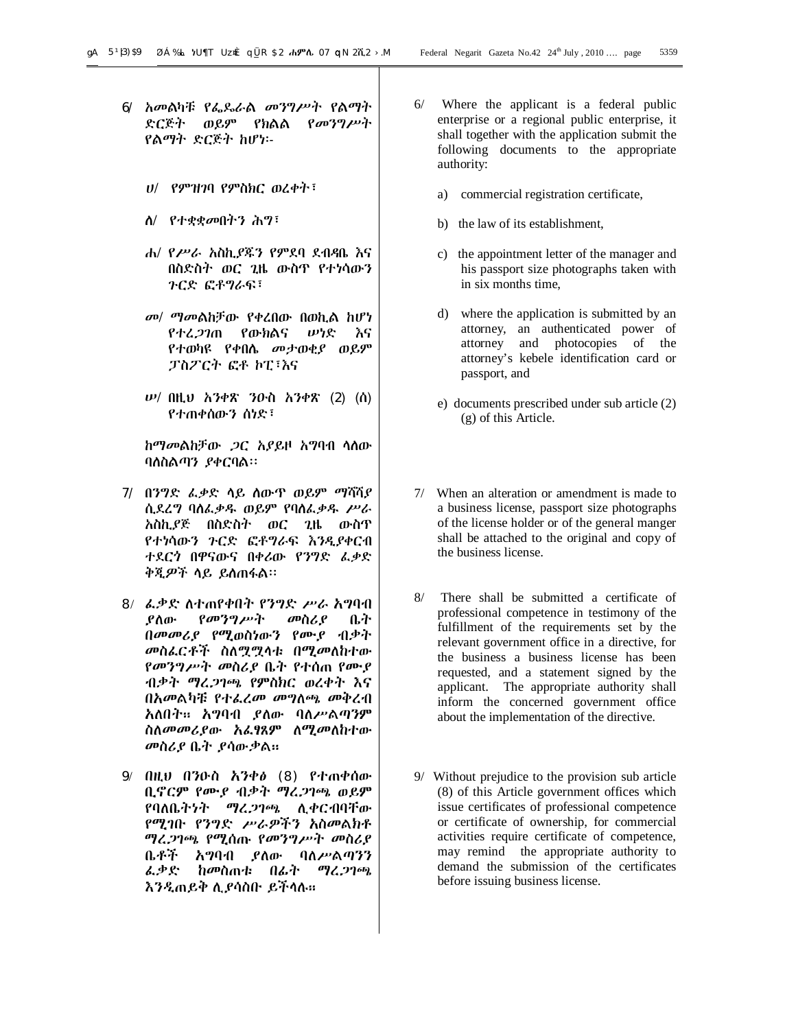6/ አመልካቹ የፌዴራል መንግሥት የልማት ድርጅት ወይም የክልል የመንግሥት የልማት ድርጅት ከሆነ፡-

ሀ/ የምዝገባ የምስክር ወረቀት፣

ለ/ የተቋቋመበትን ሕግ፣

ሐ/ የሥራ አስኪያጁን የምደባ ደብዳቤ እና በስድስት ወር ጊዜ ውስጥ የተነሳውን ጉርድ ፎቶግራፍ፣

መ/ ማመልከቻው የቀረበው በወኪል ከሆነ የተረጋገጠ የውክልና ሠነድ እና የተወካዩ የቀበሌ መታወቂያ ወይም ፓስፖርት ፎቶ ኮፒ፣እና

ሠ/ በዚህ አንቀጽ ንዑስ አንቀጽ (2) (ሰ) የተጠቀሰውን ሰነድ፣

ከማመልከቻው ጋር አያይዞ አግባብ ላለው ባለስልጣን ያቀርባል፡፡

7/ በንግድ ፈቃድ ላይ ለውጥ ወይም ማሻሻያ ሲደረግ ባለፈቃዱ ወይም የባለፈቃዱ ሥራ አስኪያጅ በስድስት ወር ጊዜ ውስጥ የተነሳውን ጉርድ ፎቶግራፍ እንዲያቀርብ ተደርጎ በዋናውና በቀሪው የንግድ ፈቃድ ቅጂዎች ላይ ይለጠፋል፡፡

8/ ፈቃድ ለተጠየቀበት የንግድ ሥራ አግባብ ያለው የመንግሥት መስሪያ ቤት በመመሪያ የሚወስነውን የሙያ ብቃት መስፈርቶች ስለሟሟላቱ በሚመለከተው የመንግሥት መስሪያ ቤት የተሰጠ የሙያ ብቃት ማረጋገጫ የምስክር ወረቀት እና በአመልካቹ የተፈረመ መግለጫ መቅረብ አለበት። አግባብ ያለው ባለሥልጣንም ስለመመሪያው አፈፃጸም ለሚመለከተው መስሪያ ቤት ያሳውቃል።

9/ በዚህ በንዑስ አንቀፅ (8) የተጠቀሰው ቢኖርም የሙያ ብቃት ማረጋገጫ ወይም የባለቤትነት ማረጋገጫ ሊቀርብባቸው የሚገቡ የንግድ ሥራዎችን አስመልክቶ ማረጋገጫ የሚሰጡ የመንግሥት መስሪያ ቤቶች አግባብ ያለው ባለሥልጣንን ፈቃድ ከመስጠቱ በፊት ማረጋገጫ እንዲጠይቅ ሊያሳስቡ ይችላሉ።

6/ Where the applicant is a federal public enterprise or a regional public enterprise, it shall together with the application submit the following documents to the appropriate authority:

a) commercial registration certificate,

b) the law of its establishment,

c) the appointment letter of the manager and his passport size photographs taken with in six months time,

d) where the application is submitted by an attorney, an authenticated power of attorney and photocopies of the attorney's kebele identification card or passport, and

e) documents prescribed under sub article (2) (g) of this Article.

7/ When an alteration or amendment is made to a business license, passport size photographs of the license holder or of the general manger shall be attached to the original and copy of the business license.

8/ There shall be submitted a certificate of professional competence in testimony of the fulfillment of the requirements set by the relevant government office in a directive, for the business a business license has been requested, and a statement signed by the applicant. The appropriate authority shall inform the concerned government office about the implementation of the directive.

9/ Without prejudice to the provision sub article (8) of this Article government offices which issue certificates of professional competence or certificate of ownership, for commercial activities require certificate of competence, may remind the appropriate authority to demand the submission of the certificates before issuing business license.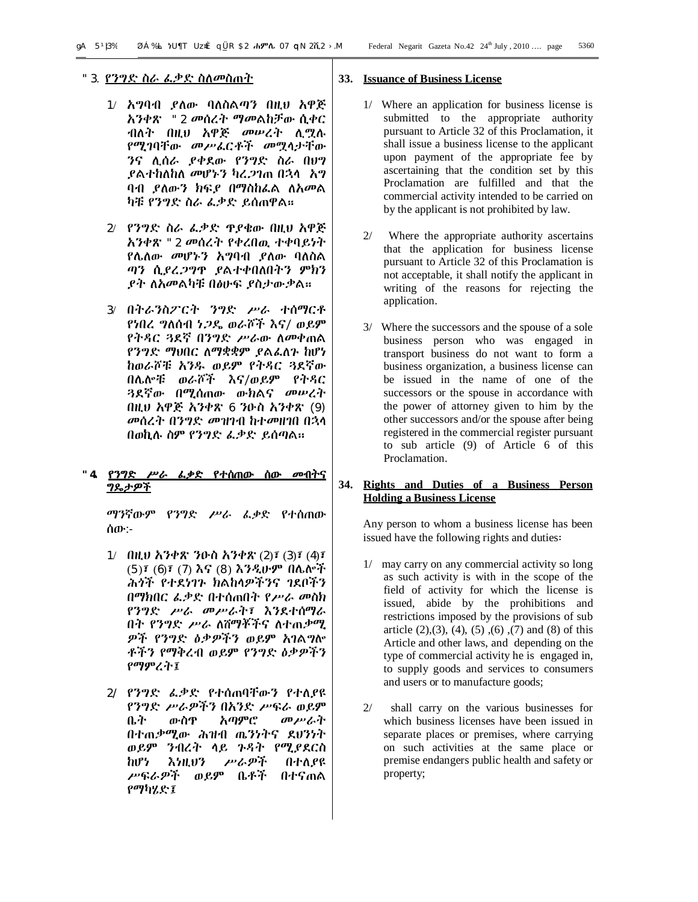## ፴፫. የንግድ ስራ ፈቃድ ስለመስጠት

1/ አግባብ ያለው ባለስልጣን በዚህ አዋጅ አንቀጽ ፴፪ መሰረት ማመልከቻው ሲቀርብለት በዚህ አዋጅ መሠረት ሊሟሉ የሚገባቸው መሥፈርቶች መሟላታቸው ንና ሊሰራ ያቀደው የንግድ ስራ በህግ ያልተከለከለ መሆኑን ካረጋገጠ በኋላ አግ ባብ ያለውን ክፍያ በማስከፈል ለአመል ካቹ የንግድ ስራ ፈቃድ ይሰጠዋል።

2/ የንግድ ስራ ፈቃድ ጥያቄው በዚህ አዋጅ አንቀጽ ፴፪ መሰረት የቀረበዉ ተቀባይነት የሌለው መሆኑን አግባብ ያለው ባለስል ጣን ሲያረጋግጥ ያልተቀበለበትን ምክን ያት ለአመልካቹ በፅሁፍ ያስታውቃል።

3/ በትራንስፖርት ንግድ ሥራ ተሰማርቶ የነበረ ግለሰብ ነጋዴ ወራሾች እና/ ወይም የትዳር ጓደኛ በንግድ ሥራው ለመቀጠል የንግድ ማህበር ለማቋቋም ያልፈለጉ ከሆነ ከወራሾቹ አንዱ ወይም የትዳር ጓደኛው በሌሎቹ ወራሾች እና/ወይም የትዳር ጓደኛው በሚሰጠው ውክልና መሠረት በዚህ አዋጅ አንቀጽ ፮ ንዑስ አንቀጽ (፱) መሰረት በንግድ መዝገብ ከተመዘገበ በኋላ በወኪሉ ስም የንግድ ፈቃድ ይሰጣል።

## ፴፬. የንግድ ሥራ ፈቃድ የተሰጠው ሰው መብትና ግዴታዎች

ማንኛውም የንግድ ሥራ ፈቃድ የተሰጠው ሰው:-

1/ በዚህ አንቀጽ ንዑስ አንቀጽ (፪)፣ (፫)፣ (፬)፣ (፭)፣ (፮)፣ (፯) እና (፰) እንዲሁም በሌሎች ሕጎች የተደነገጉ ክልከላዎችንና ገደቦችን በማክበር ፈቃድ በተሰጠበት የሥራ መስክ የንግድ ሥራ መሥራት፣ እንደተሰማራ በት የንግድ ሥራ ለሸማቾችና ለተጠቃሚ ዎች የንግድ ዕቃዎችን ወይም አገልግሎ ቶችን የማቅረብ ወይም የንግድ ዕቃዎችን የማምረት፤

2/ የንግድ ፈቃድ የተሰጠባቸውን የተለያዩ የንግድ ሥራዎችን በአንድ ሥፍራ ወይም ቤት ውስጥ አጣምሮ መሥራት በተጠቃሚው ሕዝብ ጤንነትና ደህንነት ወይም ንብረት ላይ ጉዳት የሚያደርስ ከሆነ እነዚህን ሥራዎች በተለያዩ ሥፍራዎች ወይም ቤቶች በተናጠል የማካሄድ፤

## 33. Issuance of Business License

1/ Where an application for business license is submitted to the appropriate authority pursuant to Article 32 of this Proclamation, it shall issue a business license to the applicant upon payment of the appropriate fee by ascertaining that the condition set by this Proclamation are fulfilled and that the commercial activity intended to be carried on by the applicant is not prohibited by law.

2/ Where the appropriate authority ascertains that the application for business license pursuant to Article 32 of this Proclamation is not acceptable, it shall notify the applicant in writing of the reasons for rejecting the application.

3/ Where the successors and the spouse of a sole business person who was engaged in transport business do not want to form a business organization, a business license can be issued in the name of one of the successors or the spouse in accordance with the power of attorney given to him by the other successors and/or the spouse after being registered in the commercial register pursuant to sub article (9) of Article 6 of this Proclamation.

## 34. Rights and Duties of a Business Person Holding a Business License

Any person to whom a business license has been issued have the following rights and duties፡

1/ may carry on any commercial activity so long as such activity is with in the scope of the field of activity for which the license is issued, abide by the prohibitions and restrictions imposed by the provisions of sub article (2),(3), (4), (5) ,(6) ,(7) and (8) of this Article and other laws, and depending on the type of commercial activity he is engaged in, to supply goods and services to consumers and users or to manufacture goods;

2/ shall carry on the various businesses for which business licenses have been issued in separate places or premises, where carrying on such activities at the same place or premise endangers public health and safety or property;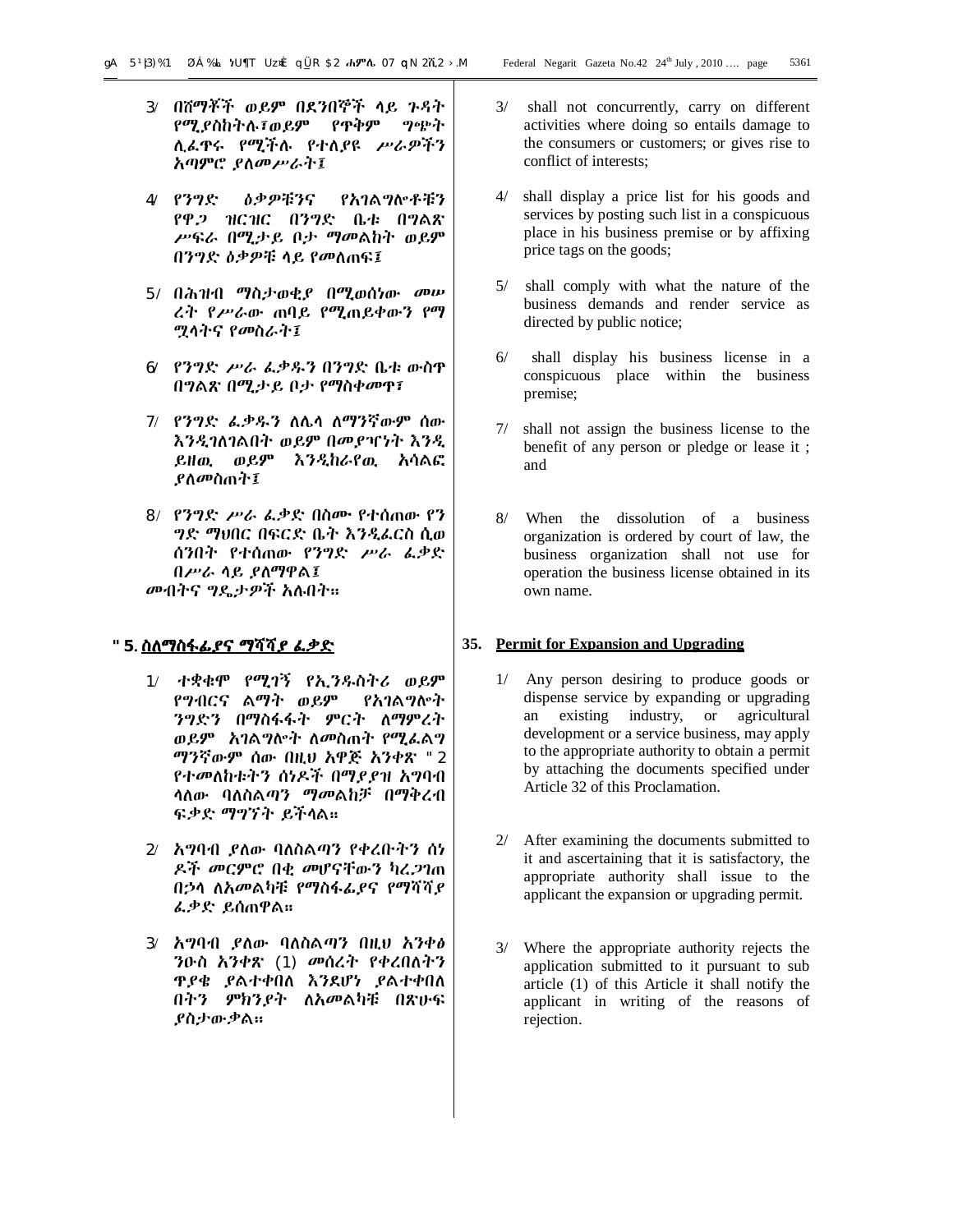3/ በሸማቾች ወይም በደንበኞች ላይ ጉዳት የሚያስከትሉ፣ወይም የጥቅም ግጭት ሊፈጥሩ የሚችሉ የተለያዩ ሥራዎችን አጣምሮ ያለመሥራት፤

4/ የንግድ ዕቃዎቹንና የአገልግሎቶቹን የዋጋ ዝርዝር በንግድ ቤቱ በግልጽ ሥፍራ በሚታይ ቦታ ማመልከት ወይም በንግድ ዕቃዎቹ ላይ የመለጠፍ፤

5/ በሕዝብ ማስታወቂያ በሚወሰነው መሠረት የሥራው ጠባይ የሚጠይቀውን የማሟላትና የመስራት፤

6/ የንግድ ሥራ ፈቃዱን በንግድ ቤቱ ውስጥ በግልጽ በሚታይ ቦታ የማስቀመጥ፣

7/ የንግድ ፈቃዱን ለሌላ ለማንኛውም ሰው እንዲገለገልበት ወይም በመያዣነት እንዲይዘዉ ወይም እንዲከራየዉ አሳልፎ ያለመስጠት፤

8/ የንግድ ሥራ ፈቃድ በስሙ የተሰጠው የንግድ ማህበር በፍርድ ቤት እንዲፈርስ ሲወሰንበት የተሰጠው የንግድ ሥራ ፈቃድ በሥራ ላይ ያለማዋል፤

መብትና ግዴታዎች አሉበት።

## ፴፭. ስለማስፋፊያና ማሻሻያ ፈቃድ

1/ ተቋቁሞ የሚገኝ የኢንዱስትሪ ወይም የግብርና ልማት ወይም የአገልግሎት ንግድን በማስፋፋት ምርት ለማምረት ወይም አገልግሎት ለመስጠት የሚፈልግ ማንኛውም ሰው በዚህ አዋጅ አንቀጽ ፴፪ የተመለከቱትን ሰነዶች በማያያዝ አግባብ ላለው ባለስልጣን ማመልከቻ በማቅረብ ፍቃድ ማግኘት ይችላል።

2/ አግባብ ያለው ባለስልጣን የቀረቡትን ሰነዶች መርምሮ በቂ መሆናቸውን ካረጋገጠ በኋላ ለአመልካቹ የማስፋፊያና የማሻሻያ ፈቃድ ይሰጠዋል።

3/ አግባብ ያለው ባለስልጣን በዚህ አንቀፅ ንዑስ አንቀጽ (1) መሰረት የቀረበለትን ጥያቄ ያልተቀበለ እንደሆነ ያልተቀበለ በትን ምክንያት ለአመልካቹ በጽሁፍ ያስታውቃል።

3/ shall not concurrently, carry on different activities where doing so entails damage to the consumers or customers; or gives rise to conflict of interests;

4/ shall display a price list for his goods and services by posting such list in a conspicuous place in his business premise or by affixing price tags on the goods;

5/ shall comply with what the nature of the business demands and render service as directed by public notice;

6/ shall display his business license in a conspicuous place within the business premise;

7/ shall not assign the business license to the benefit of any person or pledge or lease it ; and

8/ When the dissolution of a business organization is ordered by court of law, the business organization shall not use for operation the business license obtained in its own name.

## 35. Permit for Expansion and Upgrading

1/ Any person desiring to produce goods or dispense service by expanding or upgrading an existing industry, or agricultural development or a service business, may apply to the appropriate authority to obtain a permit by attaching the documents specified under Article 32 of this Proclamation.

2/ After examining the documents submitted to it and ascertaining that it is satisfactory, the appropriate authority shall issue to the applicant the expansion or upgrading permit.

3/ Where the appropriate authority rejects the application submitted to it pursuant to sub article (1) of this Article it shall notify the applicant in writing of the reasons of rejection.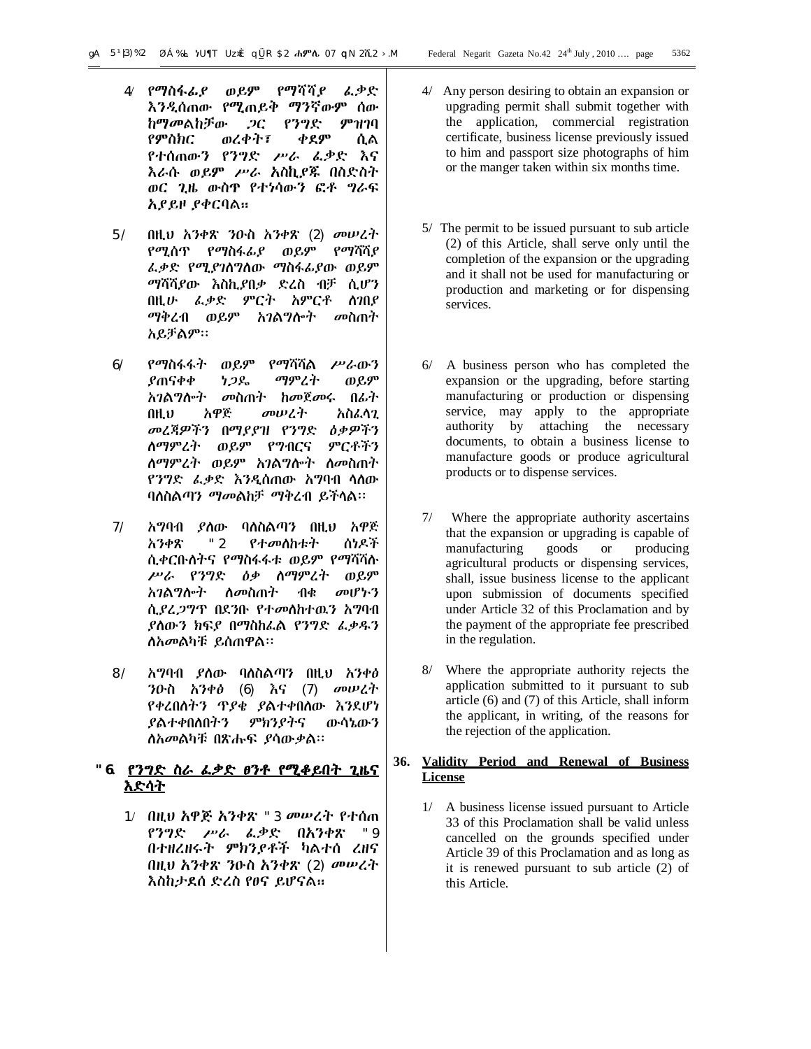4/ የማስፋፊያ ወይም የማሻሻያ ፈቃድ እንዲሰጠው የሚጠይቅ ማንኛውም ሰው ከማመልከቻው ጋር የንግድ ምዝገባ የምስክር ወረቀት፣ ቀደም ሲል የተሰጠውን የንግድ ሥራ ፈቃድ እና እራሱ ወይም ሥራ አስኪያጁ በስድስት ወር ጊዜ ውስጥ የተነሳውን ፎቶ ግራፍ አያይዞ ያቀርባል።

5/ በዚህ አንቀጽ ንዑስ አንቀጽ (2) መሠረት የሚሰጥ የማስፋፊያ ወይም የማሻሻያ ፈቃድ የሚያገለግለው ማስፋፊያው ወይም ማሻሻያው እስኪያበቃ ድረስ ብቻ ሲሆን በዚሁ ፈቃድ ምርት አምርቶ ለገበያ ማቅረብ ወይም አገልግሎት መስጠት አይቻልም፡፡

6/ የማስፋፋት ወይም የማሻሻል ሥራውን ያጠናቀቀ ነጋዴ ማምረት ወይም አገልግሎት መስጠት ከመጀመሩ በፊት በዚህ አዋጅ መሠረት አስፈላጊ መረጃዎችን በማያያዝ የንግድ ዕቃዎችን ለማምረት ወይም የግብርና ምርቶችን ለማምረት ወይም አገልግሎት ለመስጠት የንግድ ፈቃድ እንዲሰጠው አግባብ ላለው ባለስልጣን ማመልከቻ ማቅረብ ይችላል፡፡

7/ አግባብ ያለው ባለስልጣን በዚህ አዋጅ አንቀጽ 32 የተመለከቱት ሰነዶች ሲቀርቡለትና የማስፋፋቱ ወይም የማሻሻሉ ሥራ የንግድ ዕቃ ለማምረት ወይም አገልግሎት ለመስጠት ብቁ መሆኑን ሲያረጋግጥ በደንቡ የተመለከተዉን አግባብ ያለውን ክፍያ በማስከፈል የንግድ ፈቃዱን ለአመልካቹ ይሰጠዋል፡፡

8/ አግባብ ያለው ባለስልጣን በዚህ አንቀፅ ንዑስ አንቀፅ (6) እና (7) መሠረት የቀረበለትን ጥያቄ ያልተቀበለው እንደሆነ ያልተቀበለበትን ምክንያትና ውሳኔውን ለአመልካቹ በጽሑፍ ያሳውቃል፡፡

## 36. የንግድ ስራ ፈቃድ ፀንቶ የሚቆይበት ጊዜና እድሳት

1/ በዚህ አዋጅ አንቀጽ 33 መሠረት የተሰጠ የንግድ ሥራ ፈቃድ በአንቀጽ 39 በተዘረዘሩት ምክንያቶች ካልተሰረዘና በዚህ አንቀጽ ንዑስ አንቀጽ (2) መሠረት እስከታደሰ ድረስ የፀና ይሆናል።

4/ Any person desiring to obtain an expansion or upgrading permit shall submit together with the application, commercial registration certificate, business license previously issued to him and passport size photographs of him or the manger taken within six months time.

5/ The permit to be issued pursuant to sub article (2) of this Article, shall serve only until the completion of the expansion or the upgrading and it shall not be used for manufacturing or production and marketing or for dispensing services.

6/ A business person who has completed the expansion or the upgrading, before starting manufacturing or production or dispensing service, may apply to the appropriate authority by attaching the necessary documents, to obtain a business license to manufacture goods or produce agricultural products or to dispense services.

7/ Where the appropriate authority ascertains that the expansion or upgrading is capable of manufacturing goods or producing agricultural products or dispensing services, shall, issue business license to the applicant upon submission of documents specified under Article 32 of this Proclamation and by the payment of the appropriate fee prescribed in the regulation.

8/ Where the appropriate authority rejects the application submitted to it pursuant to sub article (6) and (7) of this Article, shall inform the applicant, in writing, of the reasons for the rejection of the application.

## 36. Validity Period and Renewal of Business License

1/ A business license issued pursuant to Article 33 of this Proclamation shall be valid unless cancelled on the grounds specified under Article 39 of this Proclamation and as long as it is renewed pursuant to sub article (2) of this Article.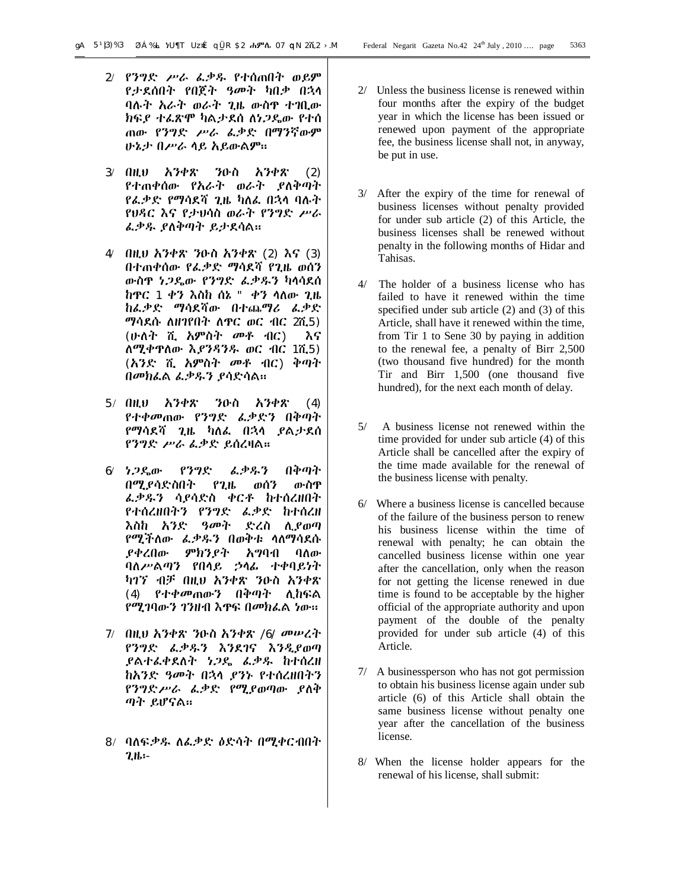2/ የንግድ ሥራ ፈቃዱ የተሰጠበት ወይም የታደሰበት የበጀት ዓመት ካበቃ በኋላ ባሉት አራት ወራት ጊዜ ውስጥ ተገቢው ክፍያ ተፈጽሞ ካልታደሰ ለነጋዴው የተሰጠው የንግድ ሥራ ፈቃድ በማንኛውም ሁኔታ በሥራ ላይ አይውልም።

3/ በዚህ አንቀጽ ንዑስ አንቀጽ (2) የተጠቀሰው የአራት ወራት ያለቅጣት የፈቃድ የማሳደሻ ጊዜ ካለፈ በኋላ ባሉት የህዳር እና የታህሳስ ወራት የንግድ ሥራ ፈቃዱ ያለቅጣት ይታደሳል።

4/ በዚህ አንቀጽ ንዑስ አንቀጽ (2) እና (3) በተጠቀሰው የፈቃድ ማሳደሻ የጊዜ ወሰን ውስጥ ነጋዴው የንግድ ፈቃዱን ካላሳደሰ ከጥር 1 ቀን እስከ ሰኔ " ቀን ላለው ጊዜ ከፈቃድ ማሳደሻው በተጨማሪ ፈቃድ ማሳደሱ ለዘገየበት ለጥር ወር ብር 2ሺ5) (ሁለት ሺ አምስት መቶ ብር) እና ለሚቀጥለው እያንዳንዱ ወር ብር 1ሺ5) (አንድ ሺ አምስት መቶ ብር) ቅጣት በመክፈል ፈቃዱን ያሳድሳል።

5/ በዚህ አንቀጽ ንዑስ አንቀጽ (4) የተቀመጠው የንግድ ፈቃድን በቅጣት የማሳደሻ ጊዜ ካለፈ በኋላ ያልታደሰ የንግድ ሥራ ፈቃድ ይሰረዛል።

6/ ነጋዴው የንግድ ፈቃዱን በቅጣት በሚያሳድስበት የጊዜ ወሰን ውስጥ ፈቃዱን ሳያሳድስ ቀርቶ ከተሰረዘበት የተሰረዘበትን የንግድ ፈቃድ ከተሰረዘ እስከ አንድ ዓመት ድረስ ሊያወጣ የሚችለው ፈቃዱን በወቅቱ ላለማሳደሱ ያቀረበው ምክንያት አግባብ ባለው ባለሥልጣን የበላይ ኃላፊ ተቀባይነት ካገኘ ብቻ በዚህ አንቀጽ ንዑስ አንቀጽ (4) የተቀመጠውን በቅጣት ሊከፍል የሚገባውን ገንዘብ እጥፍ በመክፈል ነው።

7/ በዚህ አንቀጽ ንዑስ አንቀጽ /6/ መሠረት የንግድ ፈቃዱን እንደገና እንዲያወጣ ያልተፈቀደለት ነጋዴ ፈቃዱ ከተሰረዘ ከአንድ ዓመት በኋላ ያንኑ የተሰረዘበትን የንግድሥራ ፈቃድ የሚያወጣው ያለቅ ጣት ይሆናል።

8/ ባለፍቃዱ ለፈቃድ ዕድሳት በሚቀርብበት ጊዜ፡-

2/ Unless the business license is renewed within four months after the expiry of the budget year in which the license has been issued or renewed upon payment of the appropriate fee, the business license shall not, in anyway, be put in use.

3/ After the expiry of the time for renewal of business licenses without penalty provided for under sub article (2) of this Article, the business licenses shall be renewed without penalty in the following months of Hidar and Tahisas.

4/ The holder of a business license who has failed to have it renewed within the time specified under sub article (2) and (3) of this Article, shall have it renewed within the time, from Tir 1 to Sene 30 by paying in addition to the renewal fee, a penalty of Birr 2,500 (two thousand five hundred) for the month Tir and Birr 1,500 (one thousand five hundred), for the next each month of delay.

5/ A business license not renewed within the time provided for under sub article (4) of this Article shall be cancelled after the expiry of the time made available for the renewal of the business license with penalty.

6/ Where a business license is cancelled because of the failure of the business person to renew his business license within the time of renewal with penalty; he can obtain the cancelled business license within one year after the cancellation, only when the reason for not getting the license renewed in due time is found to be acceptable by the higher official of the appropriate authority and upon payment of the double of the penalty provided for under sub article (4) of this Article.

7/ A businessperson who has not got permission to obtain his business license again under sub article (6) of this Article shall obtain the same business license without penalty one year after the cancellation of the business license.

8/ When the license holder appears for the renewal of his license, shall submit: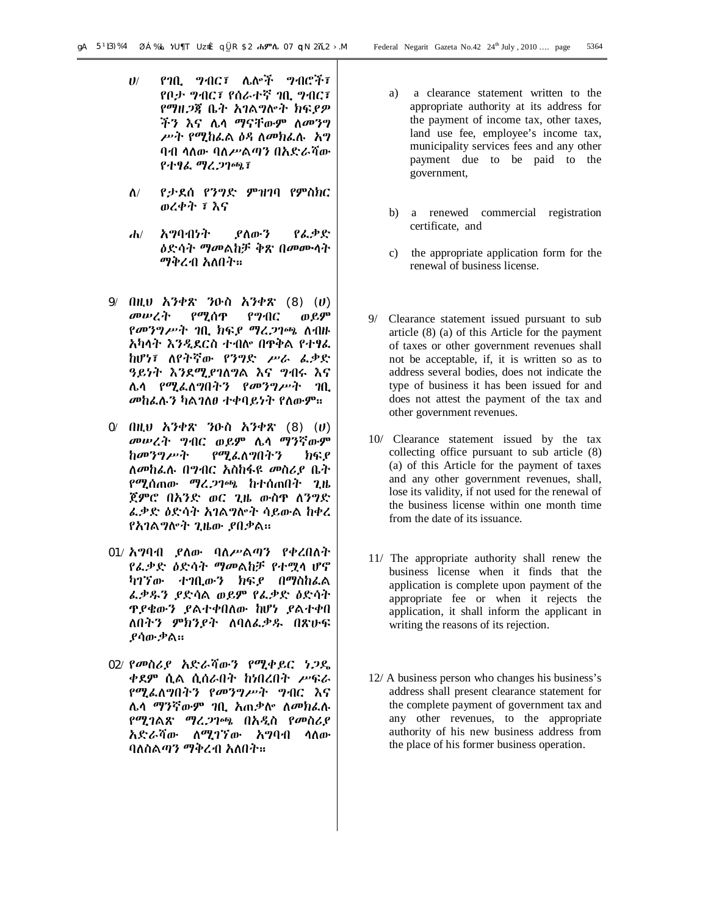ሀ/ የገቢ ግብር፣ ሌሎች ግብሮችን፣ የቦታ ግብር፣ የሰራተኛ ገቢ ግብር፣ የማዘጋጃ ቤት አገልግሎት ክፍያዎችን እና ሌላ ማናቸውም ለመንግሥት የሚከፈል ዕዳ ለመክፈሉ አግባብ ላለው ባለሥልጣን በአድራሻው የተፃፈ ማረጋገጫ፣

ለ/ የታደሰ የንግድ ምዝገባ የምስክር ወረቀት ፣ እና

ሐ/ አግባብነት ያለውን የፈቃድ ዕድሳት ማመልከቻ ቅጽ በመሙላት ማቅረብ አለበት።

9/ በዚህ አንቀጽ ንዑስ አንቀጽ (8) (ሀ) መሠረት የሚሰጥ የግብር ወይም የመንግሥት ገቢ ክፍያ ማረጋገጫ ለብዙ አካላት እንዲደርስ ተብሎ በጥቅል የተፃፈ ከሆነ፣ ለየትኛው የንግድ ሥራ ፈቃድ ዓይነት እንደሚያገለግል እና ግብሩ እና ሌላ የሚፈለግበትን የመንግሥት ገቢ መከፈሉን ካልገለፀ ተቀባይነት የለውም።

10/ በዚህ አንቀጽ ንዑስ አንቀጽ (8) (ሀ) መሠረት ግብር ወይም ሌላ ማንኛውም ከመንግሥት የሚፈለግበትን ክፍያ ለመክፈሉ በግብር አስከፋዩ መስሪያ ቤት የሚሰጠው ማረጋገጫ ከተሰጠበት ጊዜ ጀምሮ በአንድ ወር ጊዜ ውስጥ ለንግድ ፈቃድ ዕድሳት አገልግሎት ሳይውል ከቀረ የአገልግሎት ጊዜው ያበቃል።

11/ አግባብ ያለው ባለሥልጣን የቀረበለት የፈቃድ ዕድሳት ማመልከቻ የተሟላ ሆኖ ካገኘው ተገቢውን ክፍያ በማስከፈል ፈቃዱን ያድሳል ወይም የፈቃድ ዕድሳት ጥያቄውን ያልተቀበለው ከሆነ ያልተቀበለበትን ምክንያት ለባለፈቃዱ በጽሁፍ ያሳውቃል።

12/ የመስሪያ አድራሻውን የሚቀይር ነጋዴ ቀደም ሲል ሲሰራበት ከነበረበት ሥፍራ የሚፈለግበትን የመንግሥት ግብር እና ሌላ ማንኛውም ገቢ አጠቃሎ ለመክፈሉ የሚገልጽ ማረጋገጫ በአዲስ የመስሪያ አድራሻው ለሚገኘው አግባብ ላለው ባለስልጣን ማቅረብ አለበት።

a) a clearance statement written to the appropriate authority at its address for the payment of income tax, other taxes, land use fee, employee's income tax, municipality services fees and any other payment due to be paid to the government,

b) a renewed commercial registration certificate, and

c) the appropriate application form for the renewal of business license.

9/ Clearance statement issued pursuant to sub article (8) (a) of this Article for the payment of taxes or other government revenues shall not be acceptable, if, it is written so as to address several bodies, does not indicate the type of business it has been issued for and does not attest the payment of the tax and other government revenues.

10/ Clearance statement issued by the tax collecting office pursuant to sub article (8) (a) of this Article for the payment of taxes and any other government revenues, shall, lose its validity, if not used for the renewal of the business license within one month time from the date of its issuance.

11/ The appropriate authority shall renew the business license when it finds that the application is complete upon payment of the appropriate fee or when it rejects the application, it shall inform the applicant in writing the reasons of its rejection.

12/ A business person who changes his business's address shall present clearance statement for the complete payment of government tax and any other revenues, to the appropriate authority of his new business address from the place of his former business operation.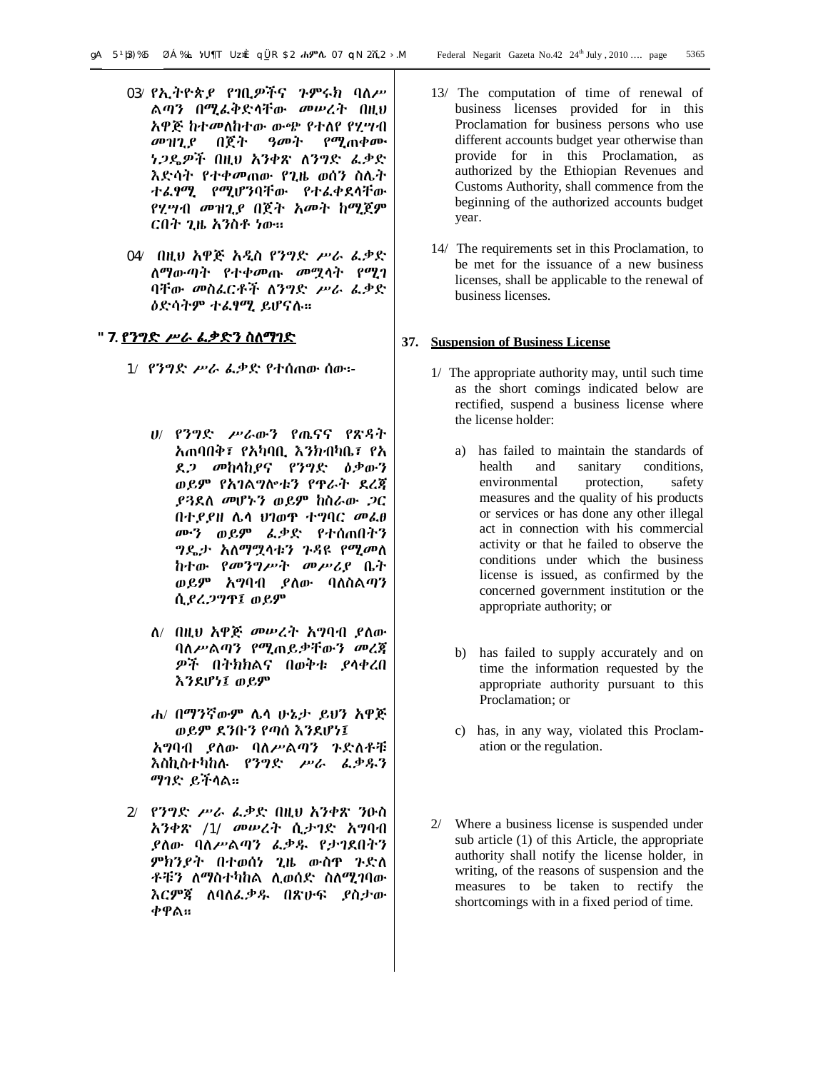፲፫/ የኢትዮጵያ የገቢዎችና ጉምሩክ ባለሥልጣን በሚፈቅድላቸው መሠረት በዚህ አዋጅ ከተመለከተው ውጭ የተለየ የሒሣብ መዝጊያ በጀት ዓመት የሚጠቀሙ ነጋዴዎች በዚህ አንቀጽ ለንግድ ፈቃድ እድሳት የተቀመጠው የጊዜ ወሰን ስሌት ተፈፃሚ የሚሆንባቸው የተፈቀደላቸው የሂሣብ መዝጊያ በጀት አመት ከሚጀምር ርበት ጊዜ አንስቶ ነው።

፲፬/ በዚህ አዋጅ አዲስ የንግድ ሥራ ፈቃድ ለማውጣት የተቀመጡ መሟላት የሚገባቸው መስፈርቶች ለንግድ ሥራ ፈቃድ ዕድሳትም ተፈፃሚ ይሆናሉ።

## ፴፯. የንግድ ሥራ ፈቃድን ስለማገድ

፩/ የንግድ ሥራ ፈቃድ የተሰጠው ሰው፡-

ሀ/ የንግድ ሥራውን የጤናና የጽዳት አጠባበቅ፣ የአካባቢ እንክብካቤ፣ የአደጋ መከላከያና የንግድ ዕቃውን ወይም የአገልግሎቱን የጥራት ደረጃ ያጓደለ መሆኑን ወይም ከስራው ጋር በተያያዘ ሌላ ህገወጥ ተግባር መፈፀሙን ወይም ፈቃድ የተሰጠበትን ግዴታ አለማሟላቱን ጉዳዩ የሚመለከተው የመንግሥት መሥሪያ ቤት ወይም አግባብ ያለው ባለስልጣን ሲያረጋግጥ፤ ወይም

ለ/ በዚህ አዋጅ መሠረት አግባብ ያለው ባለሥልጣን የሚጠይቃቸውን መረጃዎች በትክክልና በወቅቱ ያላቀረበ እንደሆነ፤ ወይም

ሐ/ በማንኛውም ሌላ ሁኔታ ይህን አዋጅ ወይም ደንቡን የጣሰ እንደሆነ፤

አግባብ ያለው ባለሥልጣን ጉድለቶቹ እስኪስተካከሉ የንግድ ሥራ ፈቃዱን ማገድ ይችላል።

፪/ የንግድ ሥራ ፈቃድ በዚህ አንቀጽ ንዑስ አንቀጽ /፩/ መሠረት ሲታገድ አግባብ ያለው ባለሥልጣን ፈቃዱ የታገደበትን ምክንያት በተወሰነ ጊዜ ውስጥ ጉድለቶቹን ለማስተካከል ሊወሰድ ስለሚገባው እርምጃ ለባለፈቃዱ በጽሁፍ ያስታውቀዋል።

13/ The computation of time of renewal of business licenses provided for in this Proclamation for business persons who use different accounts budget year otherwise than provide for in this Proclamation, as authorized by the Ethiopian Revenues and Customs Authority, shall commence from the beginning of the authorized accounts budget year.

14/ The requirements set in this Proclamation, to be met for the issuance of a new business licenses, shall be applicable to the renewal of business licenses.

## 37. Suspension of Business License

1/ The appropriate authority may, until such time as the short comings indicated below are rectified, suspend a business license where the license holder:

a) has failed to maintain the standards of health and sanitary conditions, environmental protection, safety measures and the quality of his products or services or has done any other illegal act in connection with his commercial activity or that he failed to observe the conditions under which the business license is issued, as confirmed by the concerned government institution or the appropriate authority; or

b) has failed to supply accurately and on time the information requested by the appropriate authority pursuant to this Proclamation; or

c) has, in any way, violated this Proclamation or the regulation.

2/ Where a business license is suspended under sub article (1) of this Article, the appropriate authority shall notify the license holder, in writing, of the reasons of suspension and the measures to be taken to rectify the shortcomings with in a fixed period of time.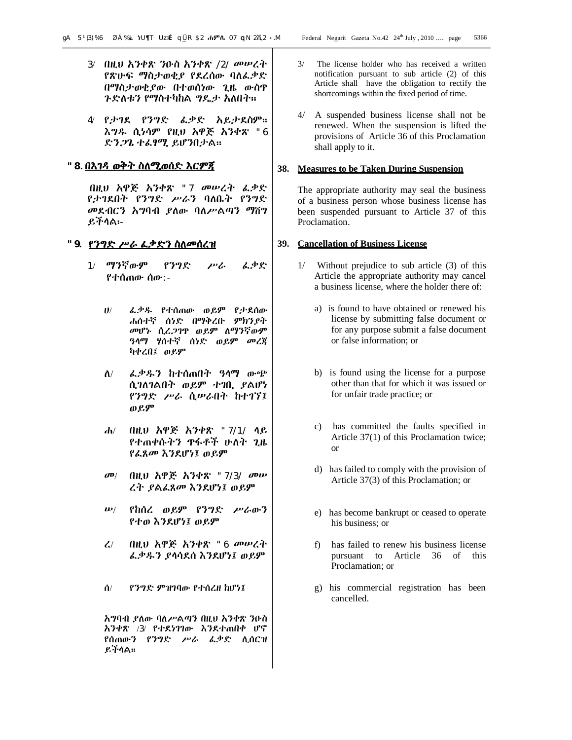3/ በዚህ አንቀጽ ንዑስ አንቀጽ /2/ መሠረት የጽሁፍ ማስታወቂያ የደረሰው ባለፈቃድ በማስታወቂያው በተወሰነው ጊዜ ውስጥ ጉድለቱን የማስተካከል ግዴታ አለበት፡፡

4/ የታገደ የንግድ ፈቃድ አይታደስም፡፡ እግዱ ሲነሳም የዚህ አዋጅ አንቀጽ ፴፮ ድንጋጌ ተፈፃሚ ይሆንበታል፡፡

## ፴፰. በእገዳ ወቅት ስለሚወሰድ እርምጃ

በዚህ አዋጅ አንቀጽ ፴፯ መሠረት ፈቃድ የታገደበት የንግድ ሥራን ባለቤት የንግድ መደብርን አግባብ ያለው ባለሥልጣን ማሸግ ይችላል፡-

## ፴፱. የንግድ ሥራ ፈቃድን ስለመሰረዝ

1/ ማንኛውም የንግድ ሥራ ፈቃድ የተሰጠው ሰው:-

ሀ/ ፈቃዱ የተሰጠው ወይም የታደሰው ሐሰተኛ ሰነድ በማቅረቡ ምክንያት መሆኑ ሲረጋገጥ ወይም ለማንኛውም ዓላማ ሃሰተኛ ሰነድ ወይም መረጃ ካቀረበ፤ ወይም

ለ/ ፈቃዱን ከተሰጠበት ዓላማ ውጭ ሲገለገልበት ወይም ተገቢ ያልሆነ የንግድ ሥራ ሲሠራበት ከተገኘ፤ ወይም

ሐ/ በዚህ አዋጅ አንቀጽ ፴፯/1/ ላይ የተጠቀሱትን ጥፋቶች ሁለት ጊዜ የፈጸመ እንደሆነ፤ ወይም

መ/ በዚህ አዋጅ አንቀጽ ፴፯/3/ መሠረት ያልፈጸመ እንደሆነ፤ ወይም

ሠ/ የከሰረ ወይም የንግድ ሥራውን የተወ እንደሆነ፤ ወይም

ረ/ በዚህ አዋጅ አንቀጽ ፴፮ መሠረት ፈቃዱን ያላሳደሰ እንደሆነ፤ ወይም

ሰ/ የንግድ ምዝገባው የተሰረዘ ከሆነ፤

አግባብ ያለው ባለሥልጣን በዚህ አንቀጽ ንዑስ አንቀጽ /3/ የተደነገገው እንደተጠበቀ ሆኖ የሰጠውን የንግድ ሥራ ፈቃድ ሊሰርዝ ይችላል፡፡

3/ The license holder who has received a written notification pursuant to sub article (2) of this Article shall have the obligation to rectify the shortcomings within the fixed period of time.

4/ A suspended business license shall not be renewed. When the suspension is lifted the provisions of Article 36 of this Proclamation shall apply to it.

## 38. Measures to be Taken During Suspension

The appropriate authority may seal the business of a business person whose business license has been suspended pursuant to Article 37 of this Proclamation.

## 39. Cancellation of Business License

1/ Without prejudice to sub article (3) of this Article the appropriate authority may cancel a business license, where the holder there of:

a) is found to have obtained or renewed his license by submitting false document or for any purpose submit a false document or false information; or

b) is found using the license for a purpose other than that for which it was issued or for unfair trade practice; or

c) has committed the faults specified in Article 37(1) of this Proclamation twice; or

d) has failed to comply with the provision of Article 37(3) of this Proclamation; or

e) has become bankrupt or ceased to operate his business; or

f) has failed to renew his business license pursuant to Article 36 of this Proclamation; or

g) his commercial registration has been cancelled.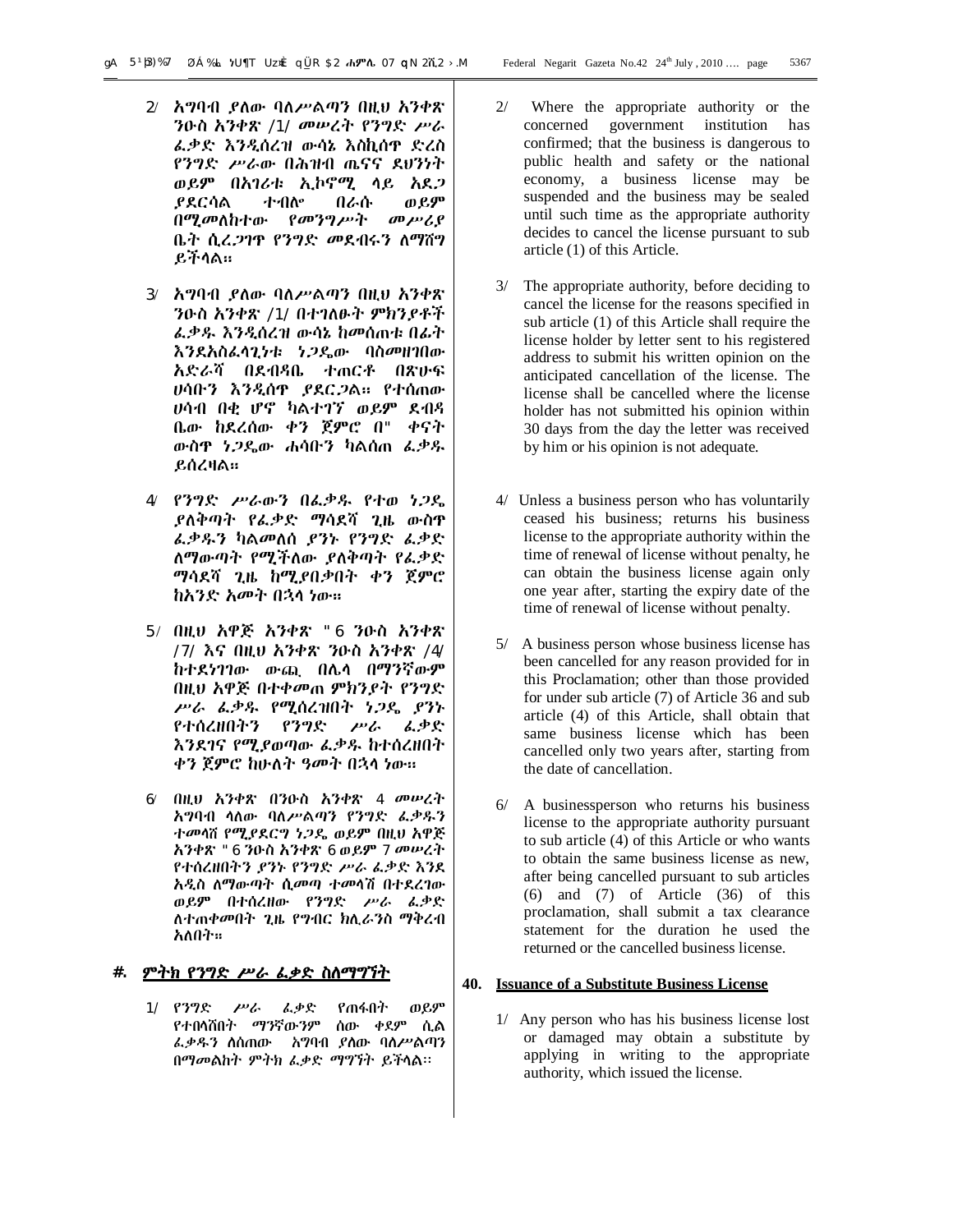2/ አግባብ ያለው ባለሥልጣን በዚህ አንቀጽ ንዑስ አንቀጽ /1/ መሠረት የንግድ ሥራ ፈቃድ እንዲሰረዝ ውሳኔ እስኪሰጥ ድረስ የንግድ ሥራው በሕዝብ ጤናና ደህንነት ወይም በአገሪቱ ኢኮኖሚ ላይ አደጋ ያደርሳል ተብሎ በራሱ ወይም በሚመለከተው የመንግሥት መሥሪያ ቤት ሲረጋገጥ የንግድ መደብሩን ለማሸግ ይችላል።

3/ አግባብ ያለው ባለሥልጣን በዚህ አንቀጽ ንዑስ አንቀጽ /1/ በተገለፁት ምክንያቶች ፈቃዱ እንዲሰረዝ ውሳኔ ከመስጠቱ በፊት እንደአስፈላጊነቱ ነጋዴው ባስመዘገበው አድራሻ በደብዳቤ ተጠርቶ በጽሁፍ ሀሳቡን እንዲሰጥ ያደርጋል። የተሰጠው ሀሳብ በቂ ሆኖ ካልተገኘ ወይም ደብዳቤው ከደረሰው ቀን ጀምሮ በ" ቀናት ውስጥ ነጋዴው ሐሳቡን ካልሰጠ ፈቃዱ ይሰረዛል።

4/ የንግድ ሥራውን በፈቃዱ የተወ ነጋዴ ያለቅጣት የፈቃድ ማሳደሻ ጊዜ ውስጥ ፈቃዱን ካልመለሰ ያንኑ የንግድ ፈቃድ ለማውጣት የሚችለው ያለቅጣት የፈቃድ ማሳደሻ ጊዜ ከሚያበቃበት ቀን ጀምሮ ከአንድ አመት በኋላ ነው።

5/ በዚህ አዋጅ አንቀጽ "6 ንዑስ አንቀጽ /7/ እና በዚህ አንቀጽ ንዑስ አንቀጽ /4/ ከተደነገገው ውጪ በሌላ በማንኛውም በዚህ አዋጅ በተቀመጠ ምክንያት የንግድ ሥራ ፈቃዱ የሚሰረዝበት ነጋዴ ያንኑ የተሰረዘበትን የንግድ ሥራ ፈቃድ እንደገና የሚያወጣው ፈቃዱ ከተሰረዘበት ቀን ጀምሮ ከሁለት ዓመት በኋላ ነው።

6/ በዚህ አንቀጽ በንዑስ አንቀጽ 4 መሠረት አግባብ ላለው ባለሥልጣን የንግድ ፈቃዱን ተመላሽ የሚያደርግ ነጋዴ ወይም በዚህ አዋጅ አንቀጽ "6 ንዑስ አንቀጽ 6 ወይም 7 መሠረት የተሰረዘበትን ያንኑ የንግድ ሥራ ፈቃድ እንደ አዲስ ለማውጣት ሲመጣ ተመላሽ በተደረገው ወይም በተሰረዘው የንግድ ሥራ ፈቃድ ለተጠቀመበት ጊዜ የግብር ክሊራንስ ማቅረብ አለበት።

#. **ምትክ የንግድ ሥራ ፈቃድ ስለማግኘት**

1/ የንግድ ሥራ ፈቃድ የጠፋበት ወይም የተበላሸበት ማንኛውንም ሰው ቀደም ሲል ፈቃዱን ለሰጠው አግባብ ያለው ባለሥልጣን በማመልከት ምትክ ፈቃድ ማግኘት ይችላል።

2/ Where the appropriate authority or the concerned government institution has confirmed; that the business is dangerous to public health and safety or the national economy, a business license may be suspended and the business may be sealed until such time as the appropriate authority decides to cancel the license pursuant to sub article (1) of this Article.

3/ The appropriate authority, before deciding to cancel the license for the reasons specified in sub article (1) of this Article shall require the license holder by letter sent to his registered address to submit his written opinion on the anticipated cancellation of the license. The license shall be cancelled where the license holder has not submitted his opinion within 30 days from the day the letter was received by him or his opinion is not adequate.

4/ Unless a business person who has voluntarily ceased his business; returns his business license to the appropriate authority within the time of renewal of license without penalty, he can obtain the business license again only one year after, starting the expiry date of the time of renewal of license without penalty.

5/ A business person whose business license has been cancelled for any reason provided for in this Proclamation; other than those provided for under sub article (7) of Article 36 and sub article (4) of this Article, shall obtain that same business license which has been cancelled only two years after, starting from the date of cancellation.

6/ A businessperson who returns his business license to the appropriate authority pursuant to sub article (4) of this Article or who wants to obtain the same business license as new, after being cancelled pursuant to sub articles (6) and (7) of Article (36) of this proclamation, shall submit a tax clearance statement for the duration he used the returned or the cancelled business license.

**40. Issuance of a Substitute Business License**

1/ Any person who has his business license lost or damaged may obtain a substitute by applying in writing to the appropriate authority, which issued the license.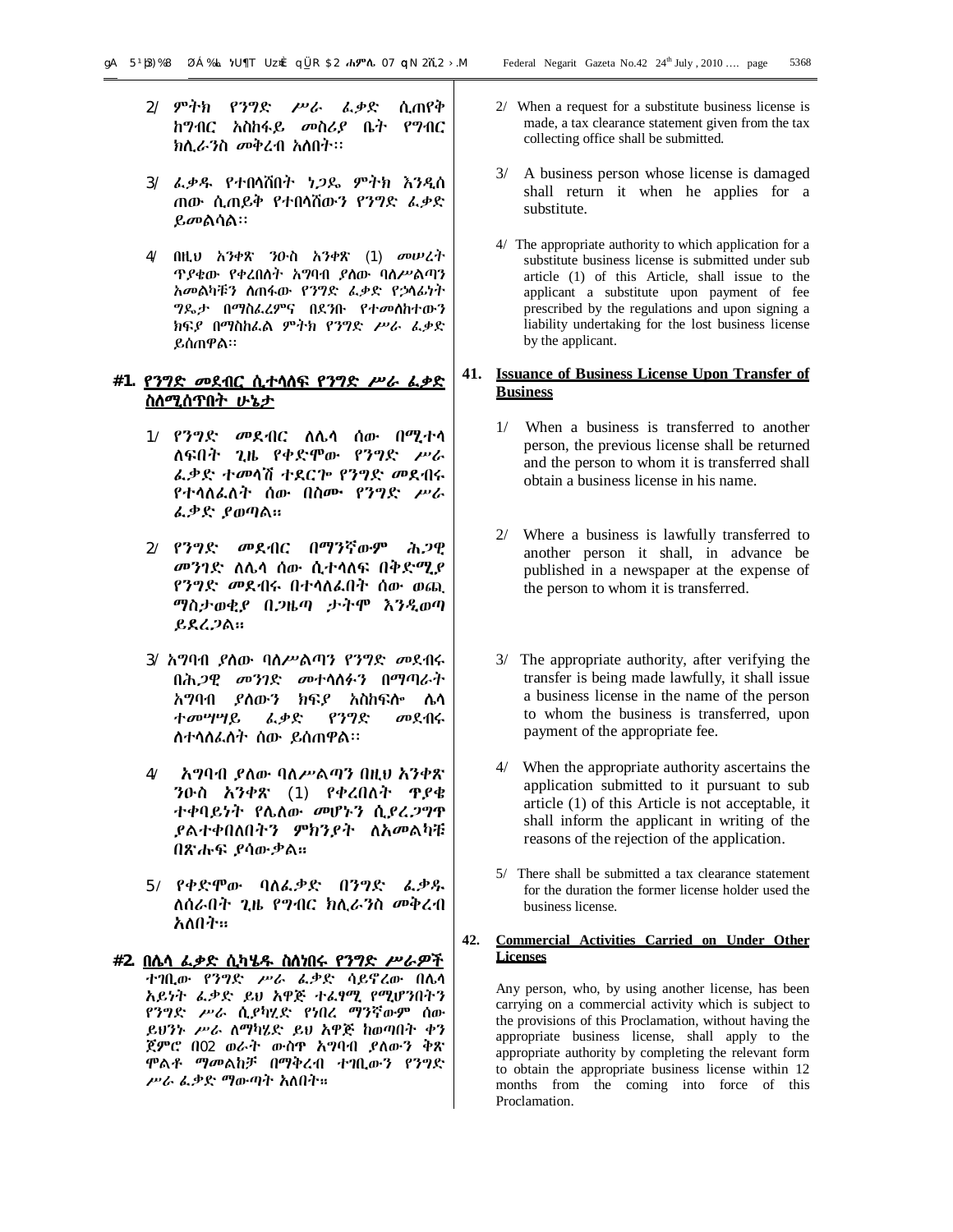2/ ምትክ የንግድ ሥራ ፈቃድ ሲጠየቅ ከግብር አስከፋይ መስሪያ ቤት የግብር ክሊራንስ መቅረብ አለበት፡፡

3/ ፈቃዱ የተበላሸበት ነጋዴ ምትክ እንዲሰጠው ሲጠይቅ የተበላሸውን የንግድ ፈቃድ ይመልሳል፡፡

4/ በዚህ አንቀጽ ንዑስ አንቀጽ (1) መሠረት ጥያቄው የቀረበለት አግባብ ያለው ባለሥልጣን አመልካቹን ለጠፋው የንግድ ፈቃድ የኃላፊነት ግዴታ በማስፈረምና በደንቡ የተመለከተውን ክፍያ በማስከፈል ምትክ የንግድ ሥራ ፈቃድ ይሰጠዋል፡፡

## ፵፩. የንግድ መደብር ሲተላለፍ የንግድ ሥራ ፈቃድ ስለሚሰጥበት ሁኔታ

1/ የንግድ መደብር ለሌላ ሰው በሚተላለፍበት ጊዜ የቀድሞው የንግድ ሥራ ፈቃድ ተመላሽ ተደርጎ የንግድ መደብሩ የተላለፈለት ሰው በስሙ የንግድ ሥራ ፈቃድ ያወጣል።

2/ የንግድ መደብር በማንኛውም ሕጋዊ መንገድ ለሌላ ሰው ሲተላለፍ በቅድሚያ የንግድ መደብሩ በተላለፈበት ሰው ወጪ ማስታወቂያ በጋዜጣ ታትሞ እንዲወጣ ይደረጋል።

3/ አግባብ ያለው ባለሥልጣን የንግድ መደብሩ በሕጋዊ መንገድ መተላለፉን በማጣራት አግባብ ያለውን ክፍያ አስከፍሎ ሌላ ተመሣሣይ ፈቃድ የንግድ መደብሩ ለተላለፈለት ሰው ይሰጠዋል፡፡

4/ አግባብ ያለው ባለሥልጣን በዚህ አንቀጽ ንዑስ አንቀጽ (1) የቀረበለት ጥያቄ ተቀባይነት የሌለው መሆኑን ሲያረጋግጥ ያልተቀበለበትን ምክንያት ለአመልካቹ በጽሑፍ ያሳውቃል።

5/ የቀድሞው ባለፈቃድ በንግድ ፈቃዱ ለሰራበት ጊዜ የግብር ክሊራንስ መቅረብ አለበት።

## ፵፪. በሌላ ፈቃድ ሲካሄዱ ስለነበሩ የንግድ ሥራዎች

ተገቢው የንግድ ሥራ ፈቃድ ሳይኖረው በሌላ አይነት ፈቃድ ይህ አዋጅ ተፈፃሚ የሚሆንበትን የንግድ ሥራ ሲያካሂድ የነበረ ማንኛውም ሰው ይህንኑ ሥራ ለማካሄድ ይህ አዋጅ ከወጣበት ቀን ጀምሮ በ02 ወራት ውስጥ አግባብ ያለውን ቅጽ ሞልቶ ማመልከቻ በማቅረብ ተገቢውን የንግድ ሥራ ፈቃድ ማውጣት አለበት።

2/ When a request for a substitute business license is made, a tax clearance statement given from the tax collecting office shall be submitted.

3/ A business person whose license is damaged shall return it when he applies for a substitute.

4/ The appropriate authority to which application for a substitute business license is submitted under sub article (1) of this Article, shall issue to the applicant a substitute upon payment of fee prescribed by the regulations and upon signing a liability undertaking for the lost business license by the applicant.

## 41. Issuance of Business License Upon Transfer of Business

1/ When a business is transferred to another person, the previous license shall be returned and the person to whom it is transferred shall obtain a business license in his name.

2/ Where a business is lawfully transferred to another person it shall, in advance be published in a newspaper at the expense of the person to whom it is transferred.

3/ The appropriate authority, after verifying the transfer is being made lawfully, it shall issue a business license in the name of the person to whom the business is transferred, upon payment of the appropriate fee.

4/ When the appropriate authority ascertains the application submitted to it pursuant to sub article (1) of this Article is not acceptable, it shall inform the applicant in writing of the reasons of the rejection of the application.

5/ There shall be submitted a tax clearance statement for the duration the former license holder used the business license.

## 42. Commercial Activities Carried on Under Other Licenses

Any person, who, by using another license, has been carrying on a commercial activity which is subject to the provisions of this Proclamation, without having the appropriate business license, shall apply to the appropriate authority by completing the relevant form to obtain the appropriate business license within 12 months from the coming into force of this Proclamation.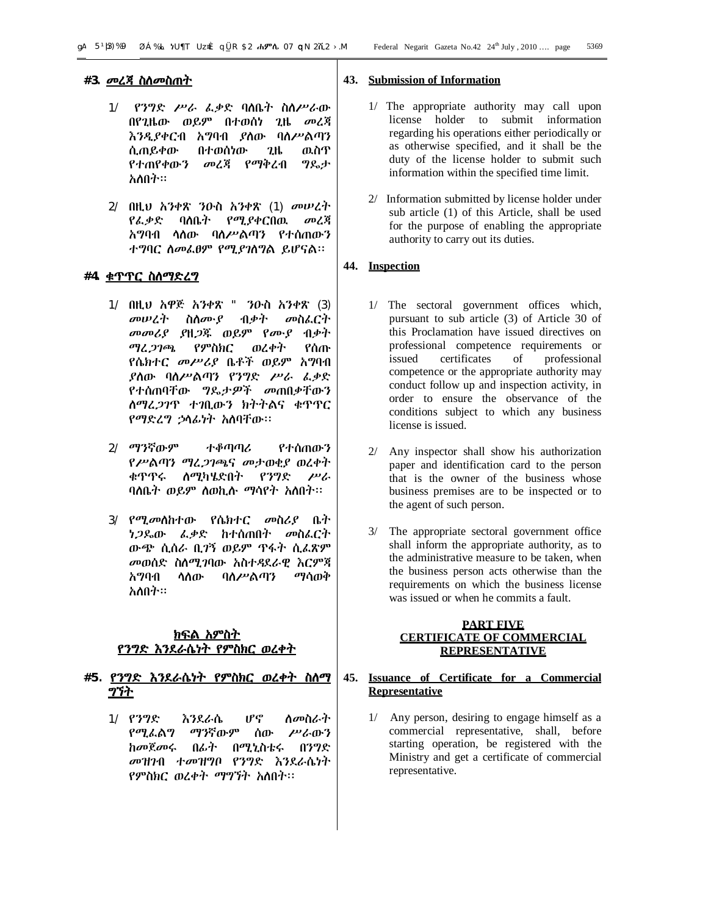## ፵፫. መረጃ ስለመስጠት

1/ የንግድ ሥራ ፈቃድ ባለቤት ስለሥራው በየጊዜው ወይም በተወሰነ ጊዜ መረጃ እንዲያቀርብ አግባብ ያለው ባለሥልጣን ሲጠይቀው በተወሰነው ጊዜ ዉስጥ የተጠየቀውን መረጃ የማቅረብ ግዴታ አለበት፡፡

2/ በዚህ አንቀጽ ንዑስ አንቀጽ (1) መሠረት የፈቃድ ባለቤት የሚያቀርበዉ መረጃ አግባብ ላለው ባለሥልጣን የተሰጠውን ተግባር ለመፈፀም የሚያገለግል ይሆናል፡፡

## ፵፬. ቁጥጥር ስለማድረግ

1/ በዚህ አዋጅ አንቀጽ ፴ ንዑስ አንቀጽ (3) መሠረት ስለሙያ ብቃት መስፈርት መመሪያ ያዘጋጁ ወይም የሙያ ብቃት ማረጋገጫ የምስክር ወረቀት የሰጡ የሴክተር መሥሪያ ቤቶች ወይም አግባብ ያለው ባለሥልጣን የንግድ ሥራ ፈቃድ የተሰጠባቸው ግዴታዎች መጠበቃቸውን ለማረጋገጥ ተገቢውን ክትትልና ቁጥጥር የማድረግ ኃላፊነት አለባቸው፡፡

2/ ማንኛውም ተቆጣጣሪ የተሰጠውን የሥልጣን ማረጋገጫና መታወቂያ ወረቀት ቁጥጥሩ ለሚካሄድበት የንግድ ሥራ ባለቤት ወይም ለወኪሉ ማሳየት አለበት፡፡

3/ የሚመለከተው የሴክተር መስሪያ ቤት ነጋዴው ፈቃድ ከተሰጠበት መስፈርት ውጭ ሲሰራ ቢገኝ ወይም ጥፋት ሲፈጽም መወሰድ ስለሚገባው አስተዳደራዊ እርምጃ አግባብ ላለው ባለሥልጣን ማሳወቅ አለበት፡፡

## ክፍል አምስት
## የንግድ እንደራሴነት የምስክር ወረቀት

## ፵፭. የንግድ እንደራሴነት የምስክር ወረቀት ስለማግኘት

1/ የንግድ እንደራሴ ሆኖ ለመስራት የሚፈልግ ማንኛውም ሰው ሥራውን ከመጀመሩ በፊት በሚኒስቴሩ በንግድ መዝገብ ተመዝግቦ የንግድ እንደራሴነት የምስክር ወረቀት ማግኘት አለበት፡፡

## 43. Submission of Information

1/ The appropriate authority may call upon license holder to submit information regarding his operations either periodically or as otherwise specified, and it shall be the duty of the license holder to submit such information within the specified time limit.

2/ Information submitted by license holder under sub article (1) of this Article, shall be used for the purpose of enabling the appropriate authority to carry out its duties.

## 44. Inspection

1/ The sectoral government offices which, pursuant to sub article (3) of Article 30 of this Proclamation have issued directives on professional competence requirements or issued certificates of professional competence or the appropriate authority may conduct follow up and inspection activity, in order to ensure the observance of the conditions subject to which any business license is issued.

2/ Any inspector shall show his authorization paper and identification card to the person that is the owner of the business whose business premises are to be inspected or to the agent of such person.

3/ The appropriate sectoral government office shall inform the appropriate authority, as to the administrative measure to be taken, when the business person acts otherwise than the requirements on which the business license was issued or when he commits a fault.

## PART FIVE
## CERTIFICATE OF COMMERCIAL REPRESENTATIVE

## 45. Issuance of Certificate for a Commercial Representative

1/ Any person, desiring to engage himself as a commercial representative, shall, before starting operation, be registered with the Ministry and get a certificate of commercial representative.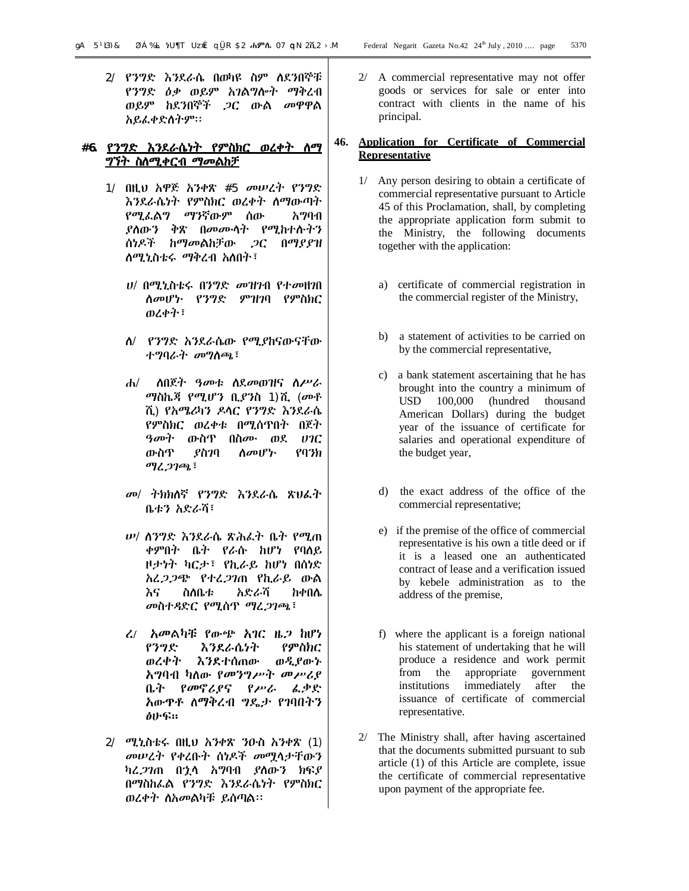2/ የንግድ እንደራሴ በወካዩ ስም ለደንበኞቹ የንግድ ዕቃ ወይም አገልግሎት ማቅረብ ወይም ከደንበኞች ጋር ውል መዋዋል አይፈቀድለትም፡፡

## ፵፮. የንግድ እንደራሴነት የምስክር ወረቀት ለማግኘት ስለሚቀርብ ማመልከቻ

1/ በዚህ አዋጅ አንቀጽ ፵፭ መሠረት የንግድ እንደራሴነት የምስክር ወረቀት ለማውጣት የሚፈልግ ማንኛውም ሰው አግባብ ያለውን ቅጽ በመሙላት የሚከተሉትን ሰነዶች ከማመልከቻው ጋር በማያያዝ ለሚኒስቴሩ ማቅረብ አለበት፣

ሀ/ በሚኒስቴሩ በንግድ መዝገብ የተመዘገበ ስለመሆኑ የንግድ ምዝገባ የምስክር ወረቀት፣

ለ/ የንግድ እንደራሴው የሚያከናውናቸው ተግባራት መግለጫ፣

ሐ/ ለበጀት ዓመቱ ለደመወዝና ለሥራ ማስኬጃ የሚሆን ቢያንስ ፩፻ሺ (መቶ ሺ) የአሜሪካን ዶላር የንግድ እንደራሴ የምስክር ወረቀቱ በሚሰጥበት በጀት ዓመት ውስጥ በስሙ ወደ ሀገር ውስጥ ያስገባ ስለመሆኑ የባንክ ማረጋገጫ፣

መ/ ትክክለኛ የንግድ እንደራሴ ጽህፈት ቤቱን አድራሻ፣

ሠ/ ለንግድ እንደራሴ ጽሕፈት ቤት የሚጠቀምበት ቤት የራሱ ከሆነ የባለይዞታነት ካርታ፣ የኪራይ ከሆነ በሰነድ አረጋጋጭ የተረጋገጠ የኪራይ ውል እና ስለቤቱ አድራሻ ከቀበሌ መስተዳድር የሚሰጥ ማረጋገጫ፣

ረ/ አመልካቹ የውጭ አገር ዜጋ ከሆነ የንግድ እንደራሴነት የምስክር ወረቀት እንደተሰጠው ወዲያውኑ አግባብ ካለው የመንግሥት መሥሪያ ቤት የመኖሪያና የሥራ ፈቃድ አውጥቶ ለማቅረብ ግዴታ የገባበትን ፅሁፍ፡፡

2/ ሚኒስቴሩ በዚህ አንቀጽ ንዑስ አንቀጽ (1) መሠረት የቀረቡት ሰነዶች መሟላታቸውን ካረጋገጠ በኋላ አግባብ ያለውን ክፍያ በማስከፈል የንግድ እንደራሴነት የምስክር ወረቀት ለአመልካቹ ይሰጣል፡፡

2/ A commercial representative may not offer goods or services for sale or enter into contract with clients in the name of his principal.

## 46. Application for Certificate of Commercial Representative

1/ Any person desiring to obtain a certificate of commercial representative pursuant to Article 45 of this Proclamation, shall, by completing the appropriate application form submit to the Ministry, the following documents together with the application:

a) certificate of commercial registration in the commercial register of the Ministry,

b) a statement of activities to be carried on by the commercial representative,

c) a bank statement ascertaining that he has brought into the country a minimum of USD 100,000 (hundred thousand American Dollars) during the budget year of the issuance of certificate for salaries and operational expenditure of the budget year,

d) the exact address of the office of the commercial representative;

e) if the premise of the office of commercial representative is his own a title deed or if it is a leased one an authenticated contract of lease and a verification issued by kebele administration as to the address of the premise,

f) where the applicant is a foreign national his statement of undertaking that he will produce a residence and work permit from the appropriate government institutions immediately after the issuance of certificate of commercial representative.

2/ The Ministry shall, after having ascertained that the documents submitted pursuant to sub article (1) of this Article are complete, issue the certificate of commercial representative upon payment of the appropriate fee.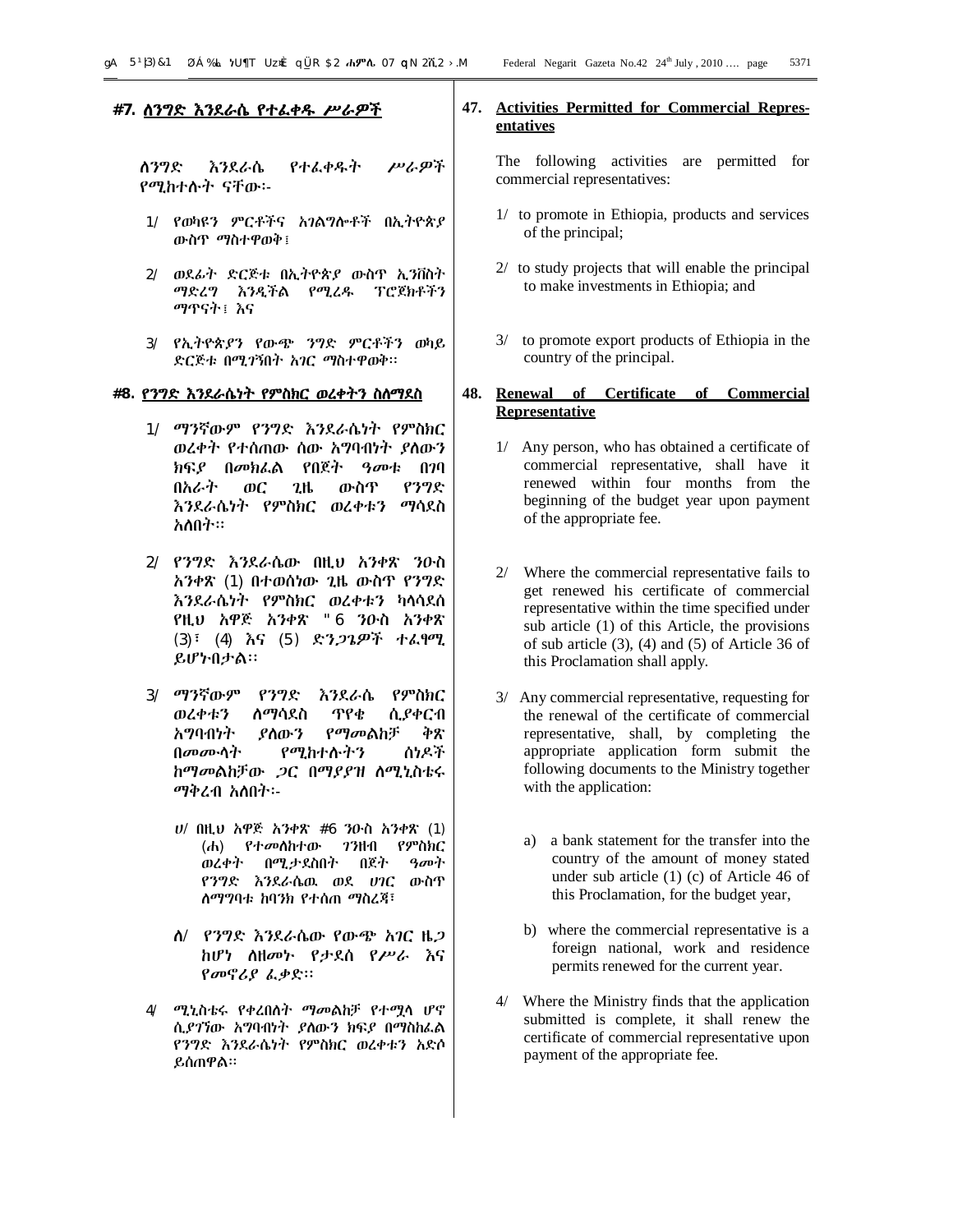## ፵፯. ለንግድ እንደራሴ የተፈቀዱ ሥራዎች

ለንግድ እንደራሴ የተፈቀዱት ሥራዎች የሚከተሉት ናቸው፡-

1/ የወካዩን ምርቶችና አገልግሎቶች በኢትዮጵያ ውስጥ ማስተዋወቅ፤

2/ ወደፊት ድርጅቱ በኢትዮጵያ ውስጥ ኢንቨስት ማድረግ እንዲችል የሚረዱ ፕሮጀክቶችን ማጥናት፤ እና

3/ የኢትዮጵያን የውጭ ንግድ ምርቶችን ወካይ ድርጅቱ በሚገኝበት አገር ማስተዋወቅ።

## ፵፰. የንግድ እንደራሴነት የምስክር ወረቀትን ስለማደስ

1/ ማንኛውም የንግድ እንደራሴነት የምስክር ወረቀት የተሰጠው ሰው አግባብነት ያለውን ክፍያ በመክፈል የበጀት ዓመቱ በገባ በአራት ወር ጊዜ ውስጥ የንግድ እንደራሴነት የምስክር ወረቀቱን ማሳደስ አለበት።

2/ የንግድ እንደራሴው በዚህ አንቀጽ ንዑስ አንቀጽ (1) በተወሰነው ጊዜ ውስጥ የንግድ እንደራሴነት የምስክር ወረቀቱን ካላሳደሰ የዚህ አዋጅ አንቀጽ "6 ንዑስ አንቀጽ (3)፣ (4) እና (5) ድንጋጌዎች ተፈፃሚ ይሆኑበታል፡፡

3/ ማንኛውም የንግድ እንደራሴ የምስክር ወረቀቱን ለማሳደስ ጥየቄ ሲያቀርብ አግባብነት ያለውን የማመልከቻ ቅጽ በመሙላት የሚከተሉትን ሰነዶች ከማመልከቻው ጋር በማያያዝ ለሚኒስቴሩ ማቅረብ አለበት፡-

ሀ/ በዚህ አዋጅ አንቀጽ ፵6 ንዑስ አንቀጽ (1) (ሐ) የተመለከተው ገንዘብ የምስክር ወረቀት በሚታደስበት በጀት ዓመት የንግድ እንደራሴዉ ወደ ሀገር ውስጥ ለማግባቱ ከባንክ የተሰጠ ማስረጃ፤

ለ/ የንግድ እንደራሴው የውጭ አገር ዜጋ ከሆነ ለዘመኑ የታደሰ የሥራ እና የመኖሪያ ፈቃድ፡፡

4/ ሚኒስቴሩ የቀረበለት ማመልከቻ የተሟላ ሆኖ ሲያገኘው አግባብነት ያለውን ክፍያ በማስከፈል የንግድ እንደራሴነት የምስክር ወረቀቱን አድሶ ይሰጠዋል።

## 47. Activities Permitted for Commercial Representatives

The following activities are permitted for commercial representatives:

1/ to promote in Ethiopia, products and services of the principal;

2/ to study projects that will enable the principal to make investments in Ethiopia; and

3/ to promote export products of Ethiopia in the country of the principal.

## 48. Renewal of Certificate of Commercial Representative

1/ Any person, who has obtained a certificate of commercial representative, shall have it renewed within four months from the beginning of the budget year upon payment of the appropriate fee.

2/ Where the commercial representative fails to get renewed his certificate of commercial representative within the time specified under sub article (1) of this Article, the provisions of sub article (3), (4) and (5) of Article 36 of this Proclamation shall apply.

3/ Any commercial representative, requesting for the renewal of the certificate of commercial representative, shall, by completing the appropriate application form submit the following documents to the Ministry together with the application:

a) a bank statement for the transfer into the country of the amount of money stated under sub article (1) (c) of Article 46 of this Proclamation, for the budget year,

b) where the commercial representative is a foreign national, work and residence permits renewed for the current year.

4/ Where the Ministry finds that the application submitted is complete, it shall renew the certificate of commercial representative upon payment of the appropriate fee.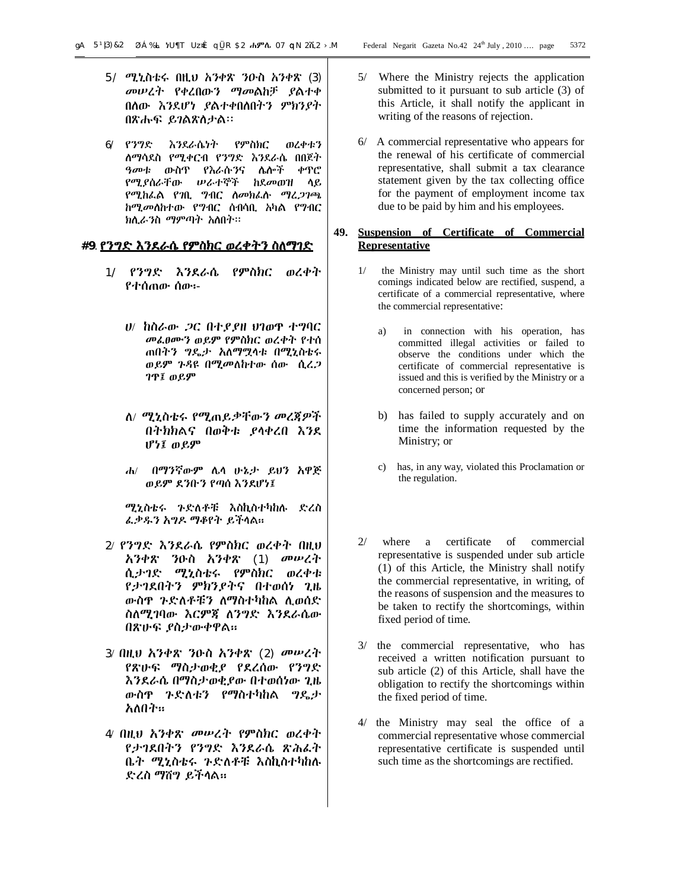5/ ሚኒስቴሩ በዚህ አንቀጽ ንዑስ አንቀጽ (3) መሠረት የቀረበውን ማመልከቻ ያልተቀበለው እንደሆነ ያልተቀበለበትን ምክንያት በጽሑፍ ይገልጽለታል፡፡

6/ የንግድ እንደራሴነት የምስክር ወረቀቱን ለማሳደስ የሚቀርብ የንግድ እንደራሴ በበጀት ዓመቱ ውስጥ የእራሱንና ሌሎች ቀጥሮ የሚያሰራቸው ሠራተኞች ከደመወዝ ላይ የሚከፈል የገቢ ግብር ለመከፈሉ ማረጋገጫ ከሚመለከተው የግብር ሰብሳቢ አካል የግብር ክሊራንስ ማምጣት አለበት፡፡

#### ፵፱. የንግድ እንደራሴ የምስክር ወረቀትን ስለማገድ

1/ የንግድ እንደራሴ የምስክር ወረቀት የተሰጠው ሰው፡-

ሀ/ ከስራው ጋር በተያያዘ ህገወጥ ተግባር መፈፀሙን ወይም የምስክር ወረቀት የተሰ ጠበትን ግዴታ አለማሟላቱ በሚኒስቴሩ ወይም ጉዳዩ በሚመለከተው ሰው ሲረጋ ገጥ፤ ወይም

ለ/ ሚኒስቴሩ የሚጠይቃቸውን መረጃዎች በትክክልና በወቅቱ ያላቀረበ እንደ ሆነ፤ ወይም

ሐ/ በማንኛውም ሌላ ሁኔታ ይህን አዋጅ ወይም ደንቡን የጣሰ እንደሆነ፤

ሚኒስቴሩ ጉድለቶቹ እስኪስተካከሉ ድረስ ፈቃዱን አግዶ ማቆየት ይችላል።

2/ የንግድ እንደራሴ የምስክር ወረቀት በዚህ አንቀጽ ንዑስ አንቀጽ (1) መሠረት ሲታገድ ሚኒስቴሩ የምስክር ወረቀቱ የታገደበትን ምክንያትና በተወሰነ ጊዜ ውስጥ ጉድለቶቹን ለማስተካከል ሊወሰድ ስለሚገባው እርምጃ ለንግድ እንደራሴው በጽሁፍ ያስታውቀዋል።

3/ በዚህ አንቀጽ ንዑስ አንቀጽ (2) መሠረት የጽሁፍ ማስታወቂያ የደረሰው የንግድ እንደራሴ በማስታወቂያው በተወሰነው ጊዜ ውስጥ ጉድለቱን የማስተካከል ግዴታ አለበት።

4/ በዚህ አንቀጽ መሠረት የምስክር ወረቀት የታገደበትን የንግድ እንደራሴ ጽሕፈት ቤት ሚኒስቴሩ ጉድለቶቹ እስኪስተካከሉ ድረስ ማሸግ ይችላል።

5/ Where the Ministry rejects the application submitted to it pursuant to sub article (3) of this Article, it shall notify the applicant in writing of the reasons of rejection.

6/ A commercial representative who appears for the renewal of his certificate of commercial representative, shall submit a tax clearance statement given by the tax collecting office for the payment of employment income tax due to be paid by him and his employees.

#### 49. Suspension of Certificate of Commercial Representative

1/ the Ministry may until such time as the short comings indicated below are rectified, suspend, a certificate of a commercial representative, where the commercial representative:

a) in connection with his operation, has committed illegal activities or failed to observe the conditions under which the certificate of commercial representative is issued and this is verified by the Ministry or a concerned person; or

b) has failed to supply accurately and on time the information requested by the Ministry; or

c) has, in any way, violated this Proclamation or the regulation.

2/ where a certificate of commercial representative is suspended under sub article (1) of this Article, the Ministry shall notify the commercial representative, in writing, of the reasons of suspension and the measures to be taken to rectify the shortcomings, within fixed period of time.

3/ the commercial representative, who has received a written notification pursuant to sub article (2) of this Article, shall have the obligation to rectify the shortcomings within the fixed period of time.

4/ the Ministry may seal the office of a commercial representative whose commercial representative certificate is suspended until such time as the shortcomings are rectified.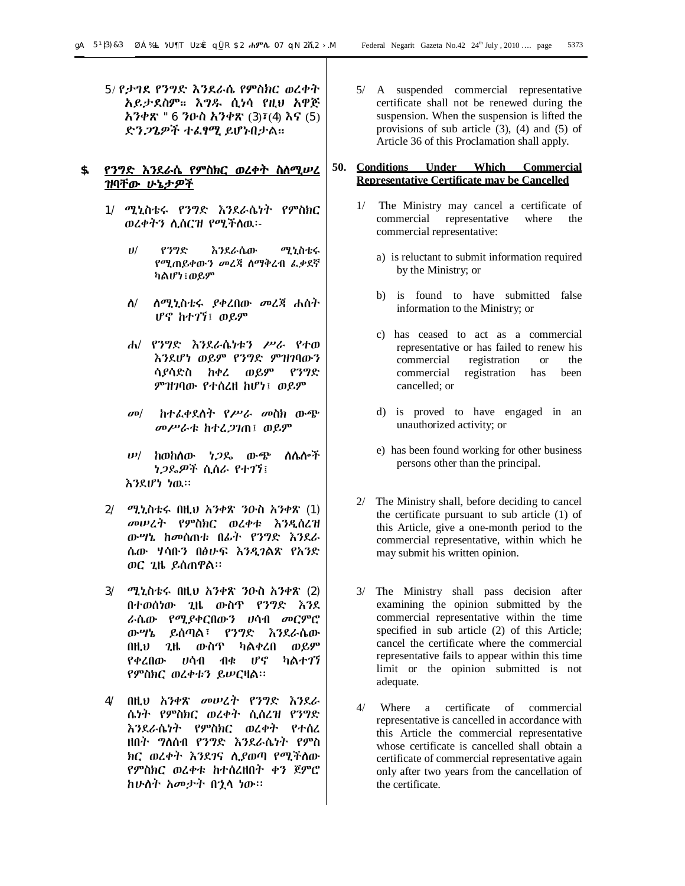5/ የታገደ የንግድ እንደራሴ የምስክር ወረቀት አይታደስም። እግዱ ሲነሳ የዚህ አዋጅ አንቀጽ "6 ንዑስ አንቀጽ (3)፣(4) እና (5) ድንጋጌዎች ተፈፃሚ ይሆኑበታል።

## ፶. የንግድ እንደራሴ የምስክር ወረቀት ስለሚሠረዝባቸው ሁኔታዎች

1/ ሚኒስቴሩ የንግድ እንደራሴነት የምስክር ወረቀትን ሊሰርዝ የሚችለዉ፡-

ሀ/ የንግድ እንደራሴው ሚኒስቴሩ የሚጠይቀውን መረጃ ለማቅረብ ፈቃደኛ ካልሆነ፤ወይም

ለ/ ለሚኒስቴሩ ያቀረበው መረጃ ሐሰት ሆኖ ከተገኘ፤ ወይም

ሐ/ የንግድ እንደራሴነቱን ሥራ የተወ እንደሆነ ወይም የንግድ ምዝገባውን ሳያሳድስ ከቀረ ወይም የንግድ ምዝገባው የተሰረዘ ከሆነ፤ ወይም

መ/ ከተፈቀደለት የሥራ መስክ ውጭ መሥራቱ ከተረጋገጠ፤ ወይም

ሠ/ ከወከለው ነጋዴ ውጭ ለሌሎች ነጋዴዎች ሲሰራ የተገኘ፤

እንደሆነ ነዉ፡፡

2/ ሚኒስቴሩ በዚህ አንቀጽ ንዑስ አንቀጽ (1) መሠረት የምስክር ወረቀቱ እንዲሰረዝ ውሣኔ ከመሰጠቱ በፊት የንግድ እንደራሴው ሃሳቡን በፅሁፍ እንዲገልጽ የአንድ ወር ጊዜ ይሰጠዋል፡፡

3/ ሚኒስቴሩ በዚህ አንቀጽ ንዑስ አንቀጽ (2) በተወሰነው ጊዜ ውስጥ የንግድ እንደራሴው የሚያቀርበውን ሀሳብ መርምሮ ውሣኔ ይሰጣል፣ የንግድ እንደራሴው በዚህ ጊዜ ውስጥ ካልቀረበ ወይም የቀረበው ሀሳብ ብቁ ሆኖ ካልተገኘ የምስክር ወረቀቱን ይሠርዛል፡፡

4/ በዚህ አንቀጽ መሠረት የንግድ እንደራሴነት የምስክር ወረቀት ሲሰረዝ የንግድ እንደራሴነት የምስክር ወረቀት የተሰረዘበት ግለሰብ የንግድ እንደራሴነት የምስክር ወረቀት እንደገና ሊያወጣ የሚችለው የምስክር ወረቀቱ ከተሰረዘበት ቀን ጀምሮ ከሁለት አመታት በኋላ ነው፡፡

5/ A suspended commercial representative certificate shall not be renewed during the suspension. When the suspension is lifted the provisions of sub article (3), (4) and (5) of Article 36 of this Proclamation shall apply.

## 50. Conditions Under Which Commercial Representative Certificate may be Cancelled

1/ The Ministry may cancel a certificate of commercial representative where the commercial representative:

a) is reluctant to submit information required by the Ministry; or

b) is found to have submitted false information to the Ministry; or

c) has ceased to act as a commercial representative or has failed to renew his commercial registration or the commercial registration has been cancelled; or

d) is proved to have engaged in an unauthorized activity; or

e) has been found working for other business persons other than the principal.

2/ The Ministry shall, before deciding to cancel the certificate pursuant to sub article (1) of this Article, give a one-month period to the commercial representative, within which he may submit his written opinion.

3/ The Ministry shall pass decision after examining the opinion submitted by the commercial representative within the time specified in sub article (2) of this Article; cancel the certificate where the commercial representative fails to appear within this time limit or the opinion submitted is not adequate.

4/ Where a certificate of commercial representative is cancelled in accordance with this Article the commercial representative whose certificate is cancelled shall obtain a certificate of commercial representative again only after two years from the cancellation of the certificate.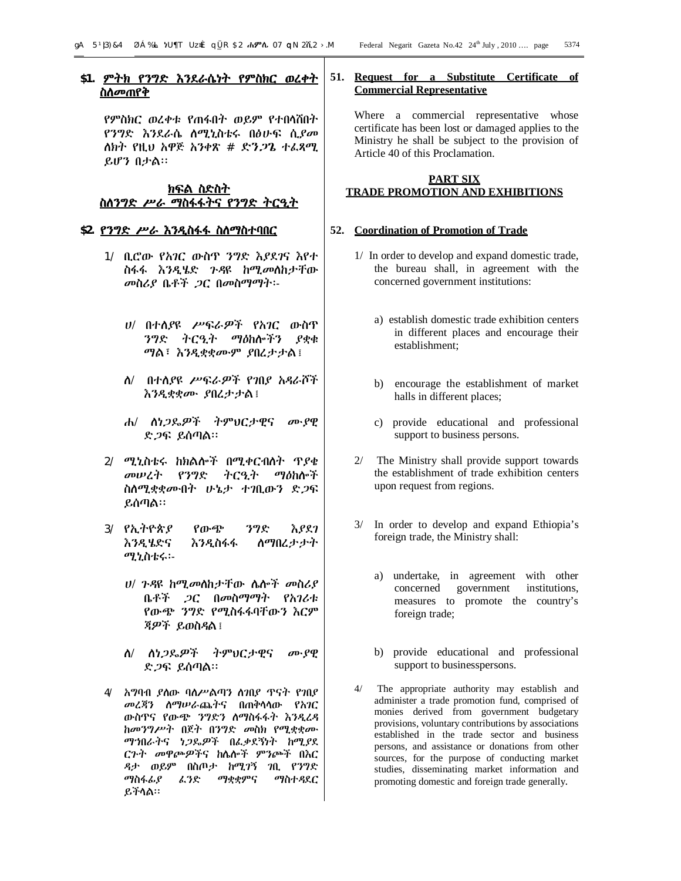## ፶፩. ምትክ የንግድ እንደራሴነት የምስክር ወረቀት ስለመጠየቅ

የምስክር ወረቀቱ የጠፋበት ወይም የተበላሸበት የንግድ እንደራሴ ለሚኒስቴሩ በፅሁፍ ሲያመለክት የዚህ አዋጅ አንቀጽ ፵ ድንጋጌ ተፈጻሚ ይሆን በታል፡፡

## ክፍል ስድስት
## ስለንግድ ሥራ ማስፋፋትና የንግድ ትርዒት

## ፶፪. የንግድ ሥራ እንዲስፋፋ ስለማስተባበር

1/ ቢሮው የአገር ውስጥ ንግድ እያደገና እየተስፋፋ እንዲሄድ ጉዳዩ ከሚመለከታቸው መስሪያ ቤቶች ጋር በመስማማት፡-

ሀ/ በተለያዩ ሥፍራዎች የአገር ውስጥ ንግድ ትርዒት ማዕከሎችን ያቋቁማል፣ እንዲቋቋሙም ያበረታታል፤

ለ/ በተለያዩ ሥፍራዎች የገበያ አዳራሾች እንዲቋቋሙ ያበረታታል፤

ሐ/ ለነጋዴዎች ትምህርታዊና ሙያዊ ድጋፍ ይሰጣል፡፡

2/ ሚኒስቴሩ ከክልሎች በሚቀርብለት ጥያቄ መሠረት የንግድ ትርዒት ማዕከሎች ስለሚቋቋሙበት ሁኔታ ተገቢውን ድጋፍ ይሰጣል፡፡

3/ የኢትዮጵያ የውጭ ንግድ እያደገ እንዲሄድና እንዲስፋፋ ለማበረታታት ሚኒስቴሩ፡-

ሀ/ ጉዳዩ ከሚመለከታቸው ሌሎች መስሪያ ቤቶች ጋር በመስማማት የአገሪቱ የውጭ ንግድ የሚስፋፋባቸውን እርምጃዎች ይወስዳል፤

ለ/ ለነጋዴዎች ትምህርታዊና ሙያዊ ድጋፍ ይሰጣል፡፡

4/ አግባብ ያለው ባለሥልጣን ለገበያ ጥናት የገበያ መረጃን ለማሠራጨትና በጠቅላላው የአገር ውስጥና የውጭ ንግድን ለማስፋፋት እንዲረዳ ከመንግሥት በጀት በንግድ መስክ የሚቋቋሙ ማኀበራትና ነጋዴዎች በፈቃደኝነት ከሚያደርጉት መዋጮዎችና ከሌሎች ምንጮች በእርዳታ ወይም በስጦታ ከሚገኝ ገቢ የንግድ ማስፋፊያ ፈንድ ማቋቋምና ማስተዳደር ይችላል፡፡

## 51. Request for a Substitute Certificate of Commercial Representative

Where a commercial representative whose certificate has been lost or damaged applies to the Ministry he shall be subject to the provision of Article 40 of this Proclamation.

## PART SIX
## TRADE PROMOTION AND EXHIBITIONS

## 52. Coordination of Promotion of Trade

1/ In order to develop and expand domestic trade, the bureau shall, in agreement with the concerned government institutions:

a) establish domestic trade exhibition centers in different places and encourage their establishment;

b) encourage the establishment of market halls in different places;

c) provide educational and professional support to business persons.

2/ The Ministry shall provide support towards the establishment of trade exhibition centers upon request from regions.

3/ In order to develop and expand Ethiopia's foreign trade, the Ministry shall:

a) undertake, in agreement with other concerned government institutions, measures to promote the country's foreign trade;

b) provide educational and professional support to businesspersons.

4/ The appropriate authority may establish and administer a trade promotion fund, comprised of monies derived from government budgetary provisions, voluntary contributions by associations established in the trade sector and business persons, and assistance or donations from other sources, for the purpose of conducting market studies, disseminating market information and promoting domestic and foreign trade generally.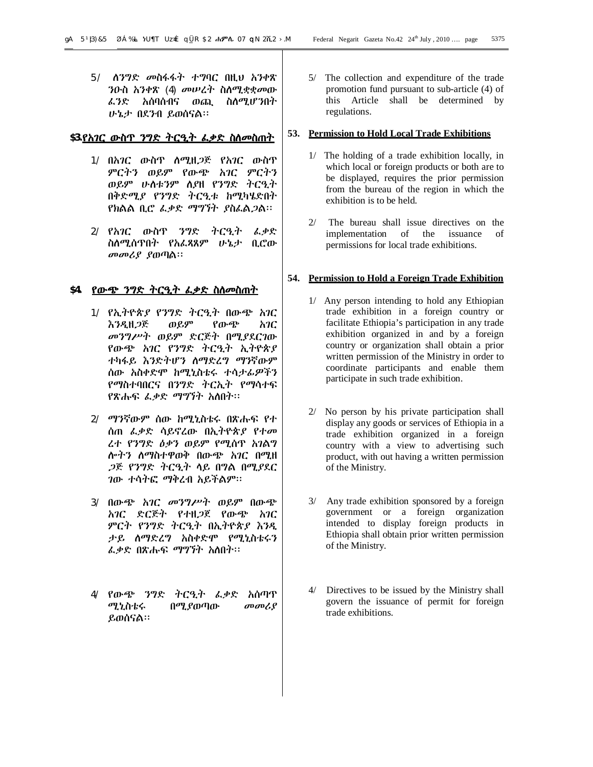5/ ለንግድ መስፋፋት ተግባር በዚህ አንቀጽ ንዑስ አንቀጽ (4) መሠረት ስለሚቋቋመው ፈንድ አሰባሰብና ወጪ ስለሚሆንበት ሁኔታ በደንብ ይወሰናል፡፡

### ፶፫. የአገር ውስጥ ንግድ ትርዒት ፈቃድ ስለመስጠት

1/ በአገር ውስጥ ለሚዘጋጅ የአገር ውስጥ ምርትን ወይም የውጭ አገር ምርትን ወይም ሁለቱንም ለያዘ የንግድ ትርዒት በቅድሚያ የንግድ ትርዒቱ ከሚካሄድበት የክልል ቢሮ ፈቃድ ማግኘት ያስፈልጋል፡፡

2/ የአገር ውስጥ ንግድ ትርዒት ፈቃድ ስለሚሰጥበት የአፈጻጸም ሁኔታ ቢሮው መመሪያ ያወጣል፡፡

### ፶፬. የውጭ ንግድ ትርዒት ፈቃድ ስለመስጠት

1/ የኢትዮጵያ የንግድ ትርዒት በውጭ አገር እንዲዘጋጅ ወይም የውጭ አገር መንግሥት ወይም ድርጅት በሚያደርገው የውጭ አገር የንግድ ትርዒት ኢትዮጵያ ተካፋይ እንድትሆን ለማድረግ ማንኛውም ሰው አስቀድሞ ከሚኒስቴሩ ተሳታፊዎችን የማስተባበርና በንግድ ትርኢት የማሳተፍ የጽሑፍ ፈቃድ ማግኘት አለበት፡፡

2/ ማንኛውም ሰው ከሚኒስቴሩ በጽሑፍ የተሰጠ ፈቃድ ሳይኖረው በኢትዮጵያ የተመረተ የንግድ ዕቃን ወይም የሚሰጥ አገልግሎትን ለማስተዋወቅ በውጭ አገር በሚዘጋጅ የንግድ ትርዒት ላይ በግል በሚያደርገው ተሳትፎ ማቅረብ አይችልም፡፡

3/ በውጭ አገር መንግሥት ወይም በውጭ አገር ድርጅት የተዘጋጀ የውጭ አገር ምርት የንግድ ትርዒት በኢትዮጵያ እንዲታይ ለማድረግ አስቀድሞ የሚኒስቴሩን ፈቃድ በጽሑፍ ማግኘት አለበት፡፡

4/ የውጭ ንግድ ትርዒት ፈቃድ አሰጣጥ ሚኒስቴሩ በሚያወጣው መመሪያ ይወሰናል፡፡

5/ The collection and expenditure of the trade promotion fund pursuant to sub-article (4) of this Article shall be determined by regulations.

### 53. Permission to Hold Local Trade Exhibitions

1/ The holding of a trade exhibition locally, in which local or foreign products or both are to be displayed, requires the prior permission from the bureau of the region in which the exhibition is to be held.

2/ The bureau shall issue directives on the implementation of the issuance of permissions for local trade exhibitions.

### 54. Permission to Hold a Foreign Trade Exhibition

1/ Any person intending to hold any Ethiopian trade exhibition in a foreign country or facilitate Ethiopia's participation in any trade exhibition organized in and by a foreign country or organization shall obtain a prior written permission of the Ministry in order to coordinate participants and enable them participate in such trade exhibition.

2/ No person by his private participation shall display any goods or services of Ethiopia in a trade exhibition organized in a foreign country with a view to advertising such product, with out having a written permission of the Ministry.

3/ Any trade exhibition sponsored by a foreign government or a foreign organization intended to display foreign products in Ethiopia shall obtain prior written permission of the Ministry.

4/ Directives to be issued by the Ministry shall govern the issuance of permit for foreign trade exhibitions.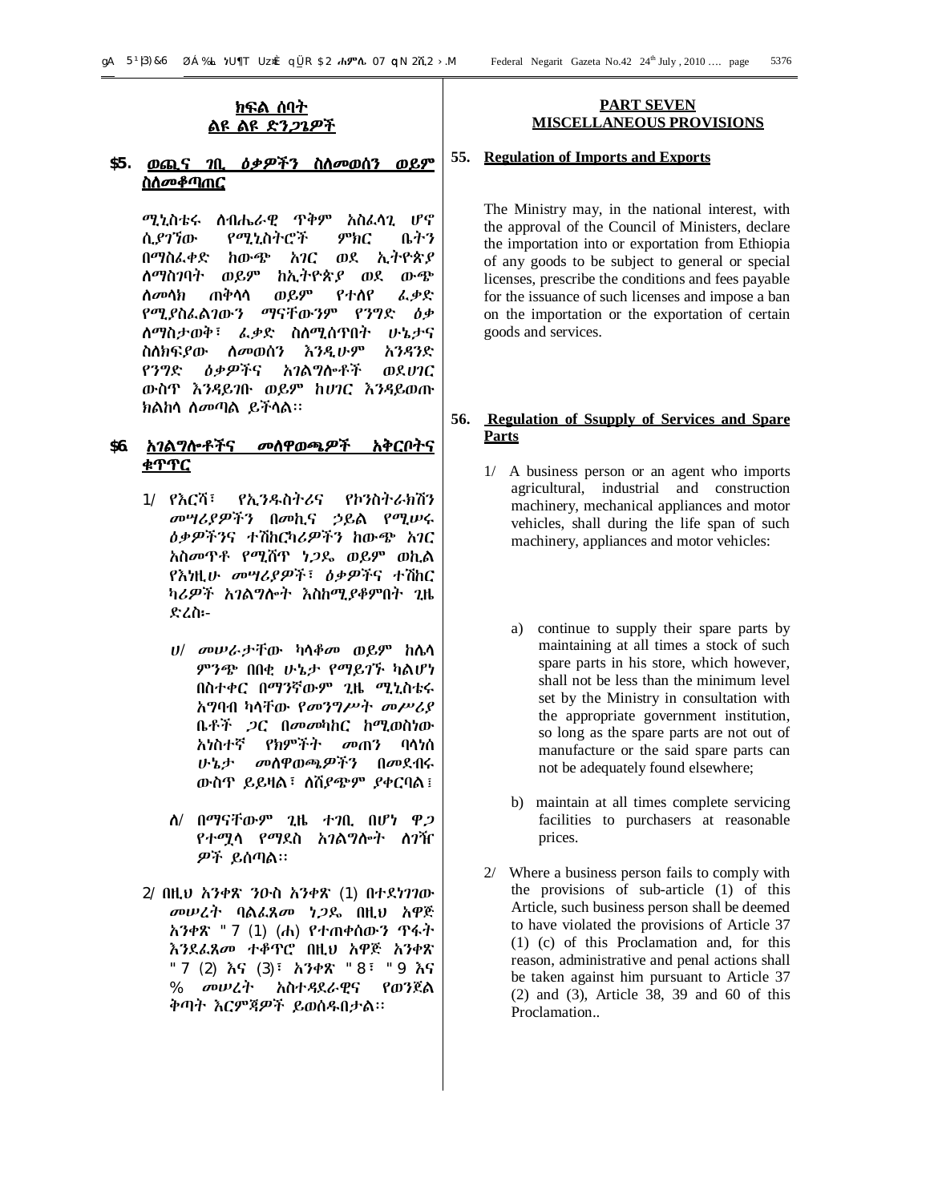## ክፍል ሰባት
## ልዩ ልዩ ድንጋጌዎች

### ፶፭. ወጪና ገቢ ዕቃዎችን ስለመወሰን ወይም ስለመቆጣጠር

ሚኒስቴሩ ለብሔራዊ ጥቅም አስፈላጊ ሆኖ ሲያገኘው የሚኒስትሮች ምክር ቤትን በማስፈቀድ ከውጭ አገር ወደ ኢትዮጵያ ለማስገባት ወይም ከኢትዮጵያ ወደ ውጭ ለመላክ ጠቅላላ ወይም የተለየ ፈቃድ የሚያስፈልገውን ማናቸውንም የንግድ ዕቃ ለማስታወቅ፣ ፈቃድ ስለሚሰጥበት ሁኔታና ስለክፍያው ለመወሰን እንዲሁም አንዳንድ የንግድ ዕቃዎችና አገልግሎቶች ወደሀገር ውስጥ እንዳይገቡ ወይም ከሀገር እንዳይወጡ ክልከላ ለመጣል ይችላል፡፡

### ፶፮. አገልግሎቶችና መለዋወጫዎች አቅርቦትና ቁጥጥር

1/ የእርሻ፣ የኢንዱስትሪና የኮንስትራክሽን መሣሪያዎችን በመኪና ኃይል የሚሠሩ ዕቃዎችንና ተሽከርካሪዎችን ከውጭ አገር አስመጥቶ የሚሸጥ ነጋዴ ወይም ወኪል የእነዚሁ መሣሪያዎች፣ ዕቃዎችና ተሽከር ካሪዎች አገልግሎት እስከሚያቆምበት ጊዜ ድረስ፡-

ሀ/ መሠራታቸው ካላቆመ ወይም ከሌላ ምንጭ በበቂ ሁኔታ የማይገኙ ካልሆነ በስተቀር በማንኛውም ጊዜ ሚኒስቴሩ አግባብ ካላቸው የመንግሥት መሥሪያ ቤቶች ጋር በመመካከር ከሚወስነው አነስተኛ የክምችት መጠን ባላነሰ ሁኔታ መለዋወጫዎችን በመደብሩ ውስጥ ይይዛል፣ ለሽያጭም ያቀርባል፤

ለ/ በማናቸውም ጊዜ ተገቢ በሆነ ዋጋ የተሟላ የማደስ አገልግሎት ለገዥ ዎች ይሰጣል፡፡

2/ በዚህ አንቀጽ ንዑስ አንቀጽ (1) በተደነገገው መሠረት ባልፈጸመ ነጋዴ በዚህ አዋጅ አንቀጽ ፴፯ (1) (ሐ) የተጠቀሰውን ጥፋት እንደፈጸመ ተቆጥሮ በዚህ አዋጅ አንቀጽ ፴፯ (2) እና (3)፣ አንቀጽ ፴፰፣ ፴፱ እና ፷ መሠረት አስተዳደራዊና የወንጀል ቅጣት እርምጃዎች ይወሰዱበታል፡፡

## PART SEVEN
## MISCELLANEOUS PROVISIONS

### 55. Regulation of Imports and Exports

The Ministry may, in the national interest, with the approval of the Council of Ministers, declare the importation into or exportation from Ethiopia of any goods to be subject to general or special licenses, prescribe the conditions and fees payable for the issuance of such licenses and impose a ban on the importation or the exportation of certain goods and services.

### 56. Regulation of Ssupply of Services and Spare Parts

1/ A business person or an agent who imports agricultural, industrial and construction machinery, mechanical appliances and motor vehicles, shall during the life span of such machinery, appliances and motor vehicles:

a) continue to supply their spare parts by maintaining at all times a stock of such spare parts in his store, which however, shall not be less than the minimum level set by the Ministry in consultation with the appropriate government institution, so long as the spare parts are not out of manufacture or the said spare parts can not be adequately found elsewhere;

b) maintain at all times complete servicing facilities to purchasers at reasonable prices.

2/ Where a business person fails to comply with the provisions of sub-article (1) of this Article, such business person shall be deemed to have violated the provisions of Article 37 (1) (c) of this Proclamation and, for this reason, administrative and penal actions shall be taken against him pursuant to Article 37 (2) and (3), Article 38, 39 and 60 of this Proclamation..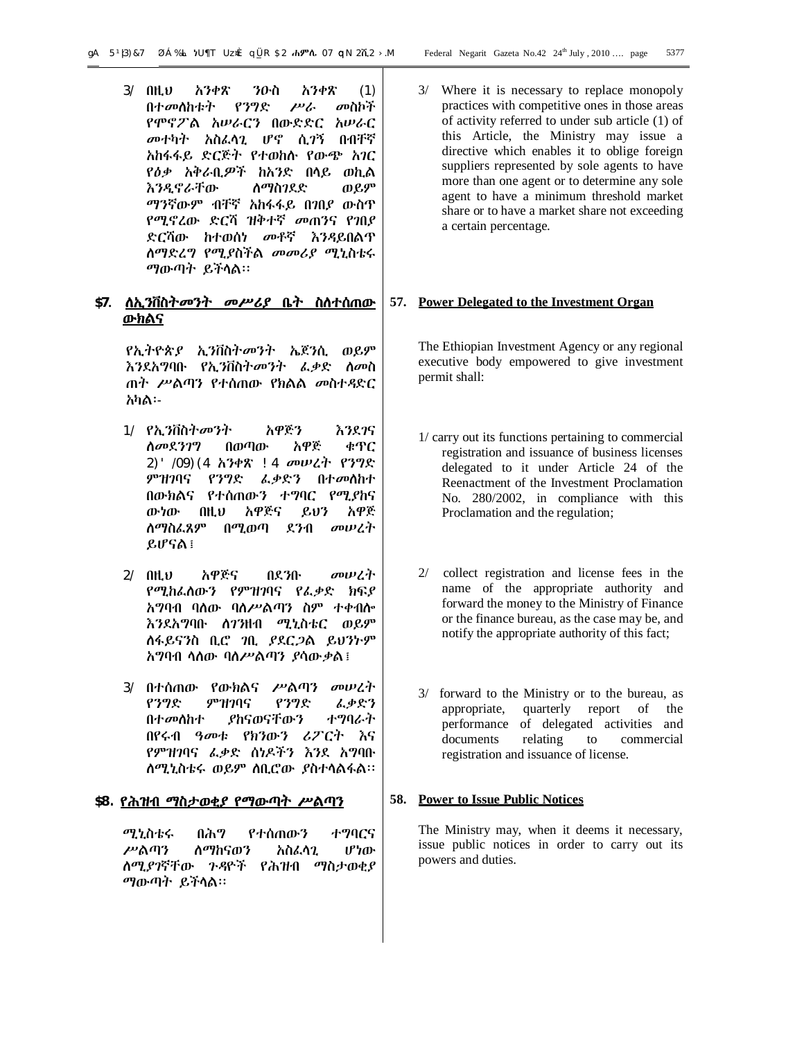3/ በዚህ አንቀጽ ንዑስ አንቀጽ (1) በተመለከቱት የንግድ ሥራ መስኮች የሞኖፖል አሠራርን በውድድር አሠራር መተካት አስፈላጊ ሆኖ ሲገኝ በብቸኛ አከፋፋይ ድርጅት የተወከሉ የውጭ አገር የዕቃ አቅራቢዎች ከአንድ በላይ ወኪል እንዲኖራቸው ለማስገደድ ወይም ማንኛውም ብቸኛ አከፋፋይ በገበያ ውስጥ የሚኖረው ድርሻ ዝቅተኛ መጠንና የገበያ ድርሻው ከተወሰነ መቶኛ እንዳይበልጥ ለማድረግ የሚያስችል መመሪያ ሚኒስቴሩ ማውጣት ይችላል።

3/ Where it is necessary to replace monopoly practices with competitive ones in those areas of activity referred to under sub article (1) of this Article, the Ministry may issue a directive which enables it to oblige foreign suppliers represented by sole agents to have more than one agent or to determine any sole agent to have a minimum threshold market share or to have a market share not exceeding a certain percentage.

## ፶፯. ለኢንቨስትመንት መሥሪያ ቤት ስለተሰጠው ውክልና

## 57. Power Delegated to the Investment Organ

የኢትዮጵያ ኢንቨስትመንት ኤጀንሲ ወይም እንደአግባቡ የኢንቨስትመንት ፈቃድ ለመስ ጠት ሥልጣን የተሰጠው የክልል መስተዳድር አካል፡-

The Ethiopian Investment Agency or any regional executive body empowered to give investment permit shall:

1/ የኢንቨስትመንት አዋጅን እንደገና ለመደንገግ በወጣው አዋጅ ቁጥር ፪፻፹/፲፱፻፺፬ አንቀጽ ፳፬ መሠረት የንግድ ምዝገባና የንግድ ፈቃድን በተመለከተ በውክልና የተሰጠውን ተግባር የሚያከና ውነው በዚህ አዋጅና ይህን አዋጅ ለማስፈጸም በሚወጣ ደንብ መሠረት ይሆናል፤

1/ carry out its functions pertaining to commercial registration and issuance of business licenses delegated to it under Article 24 of the Reenactment of the Investment Proclamation No. 280/2002, in compliance with this Proclamation and the regulation;

2/ በዚህ አዋጅና በደንቡ መሠረት የሚከፈለውን የምዝገባና የፈቃድ ክፍያ አግባብ ባለው ባለሥልጣን ስም ተቀብሎ እንደአግባቡ ለገንዘብ ሚኒስቴር ወይም ለፋይናንስ ቢሮ ገቢ ያደርጋል ይህንኑም አግባብ ላለው ባለሥልጣን ያሳውቃል፤

2/ collect registration and license fees in the name of the appropriate authority and forward the money to the Ministry of Finance or the finance bureau, as the case may be, and notify the appropriate authority of this fact;

3/ በተሰጠው የውክልና ሥልጣን መሠረት የንግድ ምዝገባና የንግድ ፈቃድን በተመለከተ ያከናወናቸውን ተግባራት በየሩብ ዓመቱ የክንውን ሪፖርት እና የምዝገባና ፈቃድ ሰነዶችን እንደ አግባቡ ለሚኒስቴሩ ወይም ለቢሮው ያስተላልፋል።

3/ forward to the Ministry or to the bureau, as appropriate, quarterly report of the performance of delegated activities and documents relating to commercial registration and issuance of license.

## ፶፰. የሕዝብ ማስታወቂያ የማውጣት ሥልጣን

## 58. Power to Issue Public Notices

ሚኒስቴሩ በሕግ የተሰጠውን ተግባርና ሥልጣን ለማከናወን አስፈላጊ ሆነው ለሚያገኛቸው ጉዳዮች የሕዝብ ማስታወቂያ ማውጣት ይችላል።

The Ministry may, when it deems it necessary, issue public notices in order to carry out its powers and duties.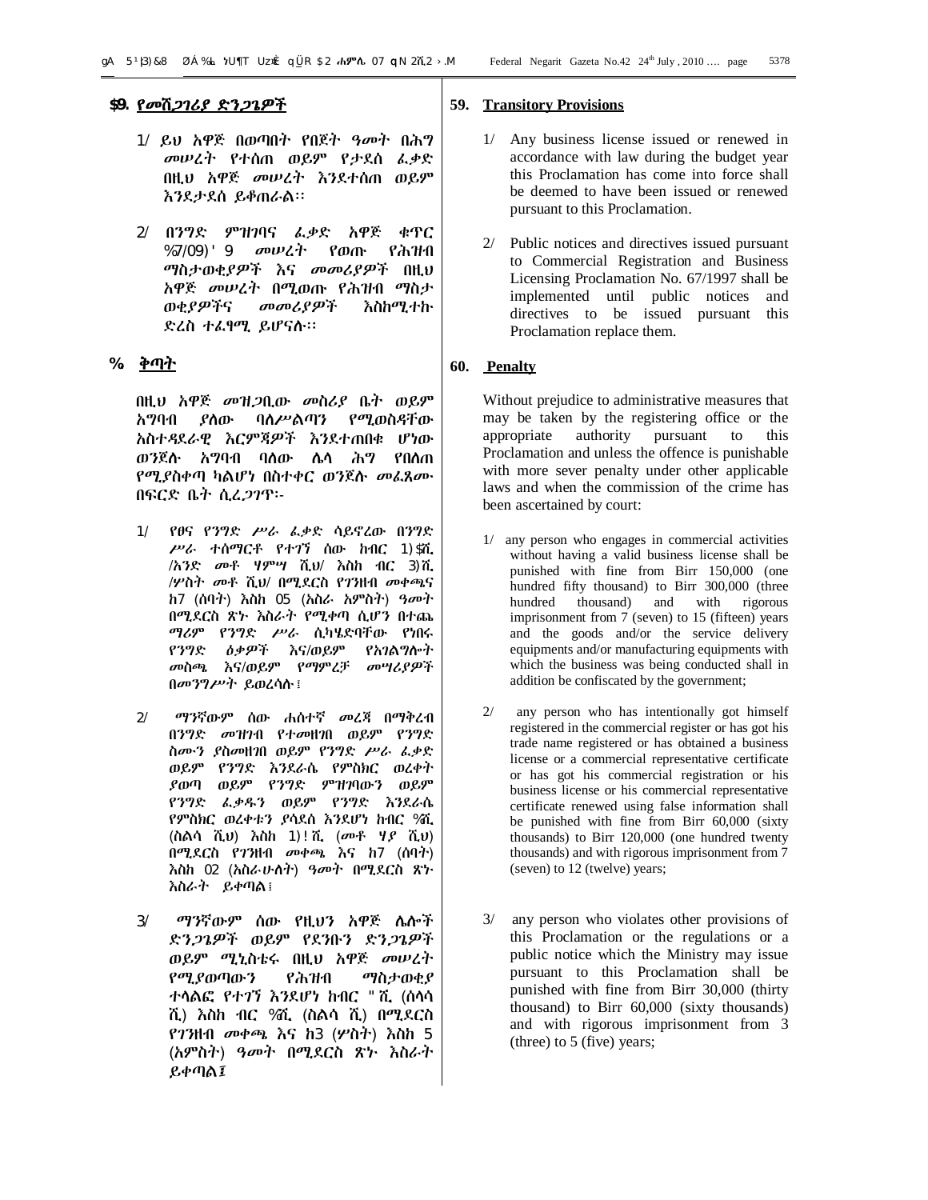## ፶፱. የመሸጋገሪያ ድንጋጌዎች

1/ ይህ አዋጅ በወጣበት የበጀት ዓመት በሕግ መሠረት የተሰጠ ወይም የታደሰ ፈቃድ በዚህ አዋጅ መሠረት እንደተሰጠ ወይም እንደታደሰ ይቆጠራል፡፡

2/ በንግድ ምዝገባና ፈቃድ አዋጅ ቁጥር ፷፯/፲፱፻፹፱ መሠረት የወጡ የሕዝብ ማስታወቂያዎች እና መመሪያዎች በዚህ አዋጅ መሠረት በሚወጡ የሕዝብ ማስታ ወቂያዎችና መመሪያዎች እስከሚተኩ ድረስ ተፈፃሚ ይሆናሉ፡፡

## ፷ ቅጣት

በዚህ አዋጅ መዝጋቢው መስሪያ ቤት ወይም አግባብ ያለው ባለሥልጣን የሚወስዳቸው አስተዳደራዊ እርምጃዎች እንደተጠበቁ ሆነው ወንጀሉ አግባብ ባለው ሌላ ሕግ የበለጠ የሚያስቀጣ ካልሆነ በስተቀር ወንጀሉ መፈጸሙ በፍርድ ቤት ሲረጋገጥ፡-

1/ የፀና የንግድ ሥራ ፈቃድ ሳይኖረው በንግድ ሥራ ተሰማርቶ የተገኘ ሰው ከብር ፩፻፶ሺ /አንድ መቶ ሃምሣ ሺህ/ እስከ ብር ፫፻ሺ /ሦስት መቶ ሺህ/ በሚደርስ የገንዘብ መቀጫና ከ፯ (ሰባት) እስከ ፲፭ (አስራ አምስት) ዓመት በሚደርስ ጽኑ እስራት የሚቀጣ ሲሆን በተጨ ማሪም የንግድ ሥራ ሲካሄድባቸው የነበሩ የንግድ ዕቃዎች እና/ወይም የአገልግሎት መስጫ እና/ወይም የማምረቻ መሣሪያዎች በመንግሥት ይወረሳሉ፤

2/ ማንኛውም ሰው ሐሰተኛ መረጃ በማቅረብ በንግድ መዝገብ የተመዘገበ ወይም የንግድ ስሙን ያስመዘገበ ወይም የንግድ ሥራ ፈቃድ ወይም የንግድ እንደራሴ የምስክር ወረቀት ያወጣ ወይም የንግድ ምዝገባውን ወይም የንግድ ፈቃዱን ወይም የንግድ እንደራሴ የምስክር ወረቀቱን ያሳደሰ እንደሆነ ከብር ፷ሺ (ስልሳ ሺህ) እስከ ፩፻፳ሺ (መቶ ሃያ ሺህ) በሚደርስ የገንዘብ መቀጫ እና ከ፯ (ሰባት) እስከ ፲፪ (አስራሁለት) ዓመት በሚደርስ ጽኑ እስራት ይቀጣል፤

3/ ማንኛውም ሰው የዚህን አዋጅ ሌሎች ድንጋጌዎች ወይም የደንቡን ድንጋጌዎች ወይም ሚኒስቴሩ በዚህ አዋጅ መሠረት የሚያወጣውን የሕዝብ ማስታወቂያ ተላልፎ የተገኘ እንደሆነ ከብር ፴ሺ (ሰላሳ ሺ) እስከ ብር ፷ሺ (ስልሳ ሺ) በሚደርስ የገንዘብ መቀጫ እና ከ፫ (ሦስት) እስከ ፭ (አምስት) ዓመት በሚደርስ ጽኑ እስራት ይቀጣል፤

## 59. Transitory Provisions

1/ Any business license issued or renewed in accordance with law during the budget year this Proclamation has come into force shall be deemed to have been issued or renewed pursuant to this Proclamation.

2/ Public notices and directives issued pursuant to Commercial Registration and Business Licensing Proclamation No. 67/1997 shall be implemented until public notices and directives to be issued pursuant this Proclamation replace them.

## 60. Penalty

Without prejudice to administrative measures that may be taken by the registering office or the appropriate authority pursuant to this Proclamation and unless the offence is punishable with more sever penalty under other applicable laws and when the commission of the crime has been ascertained by court:

1/ any person who engages in commercial activities without having a valid business license shall be punished with fine from Birr 150,000 (one hundred fifty thousand) to Birr 300,000 (three hundred thousand) and with rigorous imprisonment from 7 (seven) to 15 (fifteen) years and the goods and/or the service delivery equipments and/or manufacturing equipments with which the business was being conducted shall in addition be confiscated by the government;

2/ any person who has intentionally got himself registered in the commercial register or has got his trade name registered or has obtained a business license or a commercial representative certificate or has got his commercial registration or his business license or his commercial representative certificate renewed using false information shall be punished with fine from Birr 60,000 (sixty thousands) to Birr 120,000 (one hundred twenty thousands) and with rigorous imprisonment from 7 (seven) to 12 (twelve) years;

3/ any person who violates other provisions of this Proclamation or the regulations or a public notice which the Ministry may issue pursuant to this Proclamation shall be punished with fine from Birr 30,000 (thirty thousand) to Birr 60,000 (sixty thousands) and with rigorous imprisonment from 3 (three) to 5 (five) years;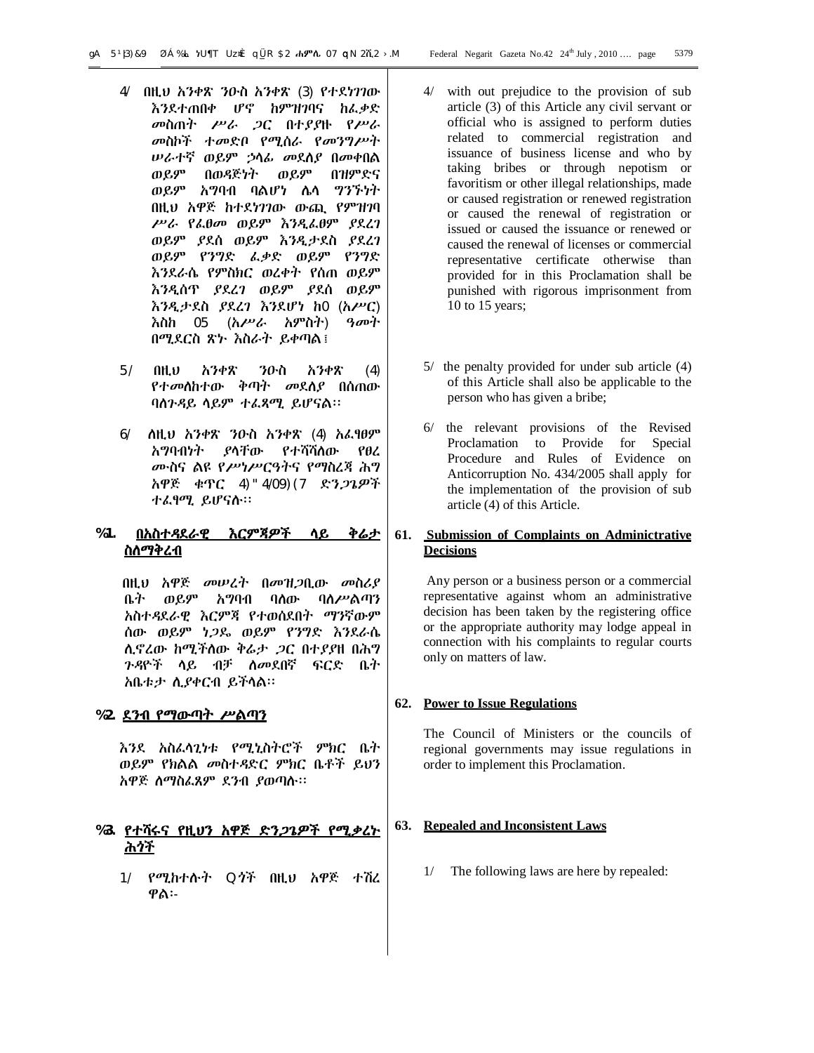4/ በዚህ አንቀጽ ንዑስ አንቀጽ (3) የተደነገገው እንደተጠበቀ ሆኖ ከምዝገባና ከፈቃድ መስጠት ሥራ ጋር በተያያዙ የሥራ መስኮች ተመድቦ የሚሰራ የመንግሥት ሠራተኛ ወይም ኃላፊ መደለያ በመቀበል ወይም በወዳጅነት ወይም በዝምድና ወይም አግባብ ባልሆነ ሌላ ግንኙነት በዚህ አዋጅ ከተደነገገው ውጪ የምዝገባ ሥራ የፈፀመ ወይም እንዲፈፀም ያደረገ ወይም ያደሰ ወይም እንዲታደስ ያደረገ ወይም የንግድ ፈቃድ ወይም የንግድ እንደራሴ የምስክር ወረቀት የሰጠ ወይም እንዲሰጥ ያደረገ ወይም ያደሰ ወይም እንዲታደስ ያደረገ እንደሆነ ከ10 (አሥር) እስከ 15 (አሥራ አምስት) ዓመት በሚደርስ ጽኑ እስራት ይቀጣል፤

5/ በዚህ አንቀጽ ንዑስ አንቀጽ (4) የተመለከተው ቅጣት መደለያ በሰጠው ባለጉዳይ ላይም ተፈጻሚ ይሆናል፡፡

6/ ለዚህ አንቀጽ ንዑስ አንቀጽ (4) አፈፃፀም አግባብነት ያላቸው የተሻሻለው የፀረ ሙስና ልዩ የሥነሥርዓትና የማስረጃ ሕግ አዋጅ ቁጥር 434/1997 ድንጋጌዎች ተፈፃሚ ይሆናሉ፡፡

## ፷፩. በአስተዳደራዊ እርምጃዎች ላይ ቅሬታ ስለማቅረብ

በዚህ አዋጅ መሠረት በመዝጋቢው መስሪያ ቤት ወይም አግባብ ባለው ባለሥልጣን አስተዳደራዊ እርምጃ የተወሰደበት ማንኛውም ሰው ወይም ነጋዴ ወይም የንግድ እንደራሴ ሊኖረው ከሚችለው ቅሬታ ጋር በተያያዘ በሕግ ጉዳዮች ላይ ብቻ ለመደበኛ ፍርድ ቤት አቤቱታ ሊያቀርብ ይችላል፡፡

## ፷፪. ደንብ የማውጣት ሥልጣን

እንደ አስፈላጊነቱ የሚኒስትሮች ምክር ቤት ወይም የክልል መስተዳድር ምክር ቤቶች ይህን አዋጅ ለማስፈጸም ደንብ ያወጣሉ፡፡

## ፷፫. የተሻሩና የዚህን አዋጅ ድንጋጌዎች የሚቃረኑ ሕጎች

1/ የሚከተሉት ሕጎች በዚህ አዋጅ ተሽረዋል፡-

4/ with out prejudice to the provision of sub article (3) of this Article any civil servant or official who is assigned to perform duties related to commercial registration and issuance of business license and who by taking bribes or through nepotism or favoritism or other illegal relationships, made or caused registration or renewed registration or caused the renewal of registration or issued or caused the issuance or renewed or caused the renewal of licenses or commercial representative certificate otherwise than provided for in this Proclamation shall be punished with rigorous imprisonment from 10 to 15 years;

5/ the penalty provided for under sub article (4) of this Article shall also be applicable to the person who has given a bribe;

6/ the relevant provisions of the Revised Proclamation to Provide for Special Procedure and Rules of Evidence on Anticorruption No. 434/2005 shall apply for the implementation of the provision of sub article (4) of this Article.

## 61. Submission of Complaints on Adminictrative Decisions

Any person or a business person or a commercial representative against whom an administrative decision has been taken by the registering office or the appropriate authority may lodge appeal in connection with his complaints to regular courts only on matters of law.

## 62. Power to Issue Regulations

The Council of Ministers or the councils of regional governments may issue regulations in order to implement this Proclamation.

## 63. Repealed and Inconsistent Laws

1/ The following laws are here by repealed: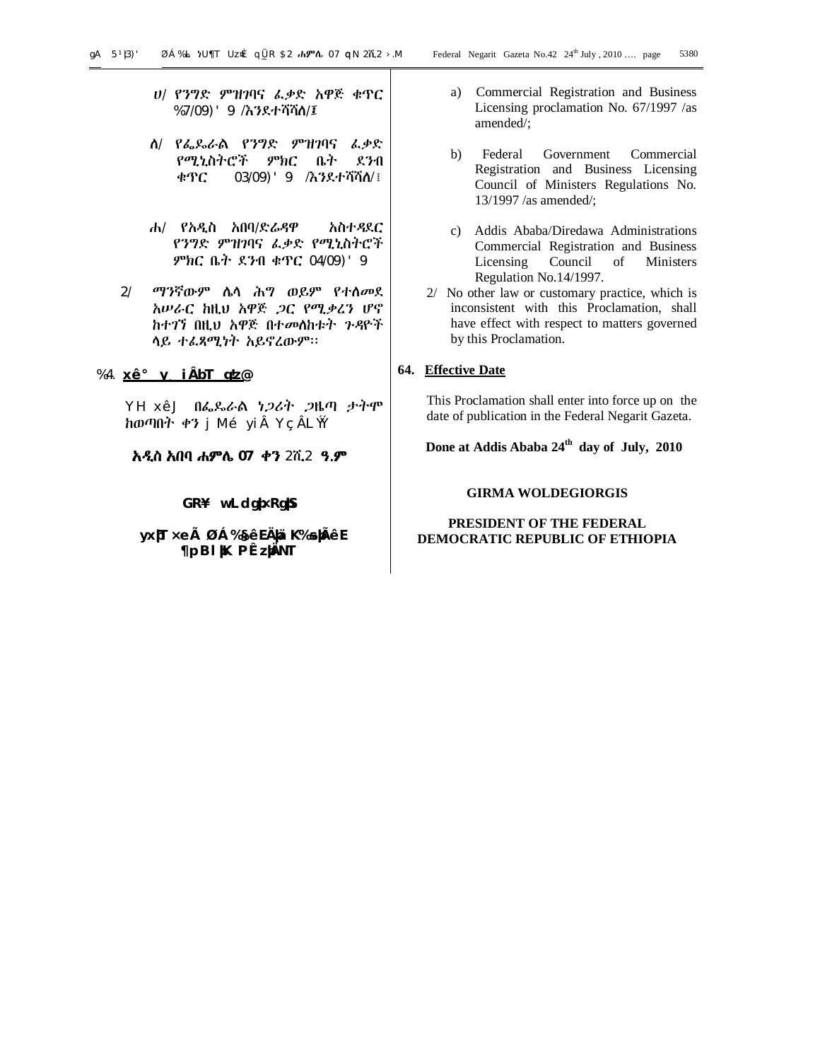ሀ/ የንግድ ምዝገባና ፈቃድ አዋጅ ቁጥር %7/09)' 9 /እንደተሻሻለ/፤

ለ/ የፌዴራል የንግድ ምዝገባና ፈቃድ የሚኒስትሮች ምክር ቤት ደንብ ቁጥር 03/09)' 9 /እንደተሻሻለ/፤

ሐ/ የአዲስ አበባ/ድሬዳዋ አስተዳደር የንግድ ምዝገባና ፈቃድ የሚኒስትሮች ምክር ቤት ደንብ ቁጥር 04/09)' 9

2/ ማንኛውም ሌላ ሕግ ወይም የተለመደ አሠራር ከዚህ አዋጅ ጋር የሚቃረን ሆኖ ከተገኘ በዚህ አዋጅ በተመለከቱት ጉዳዮች ላይ ተፈጻሚነት አይኖረውም፡፡

**%4. xê° y¸ iÂbT gþz@**

YH xêJ በፌዴራል ነጋሪት ጋዜጣ ታትሞ ከወጣበት ቀን jMé yiÂ Yç ÂL¶

**አዲስ አበባ ሐምሌ 07 ቀን** 2ሺ2 **ዓ.ም**

**GR¥ wLdg!×RgþS**

**yxþT×eÃ ØÁ%§êE Äþä K‰sþÃêE ¶pBlþK PÊzþÄNT**

a) Commercial Registration and Business Licensing proclamation No. 67/1997 /as amended/;

b) Federal Government Commercial Registration and Business Licensing Council of Ministers Regulations No. 13/1997 /as amended/;

c) Addis Ababa/Diredawa Administrations Commercial Registration and Business Licensing Council of Ministers Regulation No.14/1997.

2/ No other law or customary practice, which is inconsistent with this Proclamation, shall have effect with respect to matters governed by this Proclamation.

## 64. Effective Date

This Proclamation shall enter into force up on the date of publication in the Federal Negarit Gazeta.

**Done at Addis Ababa 24th day of July, 2010**

**GIRMA WOLDEGIORGIS**

**PRESIDENT OF THE FEDERAL DEMOCRATIC REPUBLIC OF ETHIOPIA**